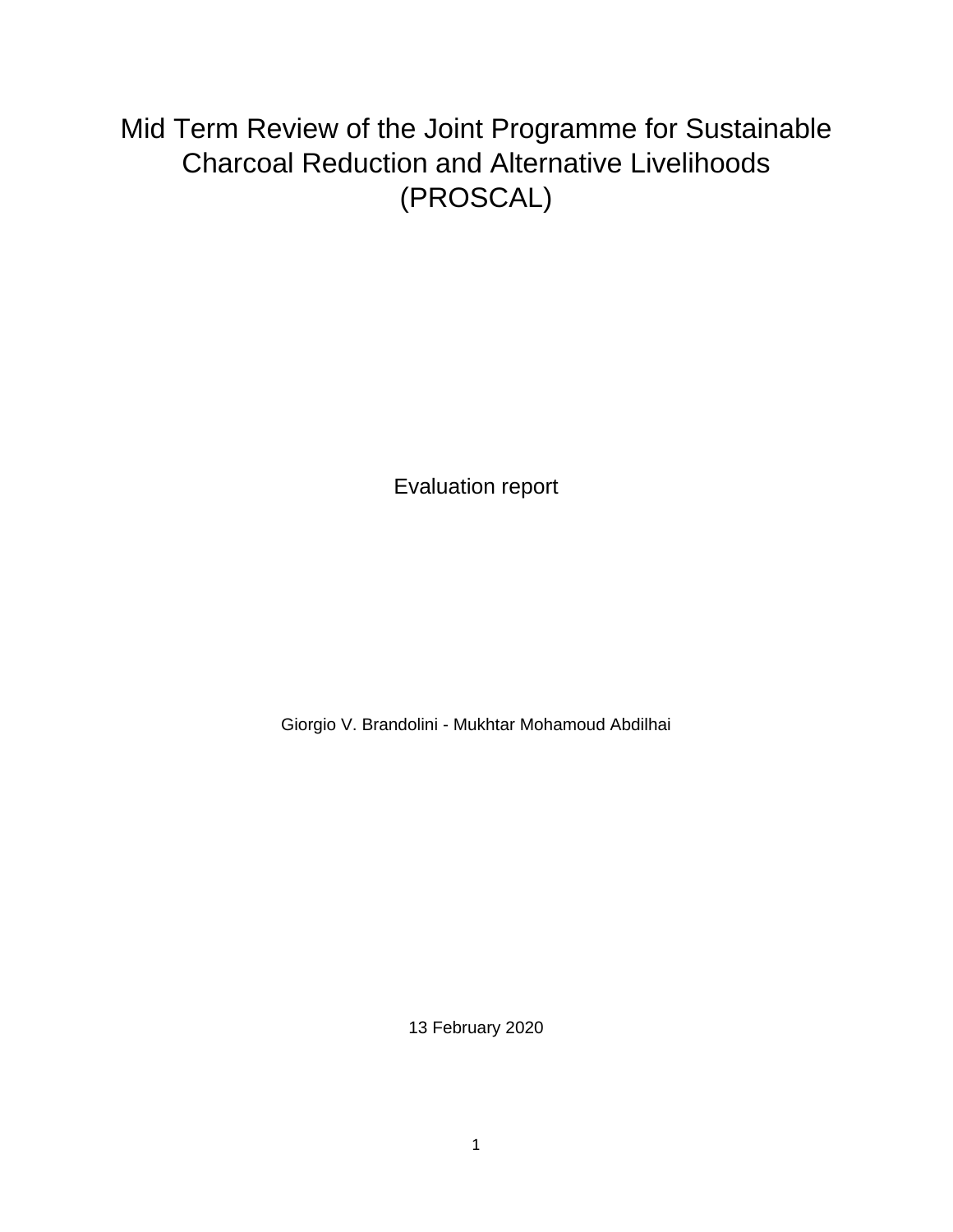# Mid Term Review of the Joint Programme for Sustainable Charcoal Reduction and Alternative Livelihoods (PROSCAL)

Evaluation report

Giorgio V. Brandolini - Mukhtar Mohamoud Abdilhai

13 February 2020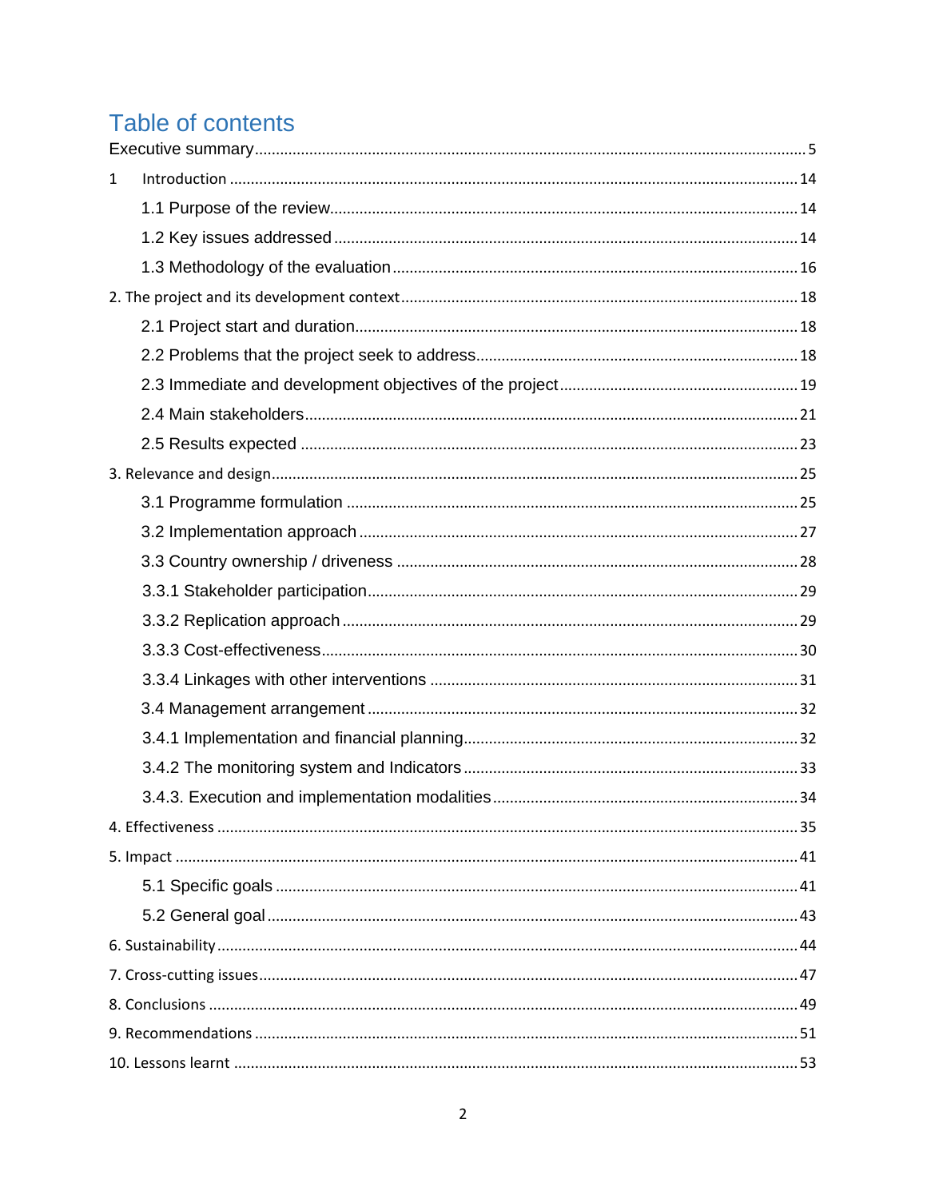# Table of contents

Executive summary ..... 5

1 Introduction ..... 14

- 1.1 Purpose of the review ..... 14
- 1.2 Key issues addressed ..... 14
- 1.3 Methodology of the evaluation ..... 16

2. The project and its development context ..... 18

- 2.1 Project start and duration ..... 18
- 2.2 Problems that the project seek to address ..... 18
- 2.3 Immediate and development objectives of the project ..... 19
- 2.4 Main stakeholders ..... 21
- 2.5 Results expected ..... 23

3. Relevance and design ..... 25

- 3.1 Programme formulation ..... 25
- 3.2 Implementation approach ..... 27
- 3.3 Country ownership / driveness ..... 28
- 3.3.1 Stakeholder participation ..... 29
- 3.3.2 Replication approach ..... 29
- 3.3.3 Cost-effectiveness ..... 30
- 3.3.4 Linkages with other interventions ..... 31
- 3.4 Management arrangement ..... 32
- 3.4.1 Implementation and financial planning ..... 32
- 3.4.2 The monitoring system and Indicators ..... 33
- 3.4.3. Execution and implementation modalities ..... 34

4. Effectiveness ..... 35

5. Impact ..... 41

- 5.1 Specific goals ..... 41
- 5.2 General goal ..... 43

6. Sustainability ..... 44

7. Cross-cutting issues ..... 47

8. Conclusions ..... 49

9. Recommendations ..... 51

10. Lessons learnt ..... 53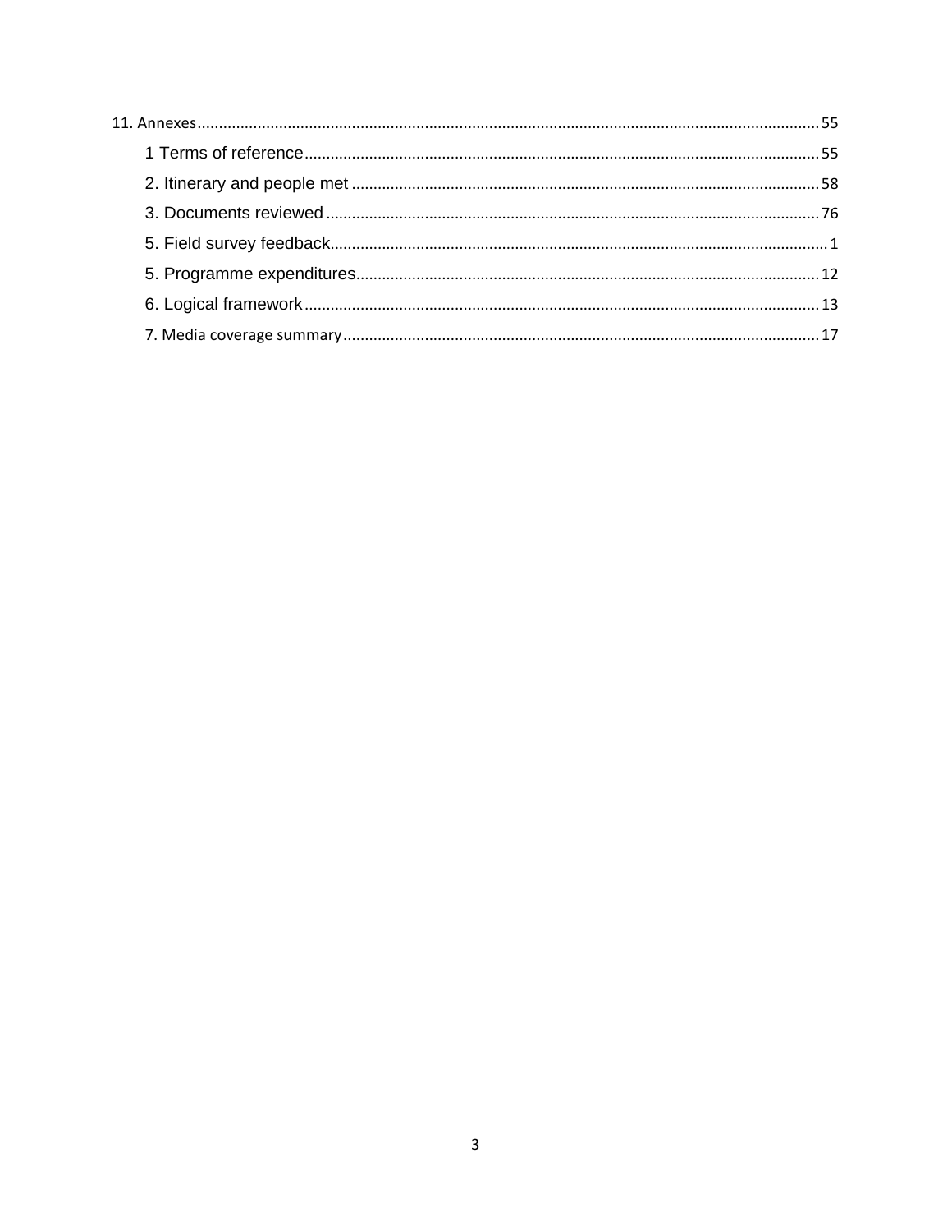11. Annexes ........................................................................................................................................ 55

1 Terms of reference ....................................................................................................... 55

2. Itinerary and people met ............................................................................................. 58

3. Documents reviewed ................................................................................................... 76

5. Field survey feedback .................................................................................................... 1

5. Programme expenditures ............................................................................................ 12

6. Logical framework ....................................................................................................... 13

7. Media coverage summary ............................................................................................ 17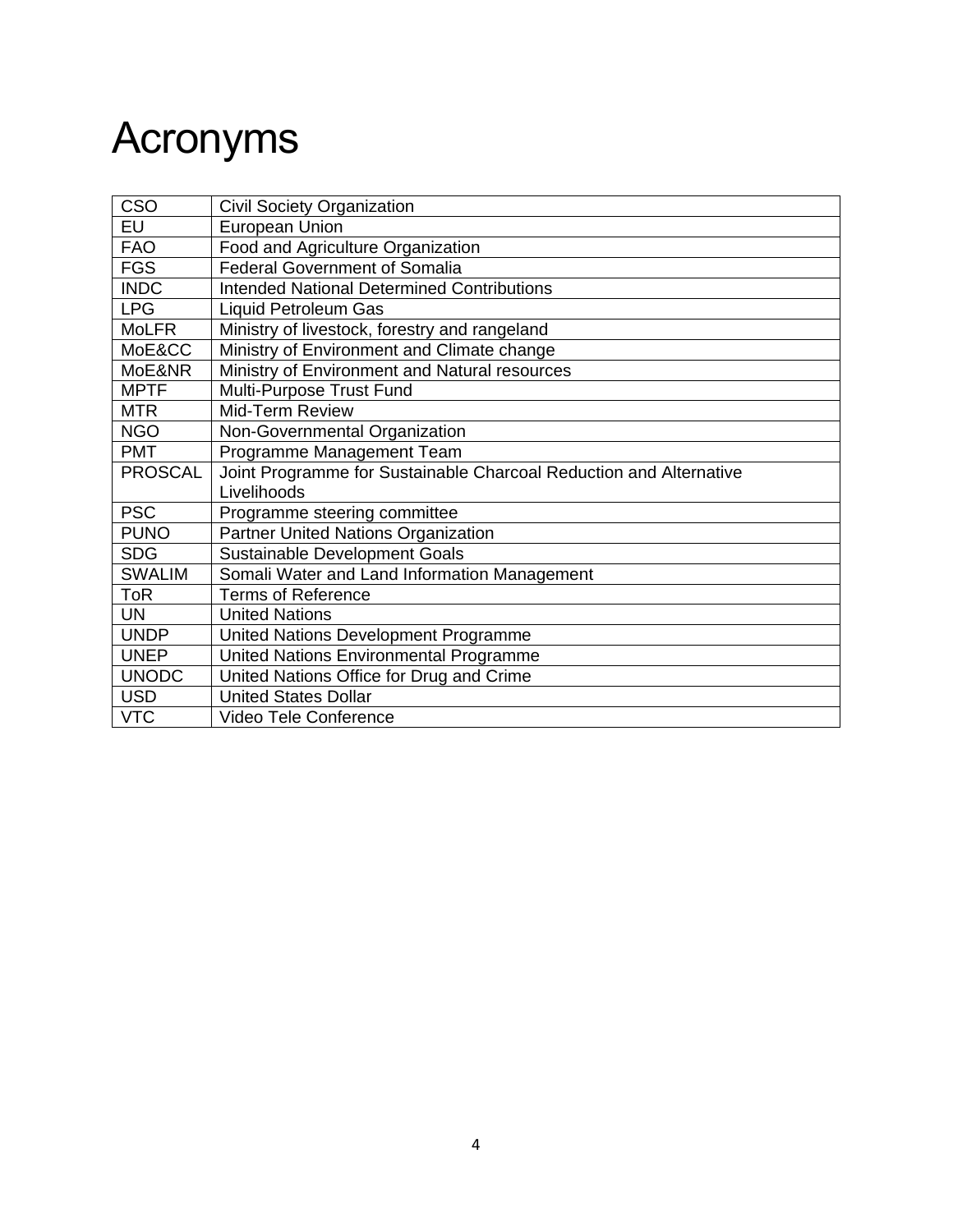# Acronyms

| | |
|---|---|
| CSO | Civil Society Organization |
| EU | European Union |
| FAO | Food and Agriculture Organization |
| FGS | Federal Government of Somalia |
| INDC | Intended National Determined Contributions |
| LPG | Liquid Petroleum Gas |
| MoLFR | Ministry of livestock, forestry and rangeland |
| MoE&CC | Ministry of Environment and Climate change |
| MoE&NR | Ministry of Environment and Natural resources |
| MPTF | Multi-Purpose Trust Fund |
| MTR | Mid-Term Review |
| NGO | Non-Governmental Organization |
| PMT | Programme Management Team |
| PROSCAL | Joint Programme for Sustainable Charcoal Reduction and Alternative Livelihoods |
| PSC | Programme steering committee |
| PUNO | Partner United Nations Organization |
| SDG | Sustainable Development Goals |
| SWALIM | Somali Water and Land Information Management |
| ToR | Terms of Reference |
| UN | United Nations |
| UNDP | United Nations Development Programme |
| UNEP | United Nations Environmental Programme |
| UNODC | United Nations Office for Drug and Crime |
| USD | United States Dollar |
| VTC | Video Tele Conference |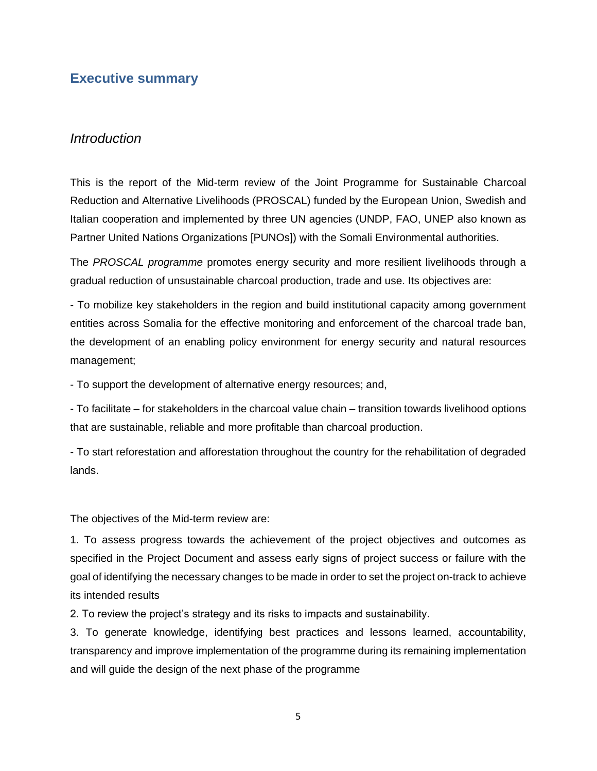## Executive summary

### *Introduction*

This is the report of the Mid-term review of the Joint Programme for Sustainable Charcoal Reduction and Alternative Livelihoods (PROSCAL) funded by the European Union, Swedish and Italian cooperation and implemented by three UN agencies (UNDP, FAO, UNEP also known as Partner United Nations Organizations [PUNOs]) with the Somali Environmental authorities.

The *PROSCAL programme* promotes energy security and more resilient livelihoods through a gradual reduction of unsustainable charcoal production, trade and use. Its objectives are:

- To mobilize key stakeholders in the region and build institutional capacity among government entities across Somalia for the effective monitoring and enforcement of the charcoal trade ban, the development of an enabling policy environment for energy security and natural resources management;

- To support the development of alternative energy resources; and,

- To facilitate – for stakeholders in the charcoal value chain – transition towards livelihood options that are sustainable, reliable and more profitable than charcoal production.

- To start reforestation and afforestation throughout the country for the rehabilitation of degraded lands.

The objectives of the Mid-term review are:

1. To assess progress towards the achievement of the project objectives and outcomes as specified in the Project Document and assess early signs of project success or failure with the goal of identifying the necessary changes to be made in order to set the project on-track to achieve its intended results
2. To review the project's strategy and its risks to impacts and sustainability.
3. To generate knowledge, identifying best practices and lessons learned, accountability, transparency and improve implementation of the programme during its remaining implementation and will guide the design of the next phase of the programme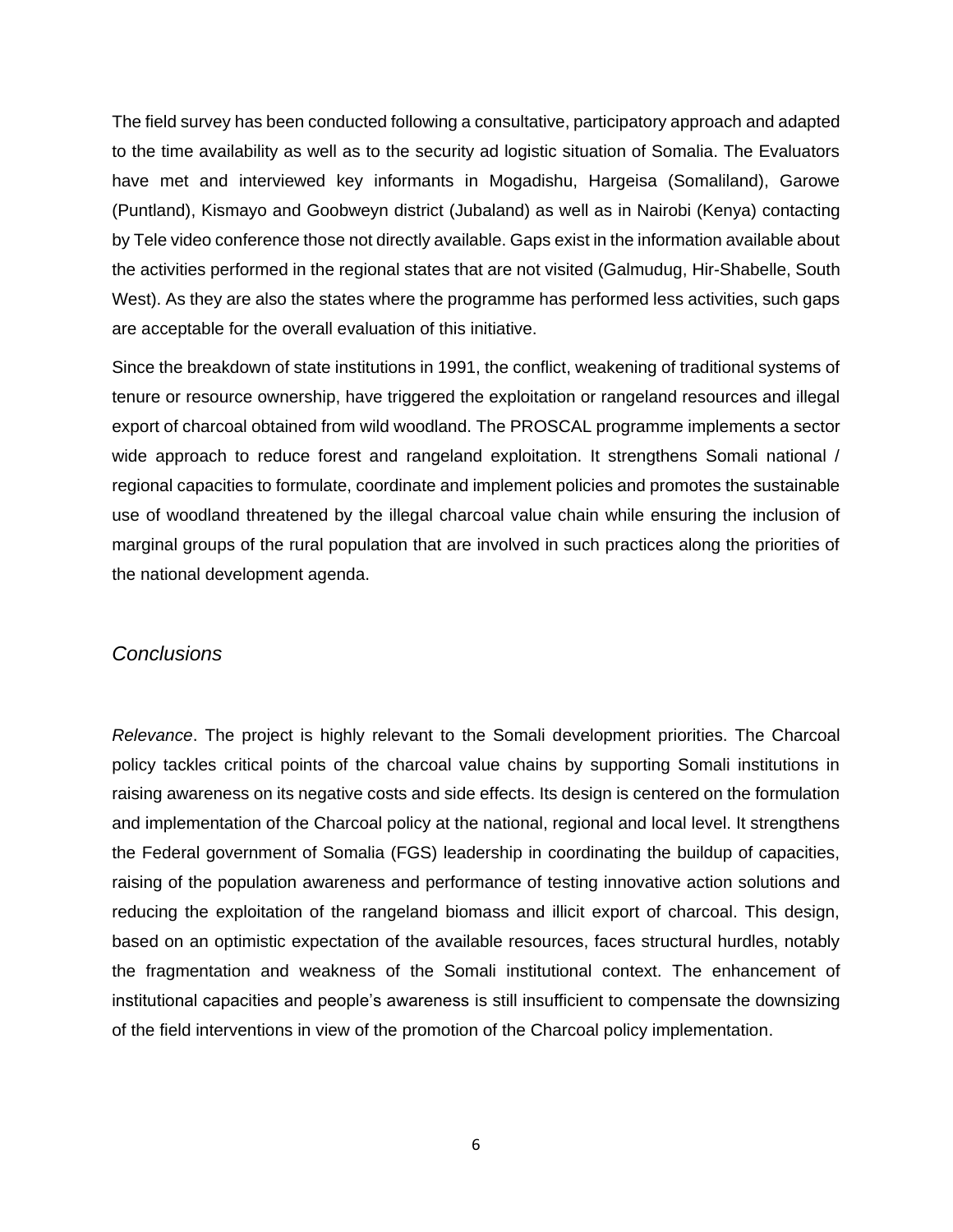The field survey has been conducted following a consultative, participatory approach and adapted to the time availability as well as to the security ad logistic situation of Somalia. The Evaluators have met and interviewed key informants in Mogadishu, Hargeisa (Somaliland), Garowe (Puntland), Kismayo and Goobweyn district (Jubaland) as well as in Nairobi (Kenya) contacting by Tele video conference those not directly available. Gaps exist in the information available about the activities performed in the regional states that are not visited (Galmudug, Hir-Shabelle, South West). As they are also the states where the programme has performed less activities, such gaps are acceptable for the overall evaluation of this initiative.

Since the breakdown of state institutions in 1991, the conflict, weakening of traditional systems of tenure or resource ownership, have triggered the exploitation or rangeland resources and illegal export of charcoal obtained from wild woodland. The PROSCAL programme implements a sector wide approach to reduce forest and rangeland exploitation. It strengthens Somali national / regional capacities to formulate, coordinate and implement policies and promotes the sustainable use of woodland threatened by the illegal charcoal value chain while ensuring the inclusion of marginal groups of the rural population that are involved in such practices along the priorities of the national development agenda.

## *Conclusions*

*Relevance*. The project is highly relevant to the Somali development priorities. The Charcoal policy tackles critical points of the charcoal value chains by supporting Somali institutions in raising awareness on its negative costs and side effects. Its design is centered on the formulation and implementation of the Charcoal policy at the national, regional and local level. It strengthens the Federal government of Somalia (FGS) leadership in coordinating the buildup of capacities, raising of the population awareness and performance of testing innovative action solutions and reducing the exploitation of the rangeland biomass and illicit export of charcoal. This design, based on an optimistic expectation of the available resources, faces structural hurdles, notably the fragmentation and weakness of the Somali institutional context. The enhancement of institutional capacities and people's awareness is still insufficient to compensate the downsizing of the field interventions in view of the promotion of the Charcoal policy implementation.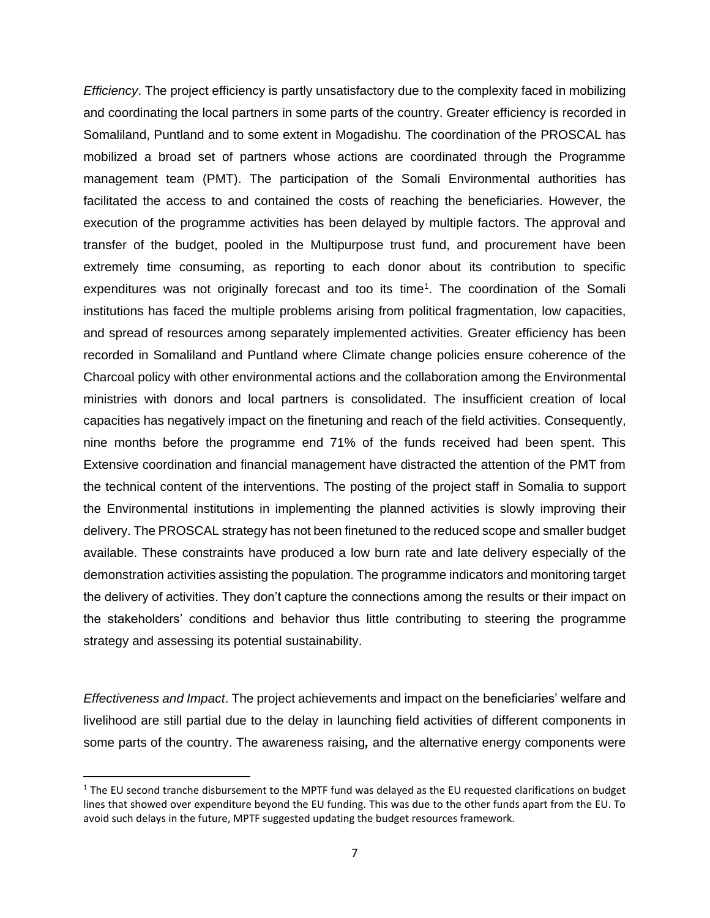*Efficiency*. The project efficiency is partly unsatisfactory due to the complexity faced in mobilizing and coordinating the local partners in some parts of the country. Greater efficiency is recorded in Somaliland, Puntland and to some extent in Mogadishu. The coordination of the PROSCAL has mobilized a broad set of partners whose actions are coordinated through the Programme management team (PMT). The participation of the Somali Environmental authorities has facilitated the access to and contained the costs of reaching the beneficiaries. However, the execution of the programme activities has been delayed by multiple factors. The approval and transfer of the budget, pooled in the Multipurpose trust fund, and procurement have been extremely time consuming, as reporting to each donor about its contribution to specific expenditures was not originally forecast and too its time[1]. The coordination of the Somali institutions has faced the multiple problems arising from political fragmentation, low capacities, and spread of resources among separately implemented activities. Greater efficiency has been recorded in Somaliland and Puntland where Climate change policies ensure coherence of the Charcoal policy with other environmental actions and the collaboration among the Environmental ministries with donors and local partners is consolidated. The insufficient creation of local capacities has negatively impact on the finetuning and reach of the field activities. Consequently, nine months before the programme end 71% of the funds received had been spent. This Extensive coordination and financial management have distracted the attention of the PMT from the technical content of the interventions. The posting of the project staff in Somalia to support the Environmental institutions in implementing the planned activities is slowly improving their delivery. The PROSCAL strategy has not been finetuned to the reduced scope and smaller budget available. These constraints have produced a low burn rate and late delivery especially of the demonstration activities assisting the population. The programme indicators and monitoring target the delivery of activities. They don't capture the connections among the results or their impact on the stakeholders' conditions and behavior thus little contributing to steering the programme strategy and assessing its potential sustainability.

*Effectiveness and Impact*. The project achievements and impact on the beneficiaries' welfare and livelihood are still partial due to the delay in launching field activities of different components in some parts of the country. The awareness raising**,** and the alternative energy components were

[1] The EU second tranche disbursement to the MPTF fund was delayed as the EU requested clarifications on budget lines that showed over expenditure beyond the EU funding. This was due to the other funds apart from the EU. To avoid such delays in the future, MPTF suggested updating the budget resources framework.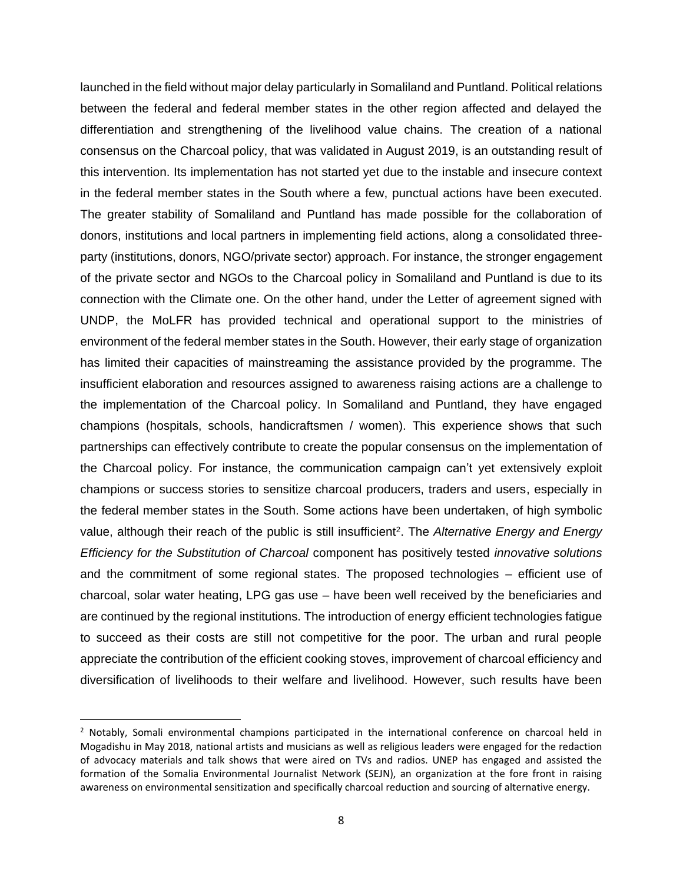launched in the field without major delay particularly in Somaliland and Puntland. Political relations between the federal and federal member states in the other region affected and delayed the differentiation and strengthening of the livelihood value chains. The creation of a national consensus on the Charcoal policy, that was validated in August 2019, is an outstanding result of this intervention. Its implementation has not started yet due to the instable and insecure context in the federal member states in the South where a few, punctual actions have been executed. The greater stability of Somaliland and Puntland has made possible for the collaboration of donors, institutions and local partners in implementing field actions, along a consolidated three-party (institutions, donors, NGO/private sector) approach. For instance, the stronger engagement of the private sector and NGOs to the Charcoal policy in Somaliland and Puntland is due to its connection with the Climate one. On the other hand, under the Letter of agreement signed with UNDP, the MoLFR has provided technical and operational support to the ministries of environment of the federal member states in the South. However, their early stage of organization has limited their capacities of mainstreaming the assistance provided by the programme. The insufficient elaboration and resources assigned to awareness raising actions are a challenge to the implementation of the Charcoal policy. In Somaliland and Puntland, they have engaged champions (hospitals, schools, handicraftsmen / women). This experience shows that such partnerships can effectively contribute to create the popular consensus on the implementation of the Charcoal policy. For instance, the communication campaign can't yet extensively exploit champions or success stories to sensitize charcoal producers, traders and users, especially in the federal member states in the South. Some actions have been undertaken, of high symbolic value, although their reach of the public is still insufficient[2]. The *Alternative Energy and Energy Efficiency for the Substitution of Charcoal* component has positively tested *innovative solutions* and the commitment of some regional states. The proposed technologies – efficient use of charcoal, solar water heating, LPG gas use – have been well received by the beneficiaries and are continued by the regional institutions. The introduction of energy efficient technologies fatigue to succeed as their costs are still not competitive for the poor. The urban and rural people appreciate the contribution of the efficient cooking stoves, improvement of charcoal efficiency and diversification of livelihoods to their welfare and livelihood. However, such results have been

[2] Notably, Somali environmental champions participated in the international conference on charcoal held in Mogadishu in May 2018, national artists and musicians as well as religious leaders were engaged for the redaction of advocacy materials and talk shows that were aired on TVs and radios. UNEP has engaged and assisted the formation of the Somalia Environmental Journalist Network (SEJN), an organization at the fore front in raising awareness on environmental sensitization and specifically charcoal reduction and sourcing of alternative energy.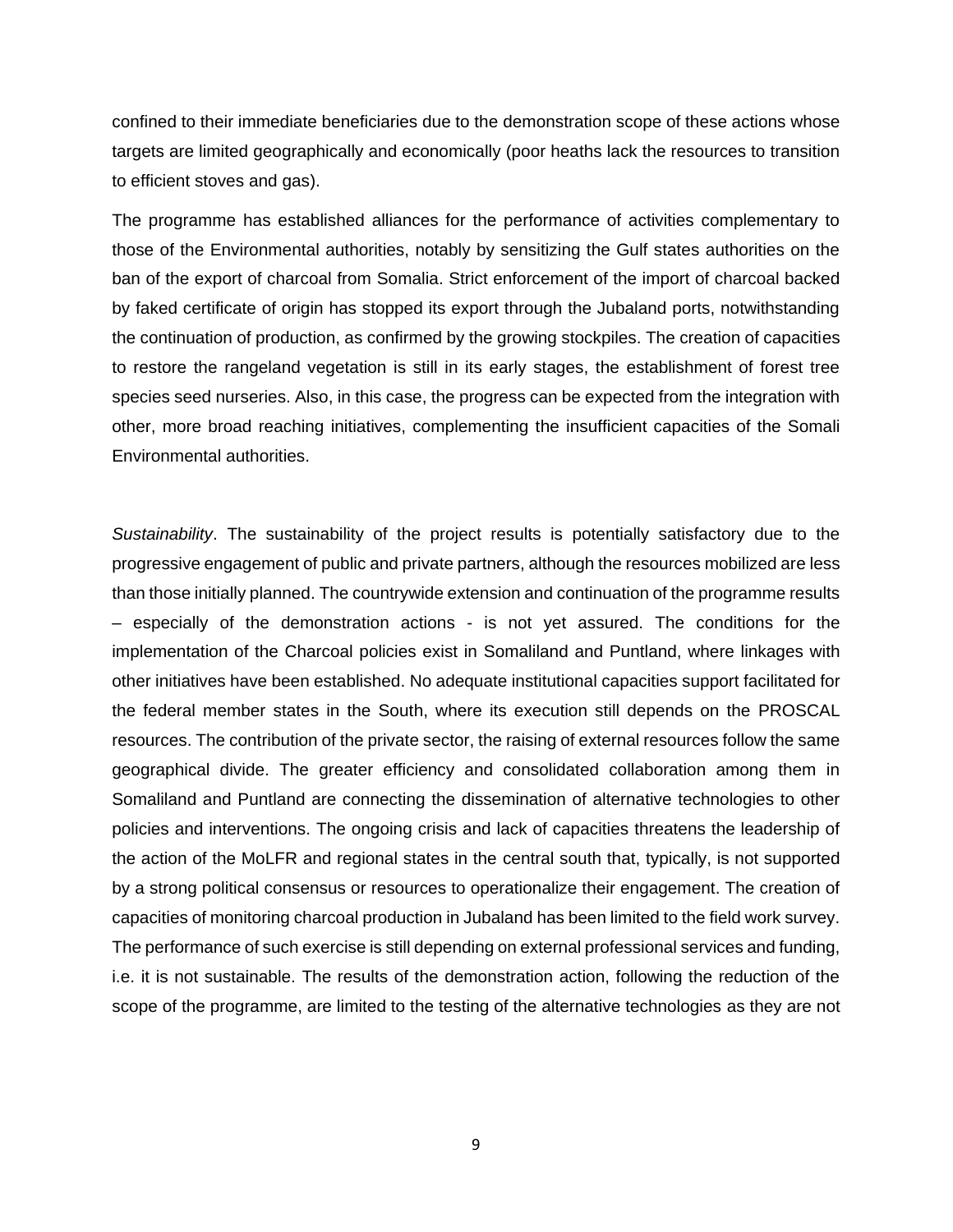confined to their immediate beneficiaries due to the demonstration scope of these actions whose targets are limited geographically and economically (poor heaths lack the resources to transition to efficient stoves and gas).

The programme has established alliances for the performance of activities complementary to those of the Environmental authorities, notably by sensitizing the Gulf states authorities on the ban of the export of charcoal from Somalia. Strict enforcement of the import of charcoal backed by faked certificate of origin has stopped its export through the Jubaland ports, notwithstanding the continuation of production, as confirmed by the growing stockpiles. The creation of capacities to restore the rangeland vegetation is still in its early stages, the establishment of forest tree species seed nurseries. Also, in this case, the progress can be expected from the integration with other, more broad reaching initiatives, complementing the insufficient capacities of the Somali Environmental authorities.

*Sustainability*. The sustainability of the project results is potentially satisfactory due to the progressive engagement of public and private partners, although the resources mobilized are less than those initially planned. The countrywide extension and continuation of the programme results – especially of the demonstration actions - is not yet assured. The conditions for the implementation of the Charcoal policies exist in Somaliland and Puntland, where linkages with other initiatives have been established. No adequate institutional capacities support facilitated for the federal member states in the South, where its execution still depends on the PROSCAL resources. The contribution of the private sector, the raising of external resources follow the same geographical divide. The greater efficiency and consolidated collaboration among them in Somaliland and Puntland are connecting the dissemination of alternative technologies to other policies and interventions. The ongoing crisis and lack of capacities threatens the leadership of the action of the MoLFR and regional states in the central south that, typically, is not supported by a strong political consensus or resources to operationalize their engagement. The creation of capacities of monitoring charcoal production in Jubaland has been limited to the field work survey. The performance of such exercise is still depending on external professional services and funding, i.e. it is not sustainable. The results of the demonstration action, following the reduction of the scope of the programme, are limited to the testing of the alternative technologies as they are not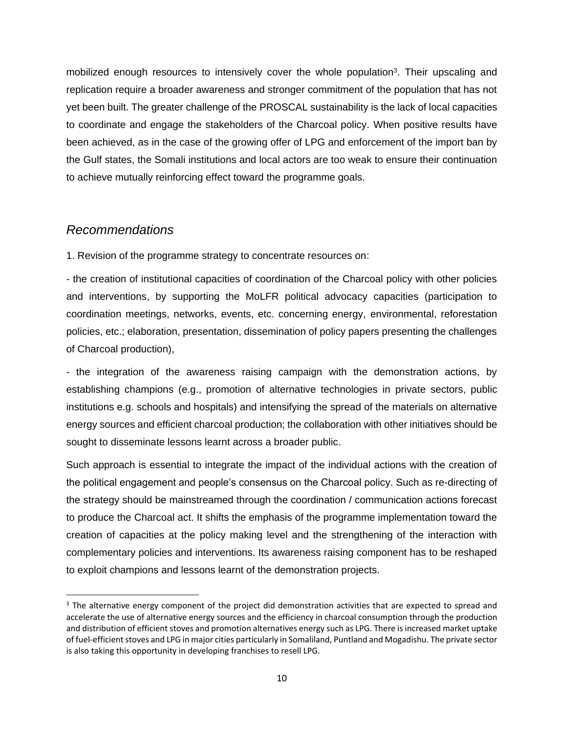mobilized enough resources to intensively cover the whole population[3]. Their upscaling and replication require a broader awareness and stronger commitment of the population that has not yet been built. The greater challenge of the PROSCAL sustainability is the lack of local capacities to coordinate and engage the stakeholders of the Charcoal policy. When positive results have been achieved, as in the case of the growing offer of LPG and enforcement of the import ban by the Gulf states, the Somali institutions and local actors are too weak to ensure their continuation to achieve mutually reinforcing effect toward the programme goals.

## *Recommendations*

1. Revision of the programme strategy to concentrate resources on:

- the creation of institutional capacities of coordination of the Charcoal policy with other policies and interventions, by supporting the MoLFR political advocacy capacities (participation to coordination meetings, networks, events, etc. concerning energy, environmental, reforestation policies, etc.; elaboration, presentation, dissemination of policy papers presenting the challenges of Charcoal production),

- the integration of the awareness raising campaign with the demonstration actions, by establishing champions (e.g., promotion of alternative technologies in private sectors, public institutions e.g. schools and hospitals) and intensifying the spread of the materials on alternative energy sources and efficient charcoal production; the collaboration with other initiatives should be sought to disseminate lessons learnt across a broader public.

Such approach is essential to integrate the impact of the individual actions with the creation of the political engagement and people's consensus on the Charcoal policy. Such as re-directing of the strategy should be mainstreamed through the coordination / communication actions forecast to produce the Charcoal act. It shifts the emphasis of the programme implementation toward the creation of capacities at the policy making level and the strengthening of the interaction with complementary policies and interventions. Its awareness raising component has to be reshaped to exploit champions and lessons learnt of the demonstration projects.

[3] The alternative energy component of the project did demonstration activities that are expected to spread and accelerate the use of alternative energy sources and the efficiency in charcoal consumption through the production and distribution of efficient stoves and promotion alternatives energy such as LPG. There is increased market uptake of fuel-efficient stoves and LPG in major cities particularly in Somaliland, Puntland and Mogadishu. The private sector is also taking this opportunity in developing franchises to resell LPG.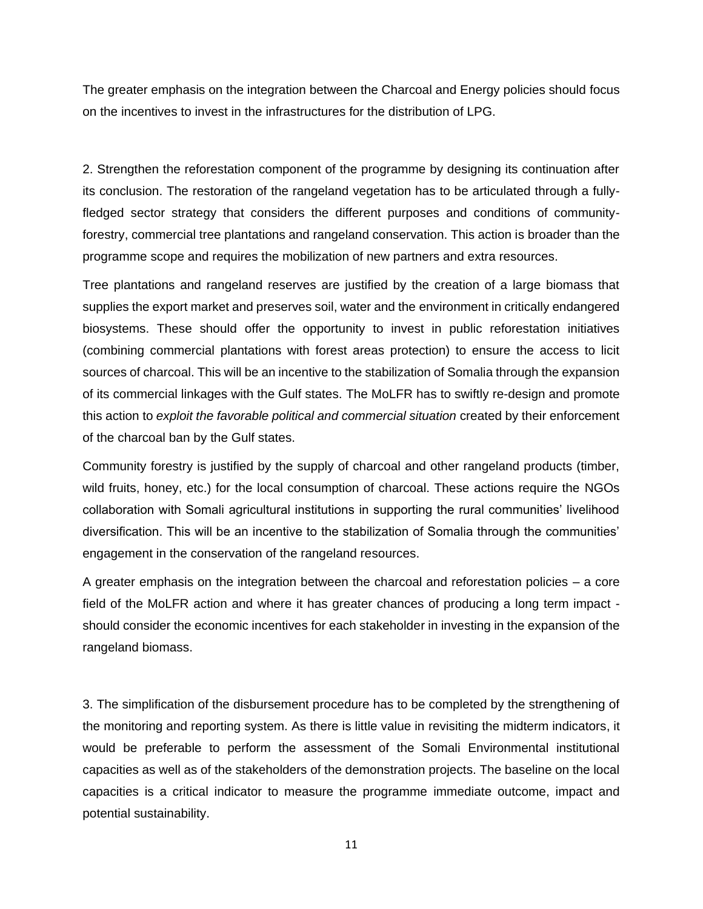The greater emphasis on the integration between the Charcoal and Energy policies should focus on the incentives to invest in the infrastructures for the distribution of LPG.

2. Strengthen the reforestation component of the programme by designing its continuation after its conclusion. The restoration of the rangeland vegetation has to be articulated through a fully-fledged sector strategy that considers the different purposes and conditions of community-forestry, commercial tree plantations and rangeland conservation. This action is broader than the programme scope and requires the mobilization of new partners and extra resources.

Tree plantations and rangeland reserves are justified by the creation of a large biomass that supplies the export market and preserves soil, water and the environment in critically endangered biosystems. These should offer the opportunity to invest in public reforestation initiatives (combining commercial plantations with forest areas protection) to ensure the access to licit sources of charcoal. This will be an incentive to the stabilization of Somalia through the expansion of its commercial linkages with the Gulf states. The MoLFR has to swiftly re-design and promote this action to *exploit the favorable political and commercial situation* created by their enforcement of the charcoal ban by the Gulf states.

Community forestry is justified by the supply of charcoal and other rangeland products (timber, wild fruits, honey, etc.) for the local consumption of charcoal. These actions require the NGOs collaboration with Somali agricultural institutions in supporting the rural communities' livelihood diversification. This will be an incentive to the stabilization of Somalia through the communities' engagement in the conservation of the rangeland resources.

A greater emphasis on the integration between the charcoal and reforestation policies – a core field of the MoLFR action and where it has greater chances of producing a long term impact - should consider the economic incentives for each stakeholder in investing in the expansion of the rangeland biomass.

3. The simplification of the disbursement procedure has to be completed by the strengthening of the monitoring and reporting system. As there is little value in revisiting the midterm indicators, it would be preferable to perform the assessment of the Somali Environmental institutional capacities as well as of the stakeholders of the demonstration projects. The baseline on the local capacities is a critical indicator to measure the programme immediate outcome, impact and potential sustainability.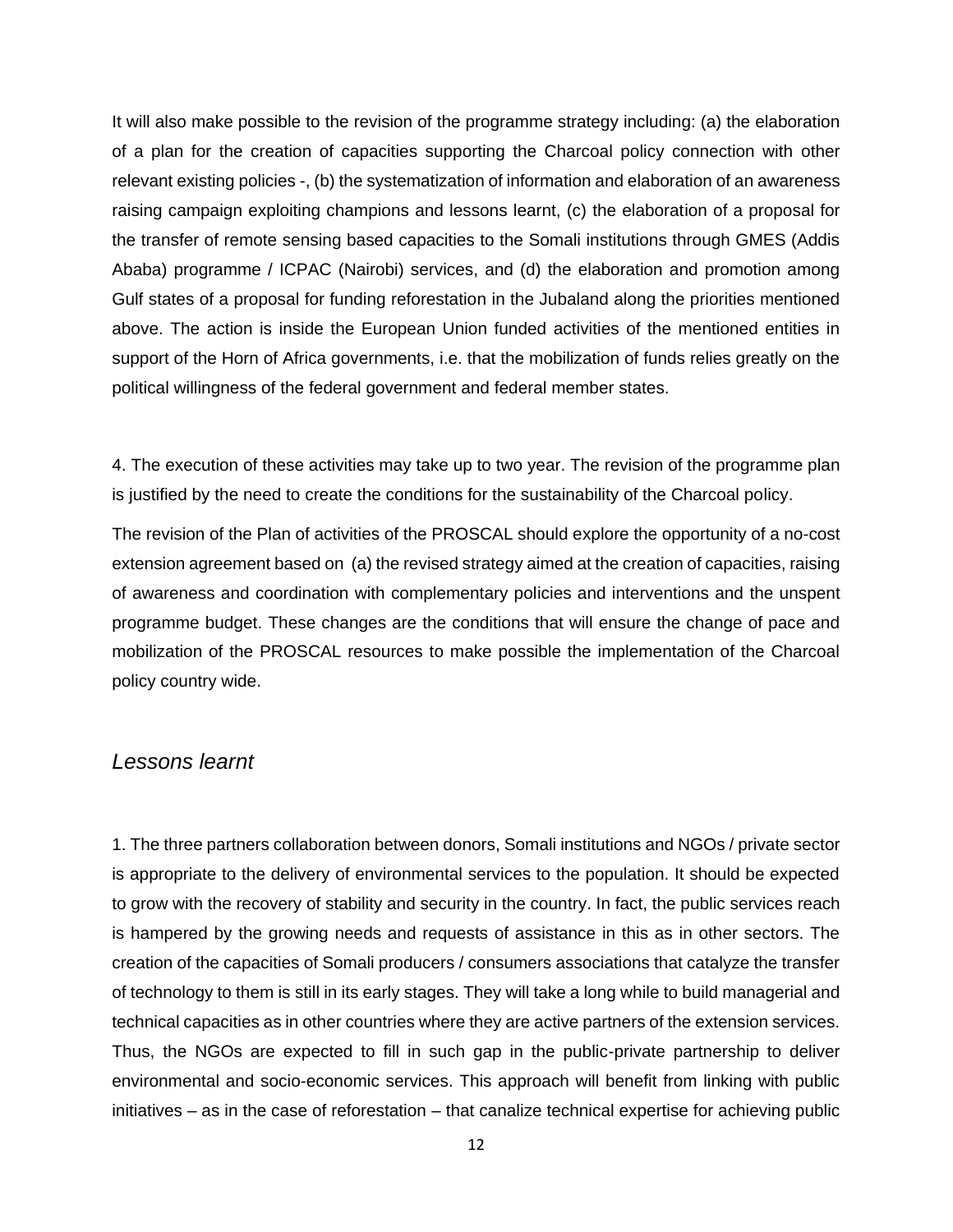It will also make possible to the revision of the programme strategy including: (a) the elaboration of a plan for the creation of capacities supporting the Charcoal policy connection with other relevant existing policies -, (b) the systematization of information and elaboration of an awareness raising campaign exploiting champions and lessons learnt, (c) the elaboration of a proposal for the transfer of remote sensing based capacities to the Somali institutions through GMES (Addis Ababa) programme / ICPAC (Nairobi) services, and (d) the elaboration and promotion among Gulf states of a proposal for funding reforestation in the Jubaland along the priorities mentioned above. The action is inside the European Union funded activities of the mentioned entities in support of the Horn of Africa governments, i.e. that the mobilization of funds relies greatly on the political willingness of the federal government and federal member states.

4. The execution of these activities may take up to two year. The revision of the programme plan is justified by the need to create the conditions for the sustainability of the Charcoal policy.

The revision of the Plan of activities of the PROSCAL should explore the opportunity of a no-cost extension agreement based on (a) the revised strategy aimed at the creation of capacities, raising of awareness and coordination with complementary policies and interventions and the unspent programme budget. These changes are the conditions that will ensure the change of pace and mobilization of the PROSCAL resources to make possible the implementation of the Charcoal policy country wide.

## *Lessons learnt*

1. The three partners collaboration between donors, Somali institutions and NGOs / private sector is appropriate to the delivery of environmental services to the population. It should be expected to grow with the recovery of stability and security in the country. In fact, the public services reach is hampered by the growing needs and requests of assistance in this as in other sectors. The creation of the capacities of Somali producers / consumers associations that catalyze the transfer of technology to them is still in its early stages. They will take a long while to build managerial and technical capacities as in other countries where they are active partners of the extension services. Thus, the NGOs are expected to fill in such gap in the public-private partnership to deliver environmental and socio-economic services. This approach will benefit from linking with public initiatives – as in the case of reforestation – that canalize technical expertise for achieving public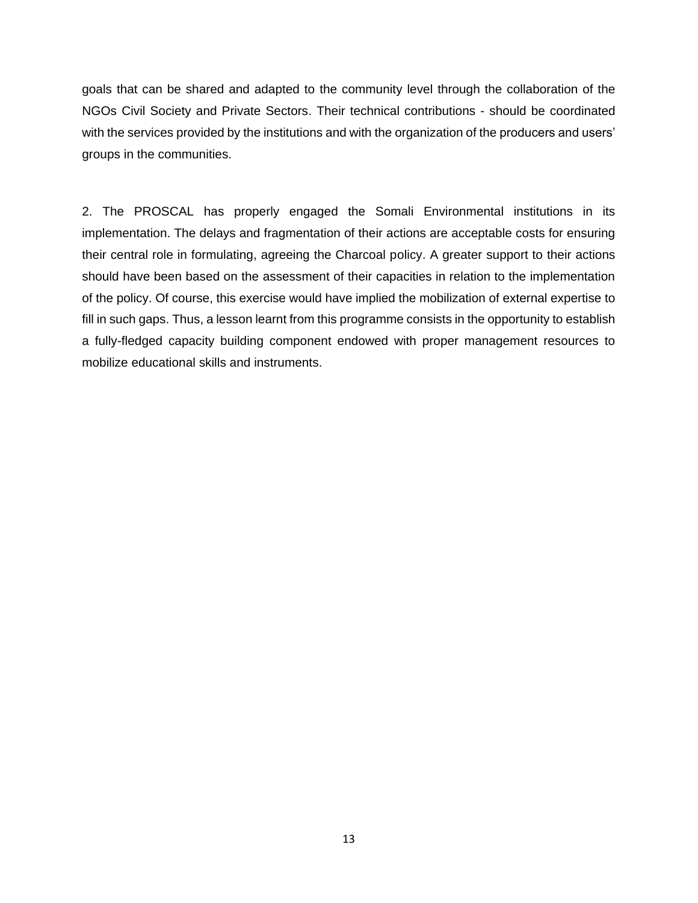goals that can be shared and adapted to the community level through the collaboration of the NGOs Civil Society and Private Sectors. Their technical contributions - should be coordinated with the services provided by the institutions and with the organization of the producers and users' groups in the communities.

2. The PROSCAL has properly engaged the Somali Environmental institutions in its implementation. The delays and fragmentation of their actions are acceptable costs for ensuring their central role in formulating, agreeing the Charcoal policy. A greater support to their actions should have been based on the assessment of their capacities in relation to the implementation of the policy. Of course, this exercise would have implied the mobilization of external expertise to fill in such gaps. Thus, a lesson learnt from this programme consists in the opportunity to establish a fully-fledged capacity building component endowed with proper management resources to mobilize educational skills and instruments.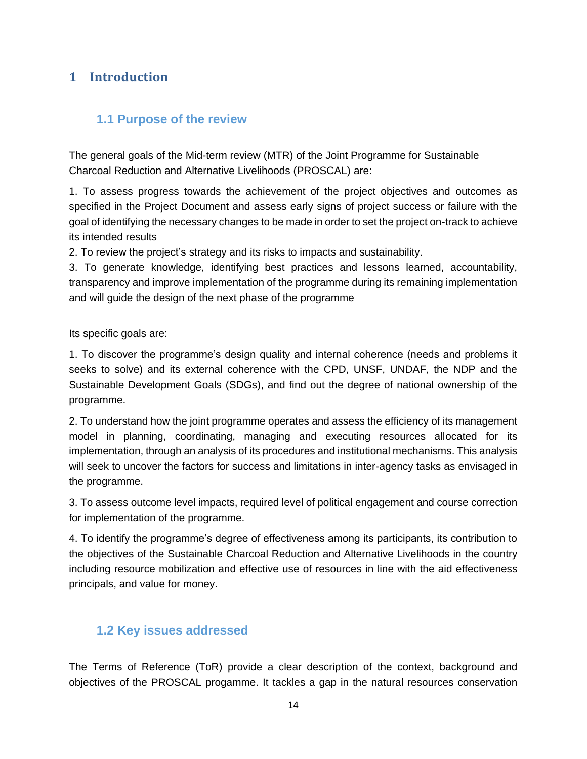# 1 Introduction

## 1.1 Purpose of the review

The general goals of the Mid-term review (MTR) of the Joint Programme for Sustainable Charcoal Reduction and Alternative Livelihoods (PROSCAL) are:

1. To assess progress towards the achievement of the project objectives and outcomes as specified in the Project Document and assess early signs of project success or failure with the goal of identifying the necessary changes to be made in order to set the project on-track to achieve its intended results
2. To review the project's strategy and its risks to impacts and sustainability.
3. To generate knowledge, identifying best practices and lessons learned, accountability, transparency and improve implementation of the programme during its remaining implementation and will guide the design of the next phase of the programme

Its specific goals are:

1. To discover the programme's design quality and internal coherence (needs and problems it seeks to solve) and its external coherence with the CPD, UNSF, UNDAF, the NDP and the Sustainable Development Goals (SDGs), and find out the degree of national ownership of the programme.

2. To understand how the joint programme operates and assess the efficiency of its management model in planning, coordinating, managing and executing resources allocated for its implementation, through an analysis of its procedures and institutional mechanisms. This analysis will seek to uncover the factors for success and limitations in inter-agency tasks as envisaged in the programme.

3. To assess outcome level impacts, required level of political engagement and course correction for implementation of the programme.

4. To identify the programme's degree of effectiveness among its participants, its contribution to the objectives of the Sustainable Charcoal Reduction and Alternative Livelihoods in the country including resource mobilization and effective use of resources in line with the aid effectiveness principals, and value for money.

## 1.2 Key issues addressed

The Terms of Reference (ToR) provide a clear description of the context, background and objectives of the PROSCAL progamme. It tackles a gap in the natural resources conservation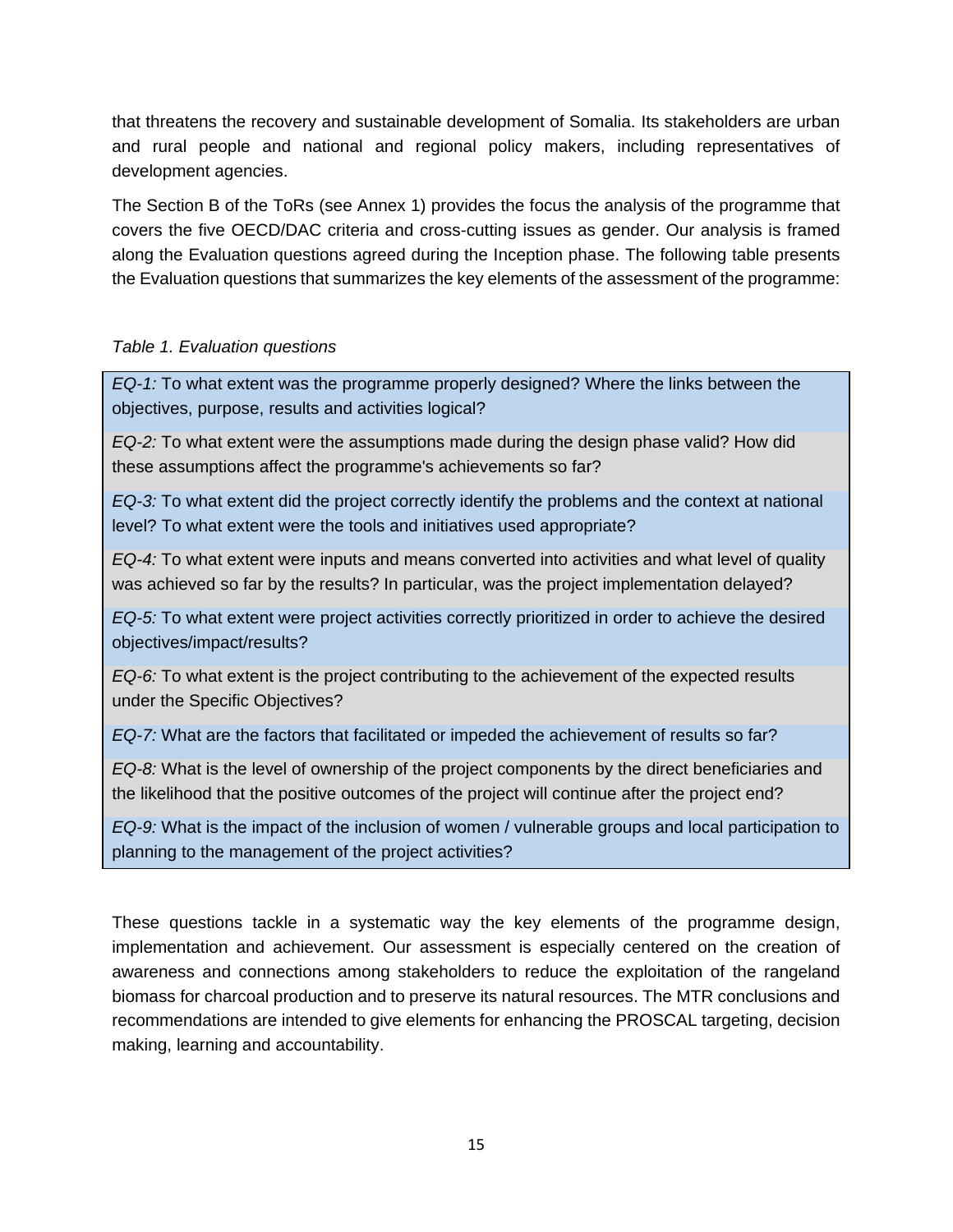that threatens the recovery and sustainable development of Somalia. Its stakeholders are urban and rural people and national and regional policy makers, including representatives of development agencies.

The Section B of the ToRs (see Annex 1) provides the focus the analysis of the programme that covers the five OECD/DAC criteria and cross-cutting issues as gender. Our analysis is framed along the Evaluation questions agreed during the Inception phase. The following table presents the Evaluation questions that summarizes the key elements of the assessment of the programme:

*Table 1. Evaluation questions*

| |
|---|
| *EQ-1:* To what extent was the programme properly designed? Where the links between the objectives, purpose, results and activities logical? |
| *EQ-2:* To what extent were the assumptions made during the design phase valid? How did these assumptions affect the programme's achievements so far? |
| *EQ-3:* To what extent did the project correctly identify the problems and the context at national level? To what extent were the tools and initiatives used appropriate? |
| *EQ-4:* To what extent were inputs and means converted into activities and what level of quality was achieved so far by the results? In particular, was the project implementation delayed? |
| *EQ-5:* To what extent were project activities correctly prioritized in order to achieve the desired objectives/impact/results? |
| *EQ-6:* To what extent is the project contributing to the achievement of the expected results under the Specific Objectives? |
| *EQ-7:* What are the factors that facilitated or impeded the achievement of results so far? |
| *EQ-8:* What is the level of ownership of the project components by the direct beneficiaries and the likelihood that the positive outcomes of the project will continue after the project end? |
| *EQ-9:* What is the impact of the inclusion of women / vulnerable groups and local participation to planning to the management of the project activities? |

These questions tackle in a systematic way the key elements of the programme design, implementation and achievement. Our assessment is especially centered on the creation of awareness and connections among stakeholders to reduce the exploitation of the rangeland biomass for charcoal production and to preserve its natural resources. The MTR conclusions and recommendations are intended to give elements for enhancing the PROSCAL targeting, decision making, learning and accountability.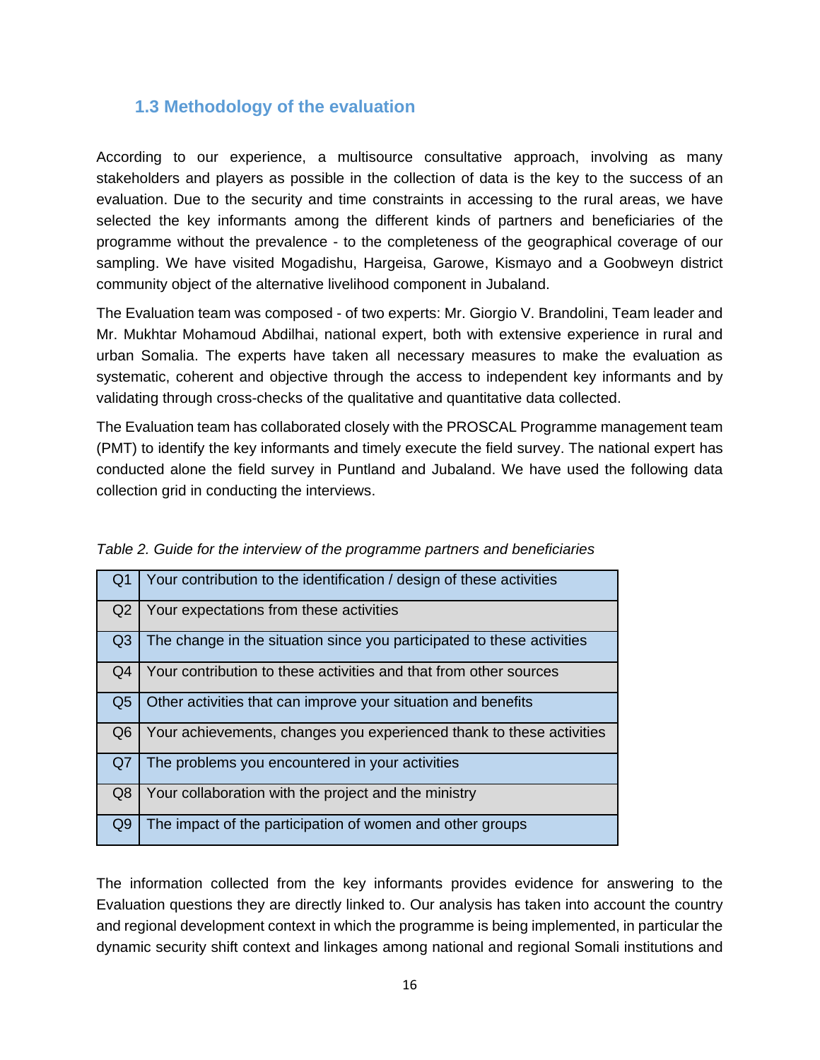### 1.3 Methodology of the evaluation

According to our experience, a multisource consultative approach, involving as many stakeholders and players as possible in the collection of data is the key to the success of an evaluation. Due to the security and time constraints in accessing to the rural areas, we have selected the key informants among the different kinds of partners and beneficiaries of the programme without the prevalence - to the completeness of the geographical coverage of our sampling. We have visited Mogadishu, Hargeisa, Garowe, Kismayo and a Goobweyn district community object of the alternative livelihood component in Jubaland.

The Evaluation team was composed - of two experts: Mr. Giorgio V. Brandolini, Team leader and Mr. Mukhtar Mohamoud Abdilhai, national expert, both with extensive experience in rural and urban Somalia. The experts have taken all necessary measures to make the evaluation as systematic, coherent and objective through the access to independent key informants and by validating through cross-checks of the qualitative and quantitative data collected.

The Evaluation team has collaborated closely with the PROSCAL Programme management team (PMT) to identify the key informants and timely execute the field survey. The national expert has conducted alone the field survey in Puntland and Jubaland. We have used the following data collection grid in conducting the interviews.

*Table 2. Guide for the interview of the programme partners and beneficiaries*

| | |
|---|---|
| Q1 | Your contribution to the identification / design of these activities |
| Q2 | Your expectations from these activities |
| Q3 | The change in the situation since you participated to these activities |
| Q4 | Your contribution to these activities and that from other sources |
| Q5 | Other activities that can improve your situation and benefits |
| Q6 | Your achievements, changes you experienced thank to these activities |
| Q7 | The problems you encountered in your activities |
| Q8 | Your collaboration with the project and the ministry |
| Q9 | The impact of the participation of women and other groups |

The information collected from the key informants provides evidence for answering to the Evaluation questions they are directly linked to. Our analysis has taken into account the country and regional development context in which the programme is being implemented, in particular the dynamic security shift context and linkages among national and regional Somali institutions and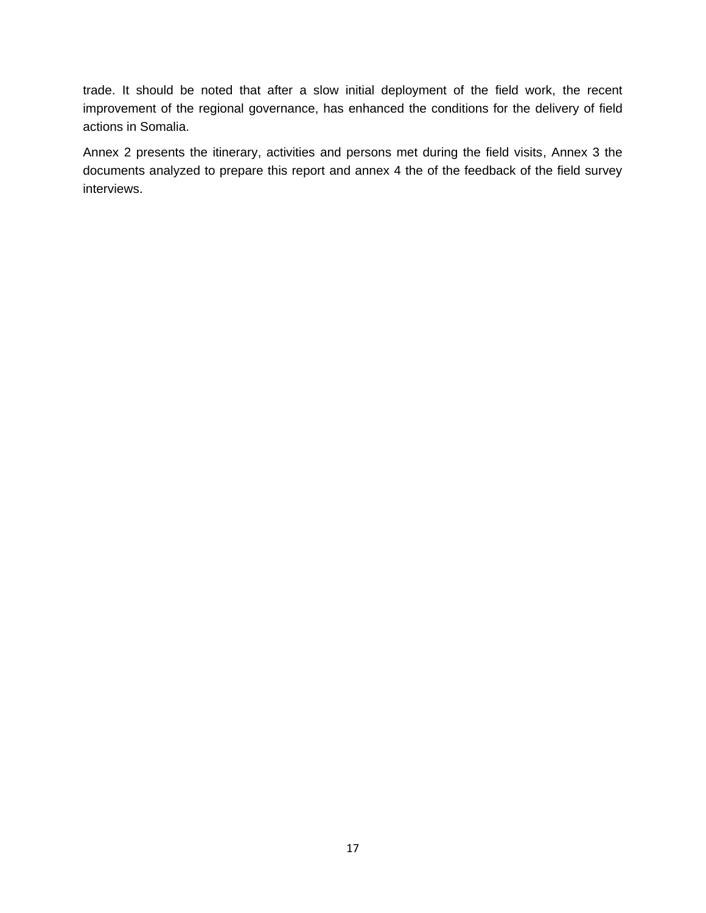trade. It should be noted that after a slow initial deployment of the field work, the recent improvement of the regional governance, has enhanced the conditions for the delivery of field actions in Somalia.

Annex 2 presents the itinerary, activities and persons met during the field visits, Annex 3 the documents analyzed to prepare this report and annex 4 the of the feedback of the field survey interviews.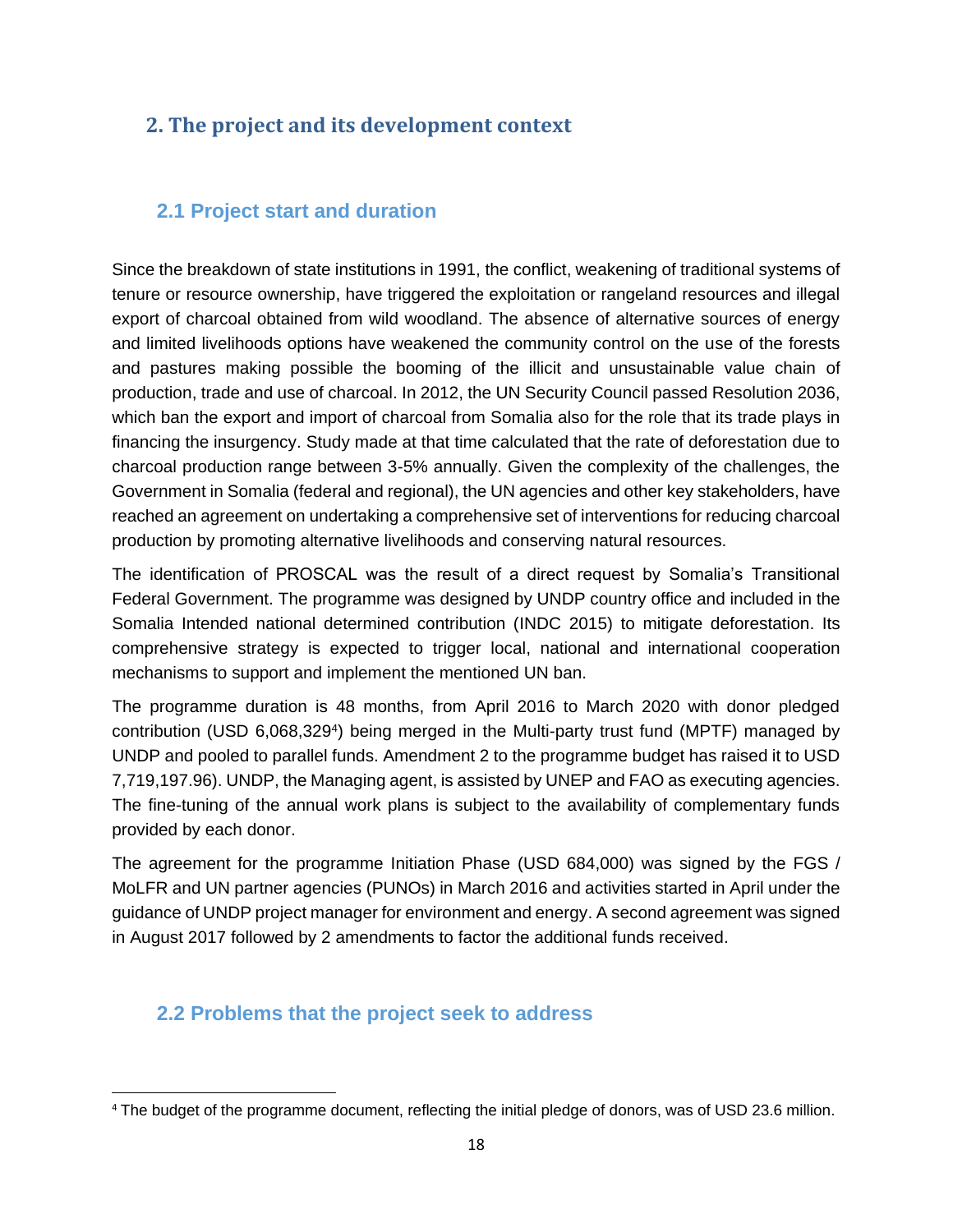## 2. The project and its development context

### 2.1 Project start and duration

Since the breakdown of state institutions in 1991, the conflict, weakening of traditional systems of tenure or resource ownership, have triggered the exploitation or rangeland resources and illegal export of charcoal obtained from wild woodland. The absence of alternative sources of energy and limited livelihoods options have weakened the community control on the use of the forests and pastures making possible the booming of the illicit and unsustainable value chain of production, trade and use of charcoal. In 2012, the UN Security Council passed Resolution 2036, which ban the export and import of charcoal from Somalia also for the role that its trade plays in financing the insurgency. Study made at that time calculated that the rate of deforestation due to charcoal production range between 3-5% annually. Given the complexity of the challenges, the Government in Somalia (federal and regional), the UN agencies and other key stakeholders, have reached an agreement on undertaking a comprehensive set of interventions for reducing charcoal production by promoting alternative livelihoods and conserving natural resources.

The identification of PROSCAL was the result of a direct request by Somalia's Transitional Federal Government. The programme was designed by UNDP country office and included in the Somalia Intended national determined contribution (INDC 2015) to mitigate deforestation. Its comprehensive strategy is expected to trigger local, national and international cooperation mechanisms to support and implement the mentioned UN ban.

The programme duration is 48 months, from April 2016 to March 2020 with donor pledged contribution (USD 6,068,329[4]) being merged in the Multi-party trust fund (MPTF) managed by UNDP and pooled to parallel funds. Amendment 2 to the programme budget has raised it to USD 7,719,197.96). UNDP, the Managing agent, is assisted by UNEP and FAO as executing agencies. The fine-tuning of the annual work plans is subject to the availability of complementary funds provided by each donor.

The agreement for the programme Initiation Phase (USD 684,000) was signed by the FGS / MoLFR and UN partner agencies (PUNOs) in March 2016 and activities started in April under the guidance of UNDP project manager for environment and energy. A second agreement was signed in August 2017 followed by 2 amendments to factor the additional funds received.

### 2.2 Problems that the project seek to address

[4] The budget of the programme document, reflecting the initial pledge of donors, was of USD 23.6 million.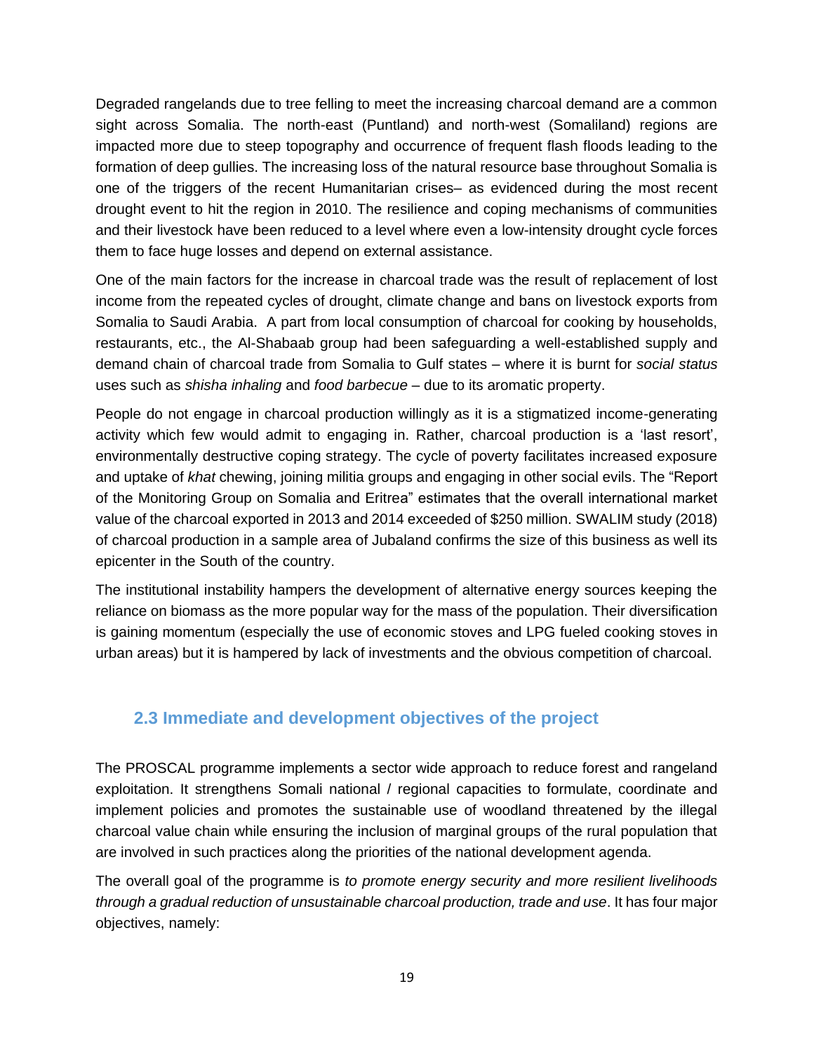Degraded rangelands due to tree felling to meet the increasing charcoal demand are a common sight across Somalia. The north-east (Puntland) and north-west (Somaliland) regions are impacted more due to steep topography and occurrence of frequent flash floods leading to the formation of deep gullies. The increasing loss of the natural resource base throughout Somalia is one of the triggers of the recent Humanitarian crises– as evidenced during the most recent drought event to hit the region in 2010. The resilience and coping mechanisms of communities and their livestock have been reduced to a level where even a low-intensity drought cycle forces them to face huge losses and depend on external assistance.

One of the main factors for the increase in charcoal trade was the result of replacement of lost income from the repeated cycles of drought, climate change and bans on livestock exports from Somalia to Saudi Arabia. A part from local consumption of charcoal for cooking by households, restaurants, etc., the Al-Shabaab group had been safeguarding a well-established supply and demand chain of charcoal trade from Somalia to Gulf states – where it is burnt for *social status* uses such as *shisha inhaling* and *food barbecue* – due to its aromatic property.

People do not engage in charcoal production willingly as it is a stigmatized income-generating activity which few would admit to engaging in. Rather, charcoal production is a 'last resort', environmentally destructive coping strategy. The cycle of poverty facilitates increased exposure and uptake of *khat* chewing, joining militia groups and engaging in other social evils. The "Report of the Monitoring Group on Somalia and Eritrea" estimates that the overall international market value of the charcoal exported in 2013 and 2014 exceeded of $250 million. SWALIM study (2018) of charcoal production in a sample area of Jubaland confirms the size of this business as well its epicenter in the South of the country.

The institutional instability hampers the development of alternative energy sources keeping the reliance on biomass as the more popular way for the mass of the population. Their diversification is gaining momentum (especially the use of economic stoves and LPG fueled cooking stoves in urban areas) but it is hampered by lack of investments and the obvious competition of charcoal.

## 2.3 Immediate and development objectives of the project

The PROSCAL programme implements a sector wide approach to reduce forest and rangeland exploitation. It strengthens Somali national / regional capacities to formulate, coordinate and implement policies and promotes the sustainable use of woodland threatened by the illegal charcoal value chain while ensuring the inclusion of marginal groups of the rural population that are involved in such practices along the priorities of the national development agenda.

The overall goal of the programme is *to promote energy security and more resilient livelihoods through a gradual reduction of unsustainable charcoal production, trade and use*. It has four major objectives, namely: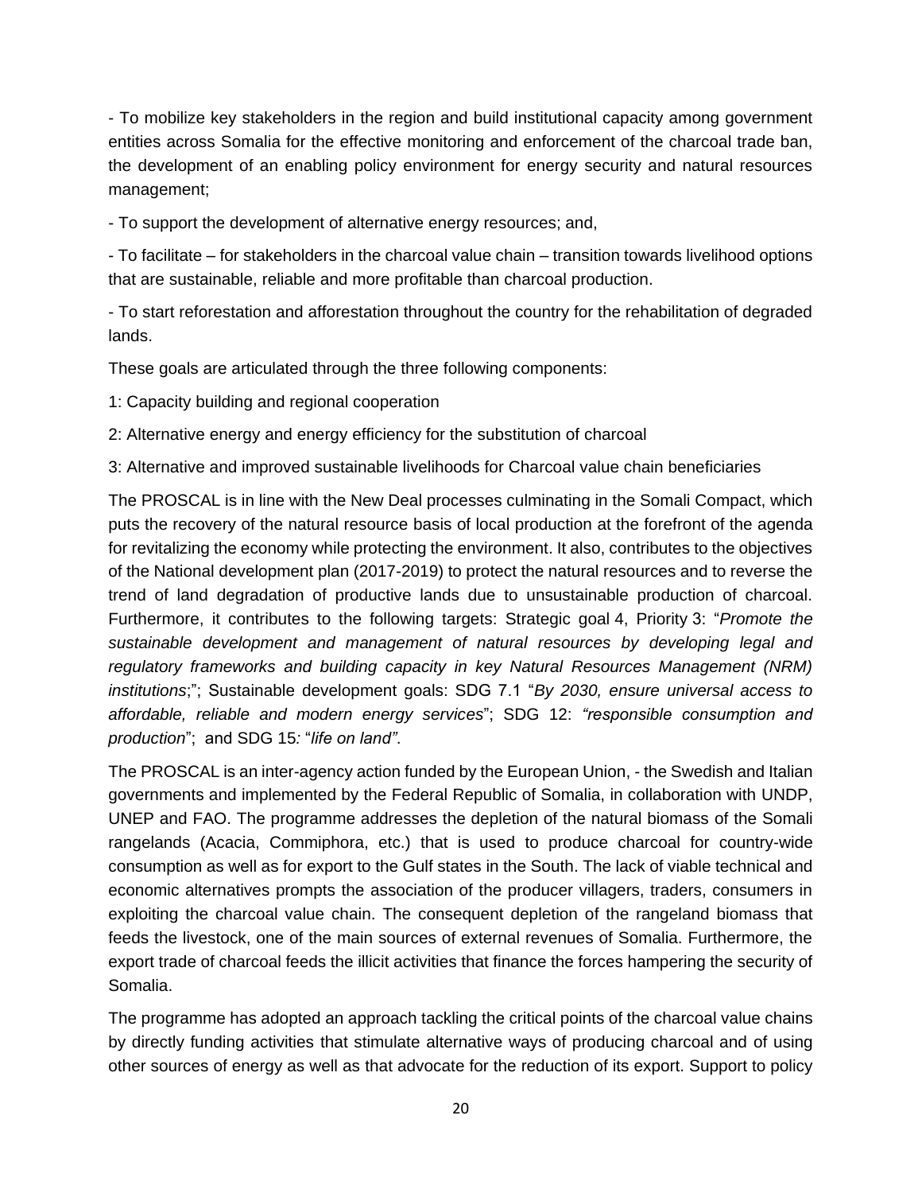- To mobilize key stakeholders in the region and build institutional capacity among government entities across Somalia for the effective monitoring and enforcement of the charcoal trade ban, the development of an enabling policy environment for energy security and natural resources management;

- To support the development of alternative energy resources; and,

- To facilitate – for stakeholders in the charcoal value chain – transition towards livelihood options that are sustainable, reliable and more profitable than charcoal production.

- To start reforestation and afforestation throughout the country for the rehabilitation of degraded lands.

These goals are articulated through the three following components:

1: Capacity building and regional cooperation

2: Alternative energy and energy efficiency for the substitution of charcoal

3: Alternative and improved sustainable livelihoods for Charcoal value chain beneficiaries

The PROSCAL is in line with the New Deal processes culminating in the Somali Compact, which puts the recovery of the natural resource basis of local production at the forefront of the agenda for revitalizing the economy while protecting the environment. It also, contributes to the objectives of the National development plan (2017-2019) to protect the natural resources and to reverse the trend of land degradation of productive lands due to unsustainable production of charcoal. Furthermore, it contributes to the following targets: Strategic goal 4, Priority 3: "*Promote the sustainable development and management of natural resources by developing legal and regulatory frameworks and building capacity in key Natural Resources Management (NRM) institutions*;"; Sustainable development goals: SDG 7.1 "*By 2030, ensure universal access to affordable, reliable and modern energy services*"; SDG 12: *"responsible consumption and production*"; and SDG 15*:* "*life on land".*

The PROSCAL is an inter-agency action funded by the European Union, - the Swedish and Italian governments and implemented by the Federal Republic of Somalia, in collaboration with UNDP, UNEP and FAO. The programme addresses the depletion of the natural biomass of the Somali rangelands (Acacia, Commiphora, etc.) that is used to produce charcoal for country-wide consumption as well as for export to the Gulf states in the South. The lack of viable technical and economic alternatives prompts the association of the producer villagers, traders, consumers in exploiting the charcoal value chain. The consequent depletion of the rangeland biomass that feeds the livestock, one of the main sources of external revenues of Somalia. Furthermore, the export trade of charcoal feeds the illicit activities that finance the forces hampering the security of Somalia.

The programme has adopted an approach tackling the critical points of the charcoal value chains by directly funding activities that stimulate alternative ways of producing charcoal and of using other sources of energy as well as that advocate for the reduction of its export. Support to policy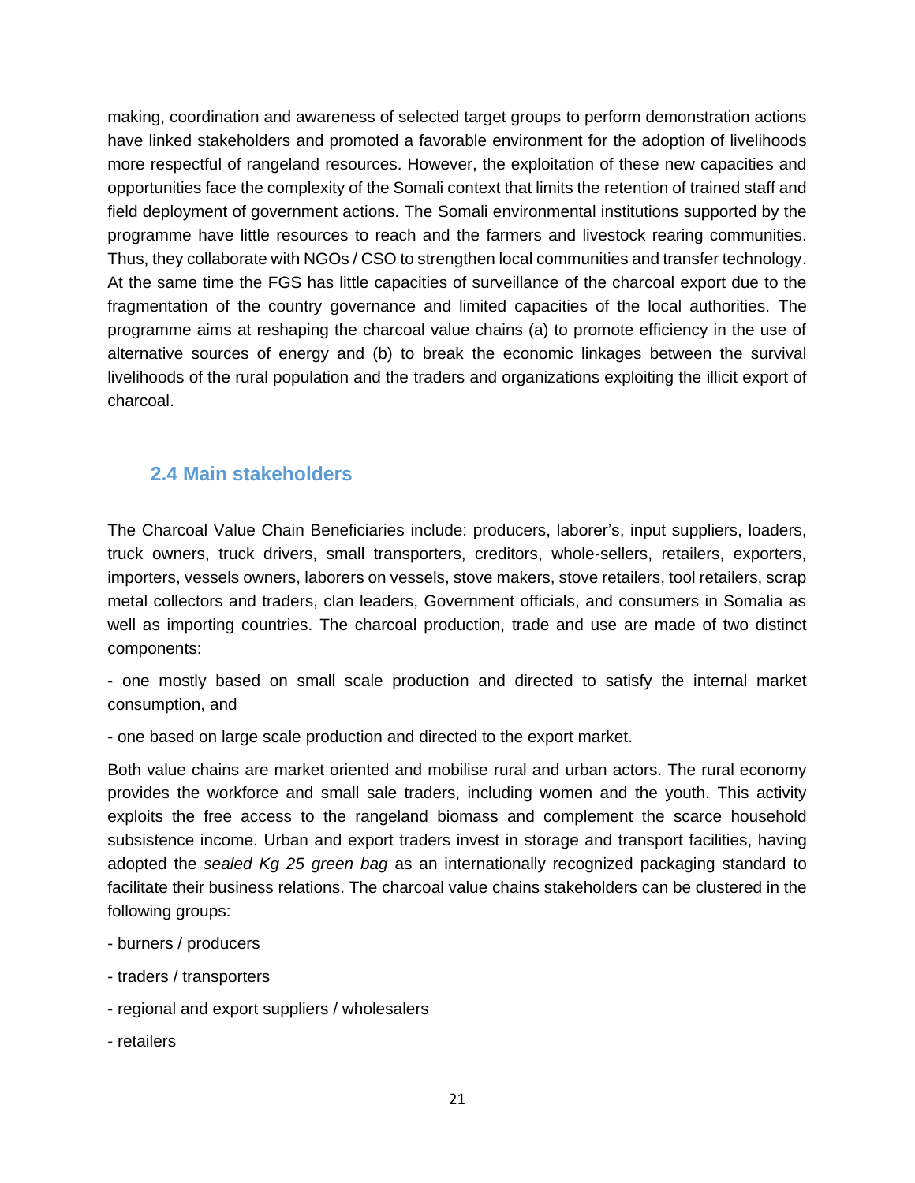making, coordination and awareness of selected target groups to perform demonstration actions have linked stakeholders and promoted a favorable environment for the adoption of livelihoods more respectful of rangeland resources. However, the exploitation of these new capacities and opportunities face the complexity of the Somali context that limits the retention of trained staff and field deployment of government actions. The Somali environmental institutions supported by the programme have little resources to reach and the farmers and livestock rearing communities. Thus, they collaborate with NGOs / CSO to strengthen local communities and transfer technology. At the same time the FGS has little capacities of surveillance of the charcoal export due to the fragmentation of the country governance and limited capacities of the local authorities. The programme aims at reshaping the charcoal value chains (a) to promote efficiency in the use of alternative sources of energy and (b) to break the economic linkages between the survival livelihoods of the rural population and the traders and organizations exploiting the illicit export of charcoal.

### 2.4 Main stakeholders

The Charcoal Value Chain Beneficiaries include: producers, laborer's, input suppliers, loaders, truck owners, truck drivers, small transporters, creditors, whole-sellers, retailers, exporters, importers, vessels owners, laborers on vessels, stove makers, stove retailers, tool retailers, scrap metal collectors and traders, clan leaders, Government officials, and consumers in Somalia as well as importing countries. The charcoal production, trade and use are made of two distinct components:

- one mostly based on small scale production and directed to satisfy the internal market consumption, and

- one based on large scale production and directed to the export market.

Both value chains are market oriented and mobilise rural and urban actors. The rural economy provides the workforce and small sale traders, including women and the youth. This activity exploits the free access to the rangeland biomass and complement the scarce household subsistence income. Urban and export traders invest in storage and transport facilities, having adopted the *sealed Kg 25 green bag* as an internationally recognized packaging standard to facilitate their business relations. The charcoal value chains stakeholders can be clustered in the following groups:

- burners / producers

- traders / transporters

- regional and export suppliers / wholesalers

- retailers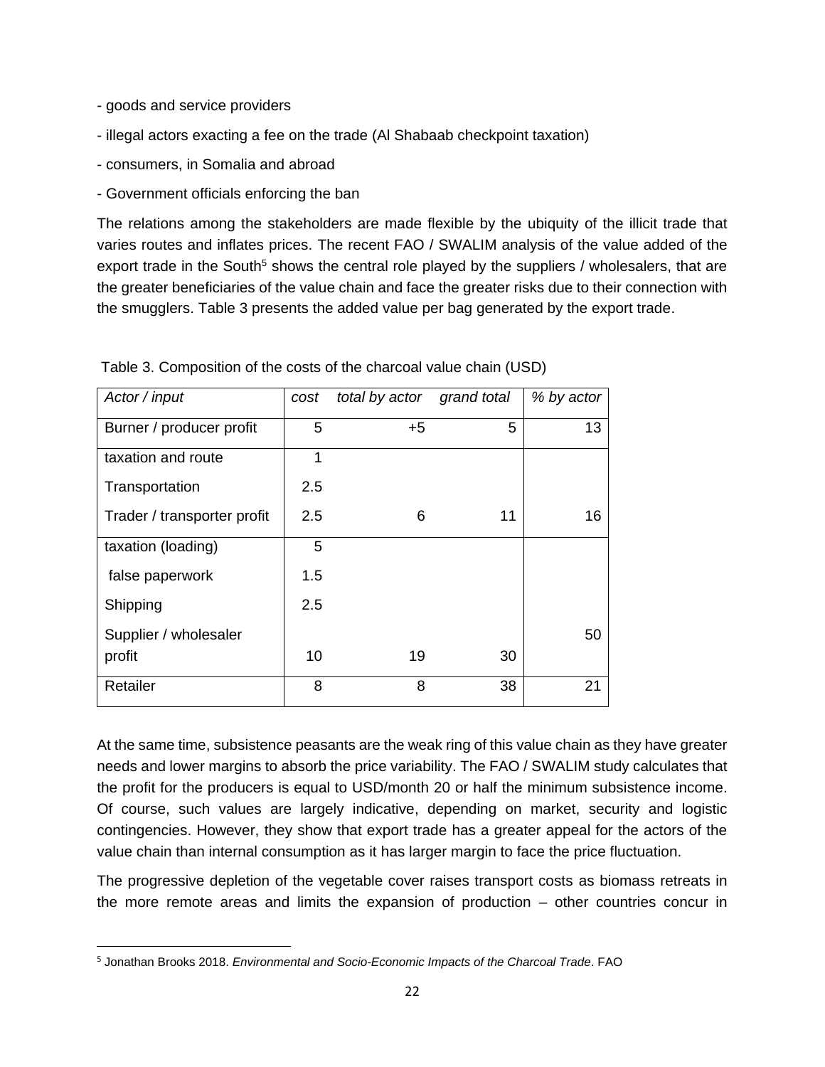- goods and service providers

- illegal actors exacting a fee on the trade (Al Shabaab checkpoint taxation)

- consumers, in Somalia and abroad

- Government officials enforcing the ban

The relations among the stakeholders are made flexible by the ubiquity of the illicit trade that varies routes and inflates prices. The recent FAO / SWALIM analysis of the value added of the export trade in the South[5] shows the central role played by the suppliers / wholesalers, that are the greater beneficiaries of the value chain and face the greater risks due to their connection with the smugglers. Table 3 presents the added value per bag generated by the export trade.

Table 3. Composition of the costs of the charcoal value chain (USD)

| *Actor / input* | *cost* | *total by actor* | *grand total* | *% by actor* |
|---|---|---|---|---|
| Burner / producer profit | 5 | +5 | 5 | 13 |
| taxation and route | 1 | | | |
| Transportation | 2.5 | | | |
| Trader / transporter profit | 2.5 | 6 | 11 | 16 |
| taxation (loading) | 5 | | | |
| false paperwork | 1.5 | | | |
| Shipping | 2.5 | | | |
| Supplier / wholesaler profit | 10 | 19 | 30 | 50 |
| Retailer | 8 | 8 | 38 | 21 |

At the same time, subsistence peasants are the weak ring of this value chain as they have greater needs and lower margins to absorb the price variability. The FAO / SWALIM study calculates that the profit for the producers is equal to USD/month 20 or half the minimum subsistence income. Of course, such values are largely indicative, depending on market, security and logistic contingencies. However, they show that export trade has a greater appeal for the actors of the value chain than internal consumption as it has larger margin to face the price fluctuation.

The progressive depletion of the vegetable cover raises transport costs as biomass retreats in the more remote areas and limits the expansion of production – other countries concur in

[5] Jonathan Brooks 2018. *Environmental and Socio-Economic Impacts of the Charcoal Trade*. FAO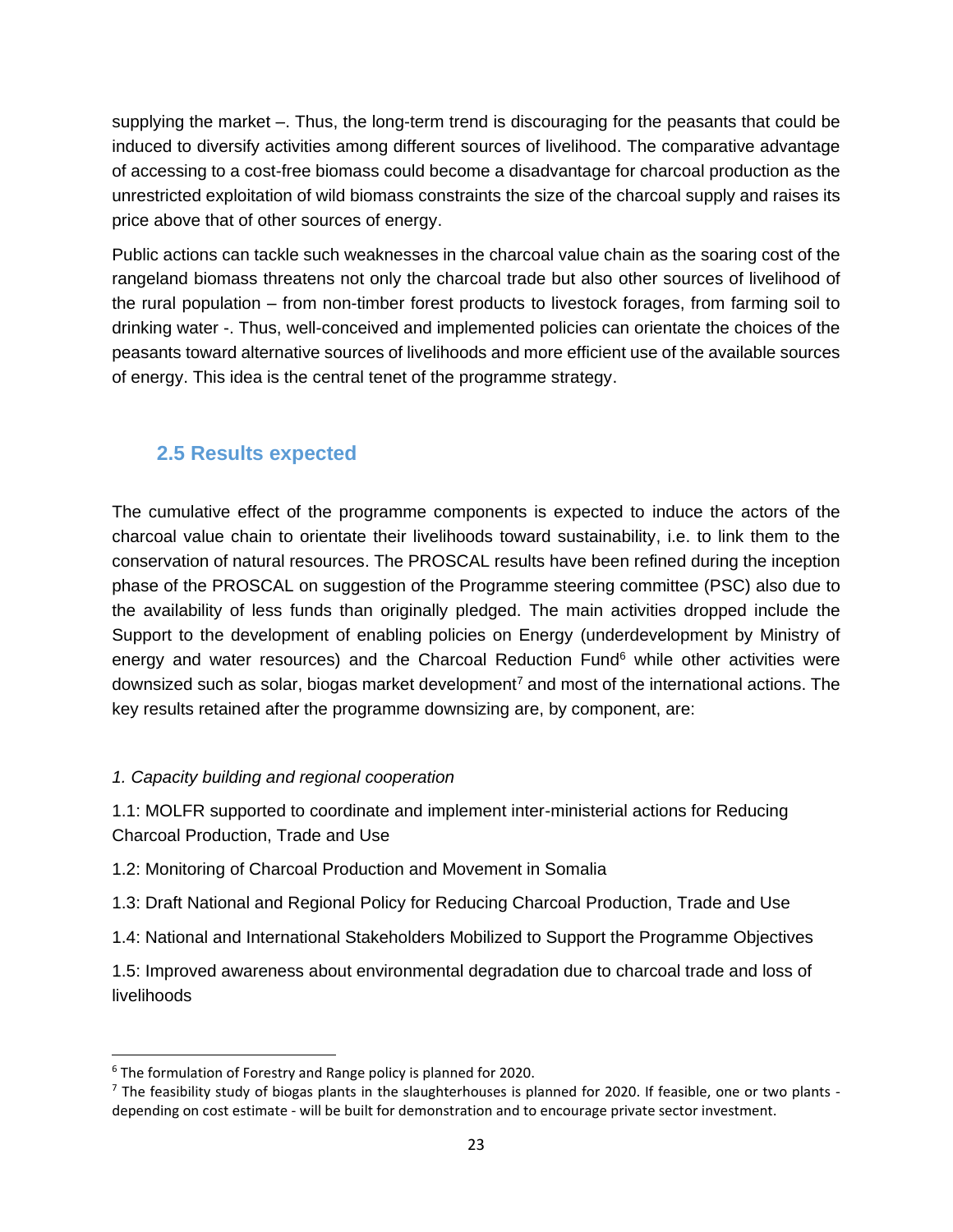supplying the market –. Thus, the long-term trend is discouraging for the peasants that could be induced to diversify activities among different sources of livelihood. The comparative advantage of accessing to a cost-free biomass could become a disadvantage for charcoal production as the unrestricted exploitation of wild biomass constraints the size of the charcoal supply and raises its price above that of other sources of energy.

Public actions can tackle such weaknesses in the charcoal value chain as the soaring cost of the rangeland biomass threatens not only the charcoal trade but also other sources of livelihood of the rural population – from non-timber forest products to livestock forages, from farming soil to drinking water -. Thus, well-conceived and implemented policies can orientate the choices of the peasants toward alternative sources of livelihoods and more efficient use of the available sources of energy. This idea is the central tenet of the programme strategy.

## 2.5 Results expected

The cumulative effect of the programme components is expected to induce the actors of the charcoal value chain to orientate their livelihoods toward sustainability, i.e. to link them to the conservation of natural resources. The PROSCAL results have been refined during the inception phase of the PROSCAL on suggestion of the Programme steering committee (PSC) also due to the availability of less funds than originally pledged. The main activities dropped include the Support to the development of enabling policies on Energy (underdevelopment by Ministry of energy and water resources) and the Charcoal Reduction Fund[6] while other activities were downsized such as solar, biogas market development[7] and most of the international actions. The key results retained after the programme downsizing are, by component, are:

*1. Capacity building and regional cooperation*

1.1: MOLFR supported to coordinate and implement inter-ministerial actions for Reducing Charcoal Production, Trade and Use

1.2: Monitoring of Charcoal Production and Movement in Somalia

1.3: Draft National and Regional Policy for Reducing Charcoal Production, Trade and Use

1.4: National and International Stakeholders Mobilized to Support the Programme Objectives

1.5: Improved awareness about environmental degradation due to charcoal trade and loss of livelihoods

[6] The formulation of Forestry and Range policy is planned for 2020.

[7] The feasibility study of biogas plants in the slaughterhouses is planned for 2020. If feasible, one or two plants - depending on cost estimate - will be built for demonstration and to encourage private sector investment.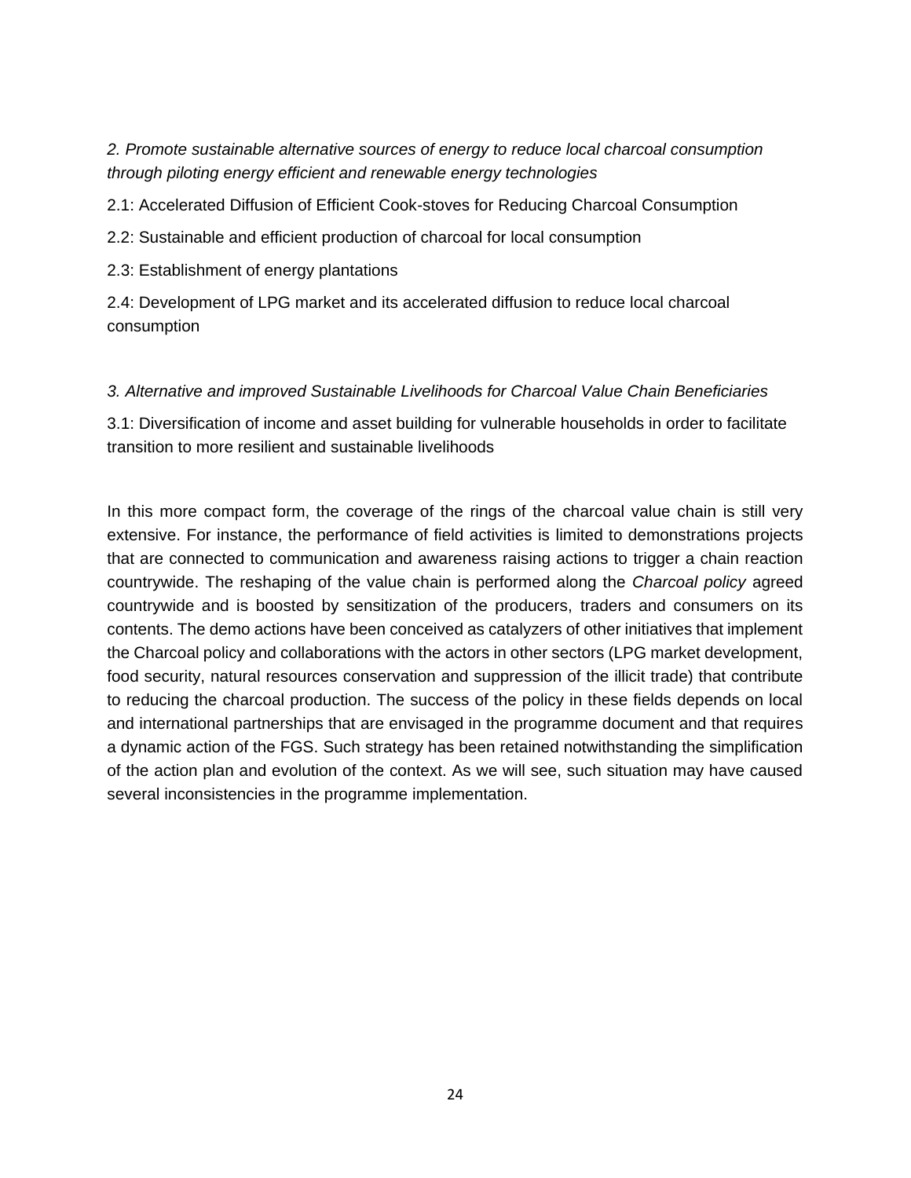*2. Promote sustainable alternative sources of energy to reduce local charcoal consumption through piloting energy efficient and renewable energy technologies*

2.1: Accelerated Diffusion of Efficient Cook-stoves for Reducing Charcoal Consumption

2.2: Sustainable and efficient production of charcoal for local consumption

2.3: Establishment of energy plantations

2.4: Development of LPG market and its accelerated diffusion to reduce local charcoal consumption

*3. Alternative and improved Sustainable Livelihoods for Charcoal Value Chain Beneficiaries*

3.1: Diversification of income and asset building for vulnerable households in order to facilitate transition to more resilient and sustainable livelihoods

In this more compact form, the coverage of the rings of the charcoal value chain is still very extensive. For instance, the performance of field activities is limited to demonstrations projects that are connected to communication and awareness raising actions to trigger a chain reaction countrywide. The reshaping of the value chain is performed along the *Charcoal policy* agreed countrywide and is boosted by sensitization of the producers, traders and consumers on its contents. The demo actions have been conceived as catalyzers of other initiatives that implement the Charcoal policy and collaborations with the actors in other sectors (LPG market development, food security, natural resources conservation and suppression of the illicit trade) that contribute to reducing the charcoal production. The success of the policy in these fields depends on local and international partnerships that are envisaged in the programme document and that requires a dynamic action of the FGS. Such strategy has been retained notwithstanding the simplification of the action plan and evolution of the context. As we will see, such situation may have caused several inconsistencies in the programme implementation.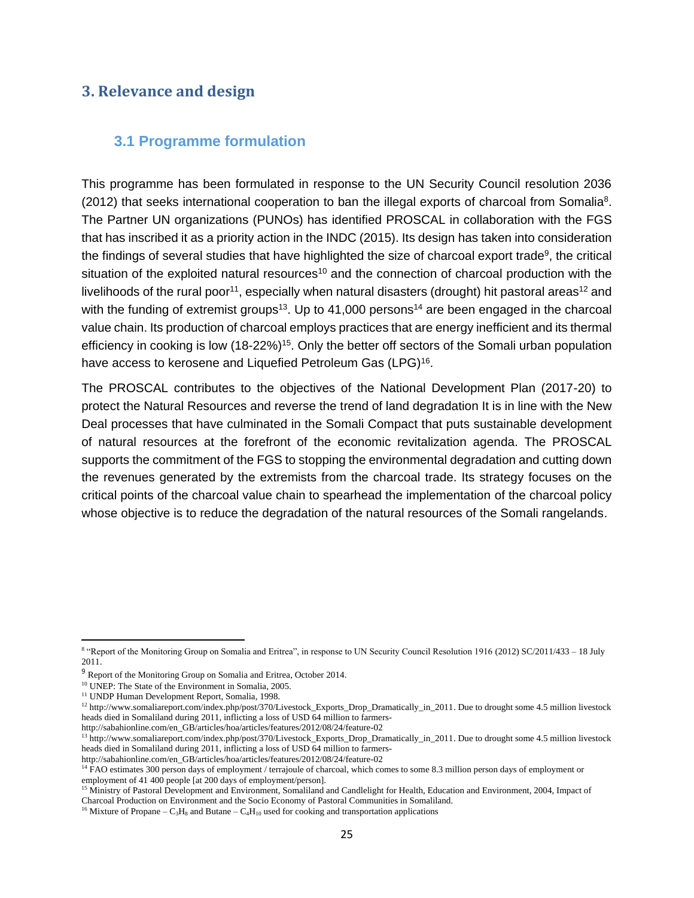# 3. Relevance and design

## 3.1 Programme formulation

This programme has been formulated in response to the UN Security Council resolution 2036 (2012) that seeks international cooperation to ban the illegal exports of charcoal from Somalia[8]. The Partner UN organizations (PUNOs) has identified PROSCAL in collaboration with the FGS that has inscribed it as a priority action in the INDC (2015). Its design has taken into consideration the findings of several studies that have highlighted the size of charcoal export trade[9], the critical situation of the exploited natural resources[10] and the connection of charcoal production with the livelihoods of the rural poor[11], especially when natural disasters (drought) hit pastoral areas[12] and with the funding of extremist groups[13]. Up to 41,000 persons[14] are been engaged in the charcoal value chain. Its production of charcoal employs practices that are energy inefficient and its thermal efficiency in cooking is low (18-22%)[15]. Only the better off sectors of the Somali urban population have access to kerosene and Liquefied Petroleum Gas (LPG)[16].

The PROSCAL contributes to the objectives of the National Development Plan (2017-20) to protect the Natural Resources and reverse the trend of land degradation It is in line with the New Deal processes that have culminated in the Somali Compact that puts sustainable development of natural resources at the forefront of the economic revitalization agenda. The PROSCAL supports the commitment of the FGS to stopping the environmental degradation and cutting down the revenues generated by the extremists from the charcoal trade. Its strategy focuses on the critical points of the charcoal value chain to spearhead the implementation of the charcoal policy whose objective is to reduce the degradation of the natural resources of the Somali rangelands.

---

[8] "Report of the Monitoring Group on Somalia and Eritrea", in response to UN Security Council Resolution 1916 (2012) SC/2011/433 – 18 July 2011.

[9] Report of the Monitoring Group on Somalia and Eritrea, October 2014.

[10] UNEP: The State of the Environment in Somalia, 2005.

[11] UNDP Human Development Report, Somalia, 1998.

[12] http://www.somaliareport.com/index.php/post/370/Livestock_Exports_Drop_Dramatically_in_2011. Due to drought some 4.5 million livestock heads died in Somaliland during 2011, inflicting a loss of USD 64 million to farmers- http://sabahionline.com/en_GB/articles/hoa/articles/features/2012/08/24/feature-02

[13] http://www.somaliareport.com/index.php/post/370/Livestock_Exports_Drop_Dramatically_in_2011. Due to drought some 4.5 million livestock heads died in Somaliland during 2011, inflicting a loss of USD 64 million to farmers- http://sabahionline.com/en_GB/articles/hoa/articles/features/2012/08/24/feature-02

[14] FAO estimates 300 person days of employment / terrajoule of charcoal, which comes to some 8.3 million person days of employment or employment of 41 400 people [at 200 days of employment/person].

[15] Ministry of Pastoral Development and Environment, Somaliland and Candlelight for Health, Education and Environment, 2004, Impact of Charcoal Production on Environment and the Socio Economy of Pastoral Communities in Somaliland.

[16] Mixture of Propane – $C_3H_8$ and Butane – $C_4H_{10}$ used for cooking and transportation applications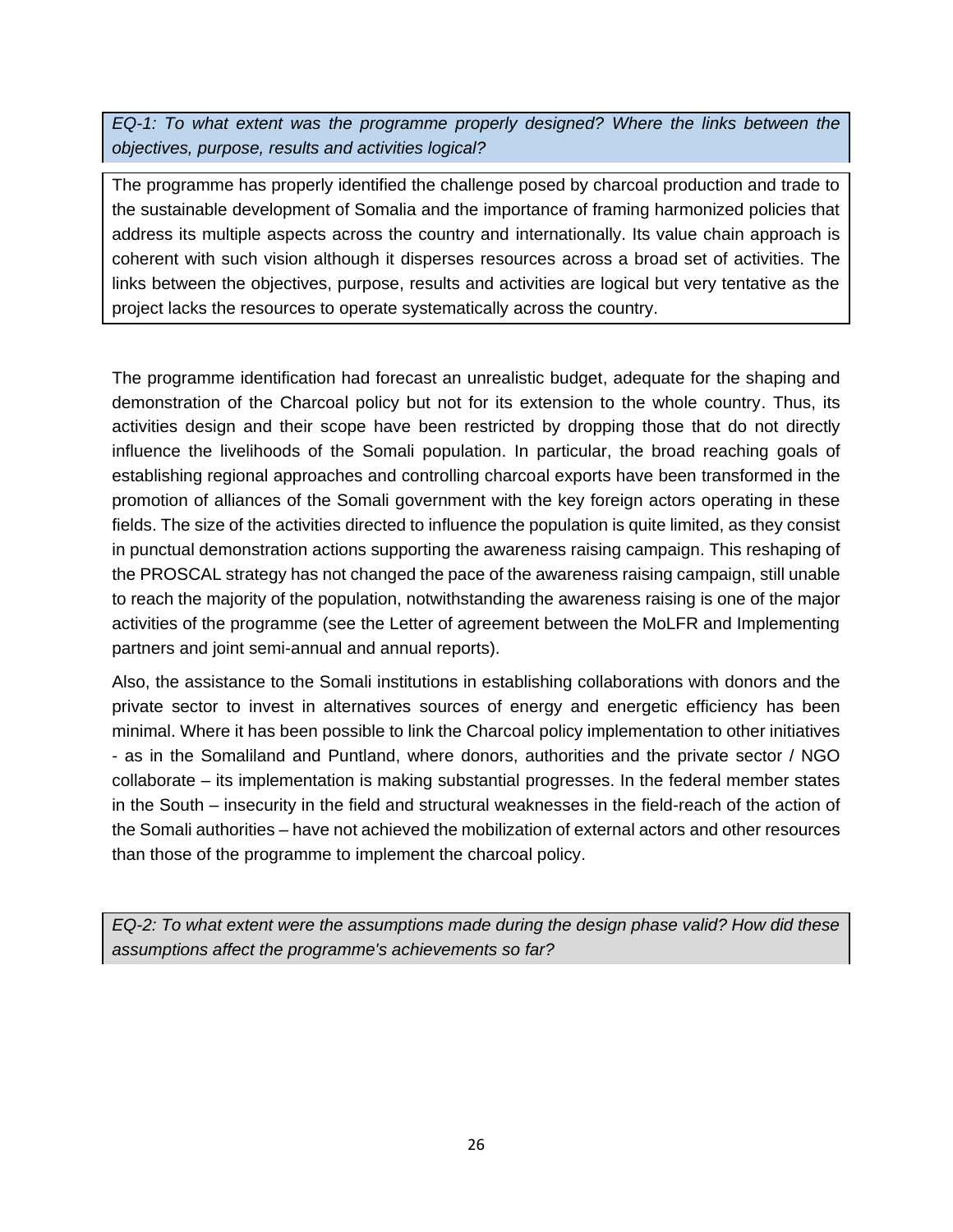*EQ-1: To what extent was the programme properly designed? Where the links between the objectives, purpose, results and activities logical?*

The programme has properly identified the challenge posed by charcoal production and trade to the sustainable development of Somalia and the importance of framing harmonized policies that address its multiple aspects across the country and internationally. Its value chain approach is coherent with such vision although it disperses resources across a broad set of activities. The links between the objectives, purpose, results and activities are logical but very tentative as the project lacks the resources to operate systematically across the country.

The programme identification had forecast an unrealistic budget, adequate for the shaping and demonstration of the Charcoal policy but not for its extension to the whole country. Thus, its activities design and their scope have been restricted by dropping those that do not directly influence the livelihoods of the Somali population. In particular, the broad reaching goals of establishing regional approaches and controlling charcoal exports have been transformed in the promotion of alliances of the Somali government with the key foreign actors operating in these fields. The size of the activities directed to influence the population is quite limited, as they consist in punctual demonstration actions supporting the awareness raising campaign. This reshaping of the PROSCAL strategy has not changed the pace of the awareness raising campaign, still unable to reach the majority of the population, notwithstanding the awareness raising is one of the major activities of the programme (see the Letter of agreement between the MoLFR and Implementing partners and joint semi-annual and annual reports).

Also, the assistance to the Somali institutions in establishing collaborations with donors and the private sector to invest in alternatives sources of energy and energetic efficiency has been minimal. Where it has been possible to link the Charcoal policy implementation to other initiatives - as in the Somaliland and Puntland, where donors, authorities and the private sector / NGO collaborate – its implementation is making substantial progresses. In the federal member states in the South – insecurity in the field and structural weaknesses in the field-reach of the action of the Somali authorities – have not achieved the mobilization of external actors and other resources than those of the programme to implement the charcoal policy.

*EQ-2: To what extent were the assumptions made during the design phase valid? How did these assumptions affect the programme's achievements so far?*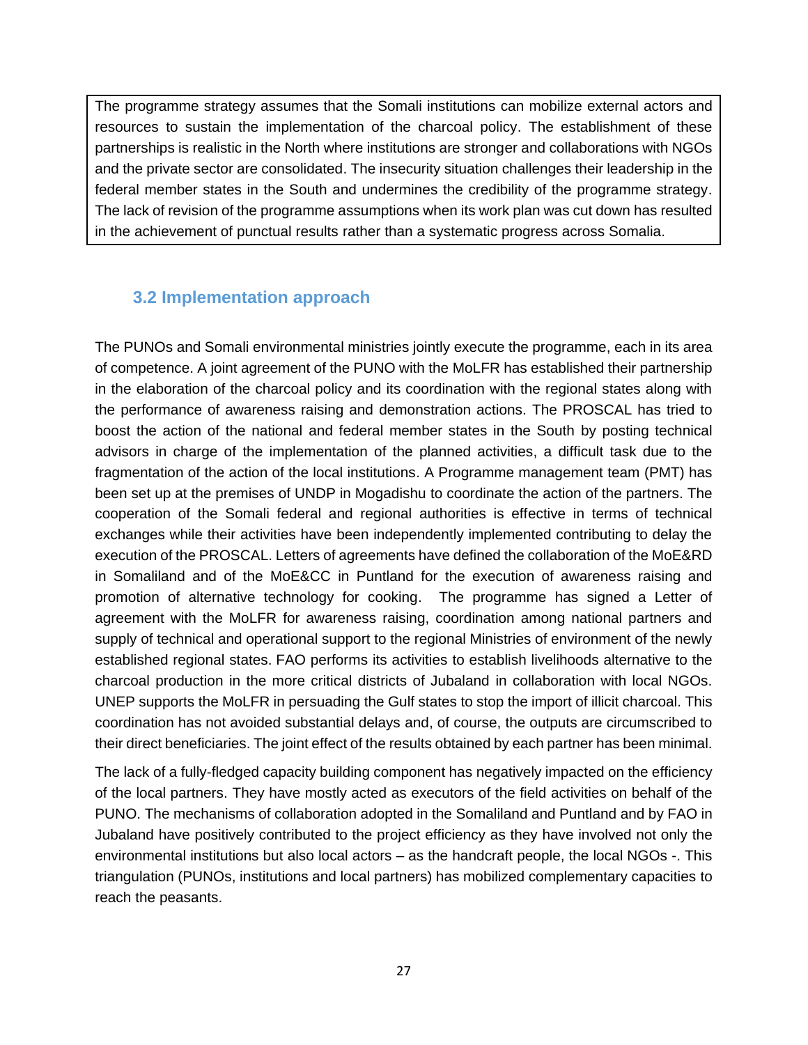The programme strategy assumes that the Somali institutions can mobilize external actors and resources to sustain the implementation of the charcoal policy. The establishment of these partnerships is realistic in the North where institutions are stronger and collaborations with NGOs and the private sector are consolidated. The insecurity situation challenges their leadership in the federal member states in the South and undermines the credibility of the programme strategy. The lack of revision of the programme assumptions when its work plan was cut down has resulted in the achievement of punctual results rather than a systematic progress across Somalia.

### 3.2 Implementation approach

The PUNOs and Somali environmental ministries jointly execute the programme, each in its area of competence. A joint agreement of the PUNO with the MoLFR has established their partnership in the elaboration of the charcoal policy and its coordination with the regional states along with the performance of awareness raising and demonstration actions. The PROSCAL has tried to boost the action of the national and federal member states in the South by posting technical advisors in charge of the implementation of the planned activities, a difficult task due to the fragmentation of the action of the local institutions. A Programme management team (PMT) has been set up at the premises of UNDP in Mogadishu to coordinate the action of the partners. The cooperation of the Somali federal and regional authorities is effective in terms of technical exchanges while their activities have been independently implemented contributing to delay the execution of the PROSCAL. Letters of agreements have defined the collaboration of the MoE&RD in Somaliland and of the MoE&CC in Puntland for the execution of awareness raising and promotion of alternative technology for cooking. The programme has signed a Letter of agreement with the MoLFR for awareness raising, coordination among national partners and supply of technical and operational support to the regional Ministries of environment of the newly established regional states. FAO performs its activities to establish livelihoods alternative to the charcoal production in the more critical districts of Jubaland in collaboration with local NGOs. UNEP supports the MoLFR in persuading the Gulf states to stop the import of illicit charcoal. This coordination has not avoided substantial delays and, of course, the outputs are circumscribed to their direct beneficiaries. The joint effect of the results obtained by each partner has been minimal.

The lack of a fully-fledged capacity building component has negatively impacted on the efficiency of the local partners. They have mostly acted as executors of the field activities on behalf of the PUNO. The mechanisms of collaboration adopted in the Somaliland and Puntland and by FAO in Jubaland have positively contributed to the project efficiency as they have involved not only the environmental institutions but also local actors – as the handcraft people, the local NGOs -. This triangulation (PUNOs, institutions and local partners) has mobilized complementary capacities to reach the peasants.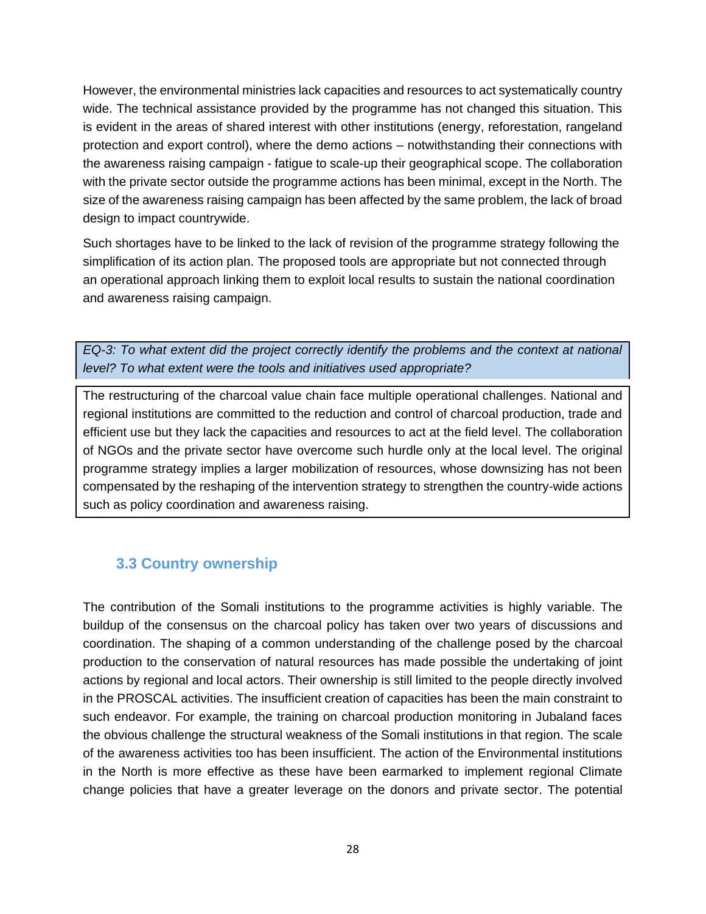However, the environmental ministries lack capacities and resources to act systematically country wide. The technical assistance provided by the programme has not changed this situation. This is evident in the areas of shared interest with other institutions (energy, reforestation, rangeland protection and export control), where the demo actions – notwithstanding their connections with the awareness raising campaign - fatigue to scale-up their geographical scope. The collaboration with the private sector outside the programme actions has been minimal, except in the North. The size of the awareness raising campaign has been affected by the same problem, the lack of broad design to impact countrywide.

Such shortages have to be linked to the lack of revision of the programme strategy following the simplification of its action plan. The proposed tools are appropriate but not connected through an operational approach linking them to exploit local results to sustain the national coordination and awareness raising campaign.

*EQ-3: To what extent did the project correctly identify the problems and the context at national level? To what extent were the tools and initiatives used appropriate?*

The restructuring of the charcoal value chain face multiple operational challenges. National and regional institutions are committed to the reduction and control of charcoal production, trade and efficient use but they lack the capacities and resources to act at the field level. The collaboration of NGOs and the private sector have overcome such hurdle only at the local level. The original programme strategy implies a larger mobilization of resources, whose downsizing has not been compensated by the reshaping of the intervention strategy to strengthen the country-wide actions such as policy coordination and awareness raising.

### 3.3 Country ownership

The contribution of the Somali institutions to the programme activities is highly variable. The buildup of the consensus on the charcoal policy has taken over two years of discussions and coordination. The shaping of a common understanding of the challenge posed by the charcoal production to the conservation of natural resources has made possible the undertaking of joint actions by regional and local actors. Their ownership is still limited to the people directly involved in the PROSCAL activities. The insufficient creation of capacities has been the main constraint to such endeavor. For example, the training on charcoal production monitoring in Jubaland faces the obvious challenge the structural weakness of the Somali institutions in that region. The scale of the awareness activities too has been insufficient. The action of the Environmental institutions in the North is more effective as these have been earmarked to implement regional Climate change policies that have a greater leverage on the donors and private sector. The potential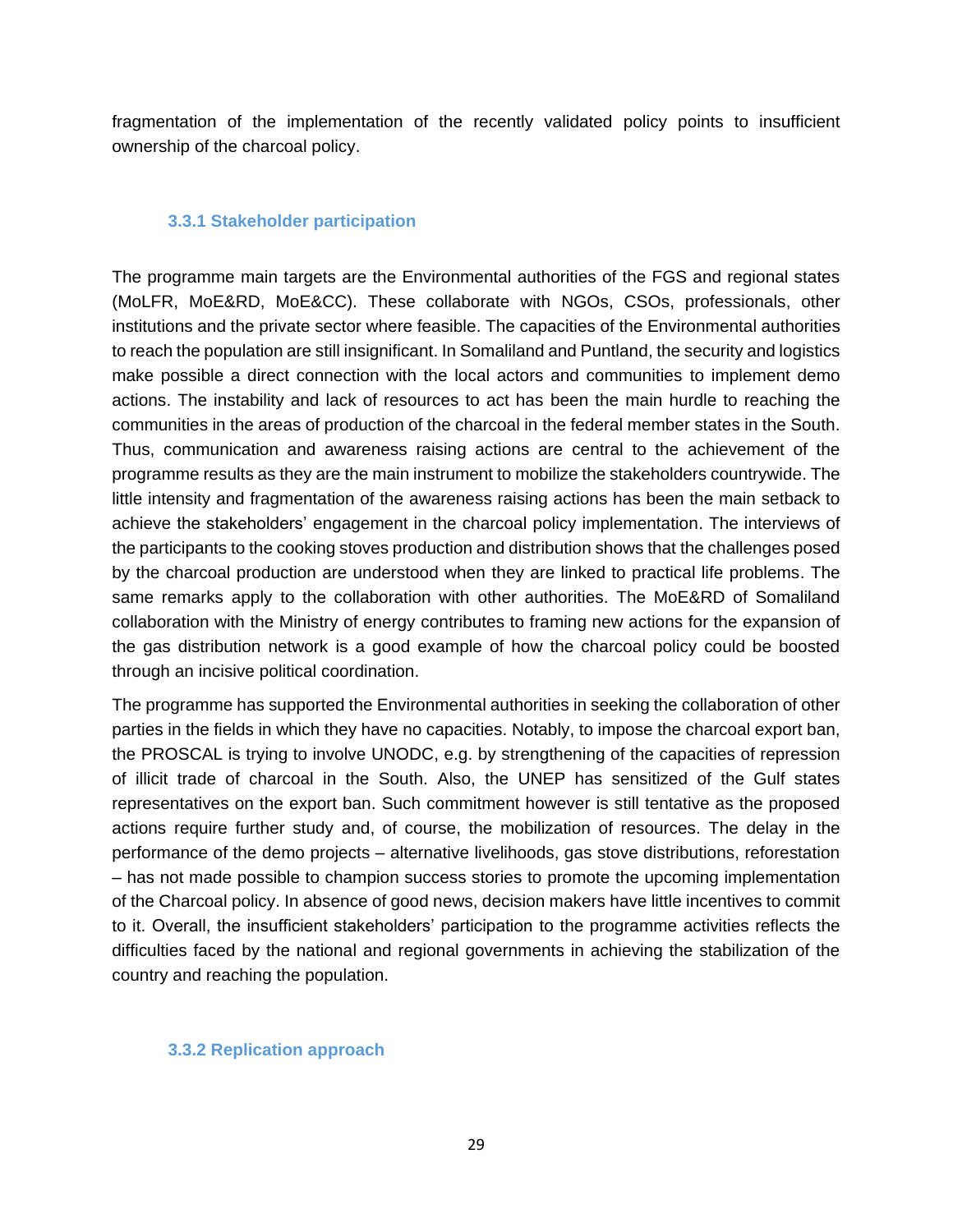fragmentation of the implementation of the recently validated policy points to insufficient ownership of the charcoal policy.

### 3.3.1 Stakeholder participation

The programme main targets are the Environmental authorities of the FGS and regional states (MoLFR, MoE&RD, MoE&CC). These collaborate with NGOs, CSOs, professionals, other institutions and the private sector where feasible. The capacities of the Environmental authorities to reach the population are still insignificant. In Somaliland and Puntland, the security and logistics make possible a direct connection with the local actors and communities to implement demo actions. The instability and lack of resources to act has been the main hurdle to reaching the communities in the areas of production of the charcoal in the federal member states in the South. Thus, communication and awareness raising actions are central to the achievement of the programme results as they are the main instrument to mobilize the stakeholders countrywide. The little intensity and fragmentation of the awareness raising actions has been the main setback to achieve the stakeholders' engagement in the charcoal policy implementation. The interviews of the participants to the cooking stoves production and distribution shows that the challenges posed by the charcoal production are understood when they are linked to practical life problems. The same remarks apply to the collaboration with other authorities. The MoE&RD of Somaliland collaboration with the Ministry of energy contributes to framing new actions for the expansion of the gas distribution network is a good example of how the charcoal policy could be boosted through an incisive political coordination.

The programme has supported the Environmental authorities in seeking the collaboration of other parties in the fields in which they have no capacities. Notably, to impose the charcoal export ban, the PROSCAL is trying to involve UNODC, e.g. by strengthening of the capacities of repression of illicit trade of charcoal in the South. Also, the UNEP has sensitized of the Gulf states representatives on the export ban. Such commitment however is still tentative as the proposed actions require further study and, of course, the mobilization of resources. The delay in the performance of the demo projects – alternative livelihoods, gas stove distributions, reforestation – has not made possible to champion success stories to promote the upcoming implementation of the Charcoal policy. In absence of good news, decision makers have little incentives to commit to it. Overall, the insufficient stakeholders' participation to the programme activities reflects the difficulties faced by the national and regional governments in achieving the stabilization of the country and reaching the population.

### 3.3.2 Replication approach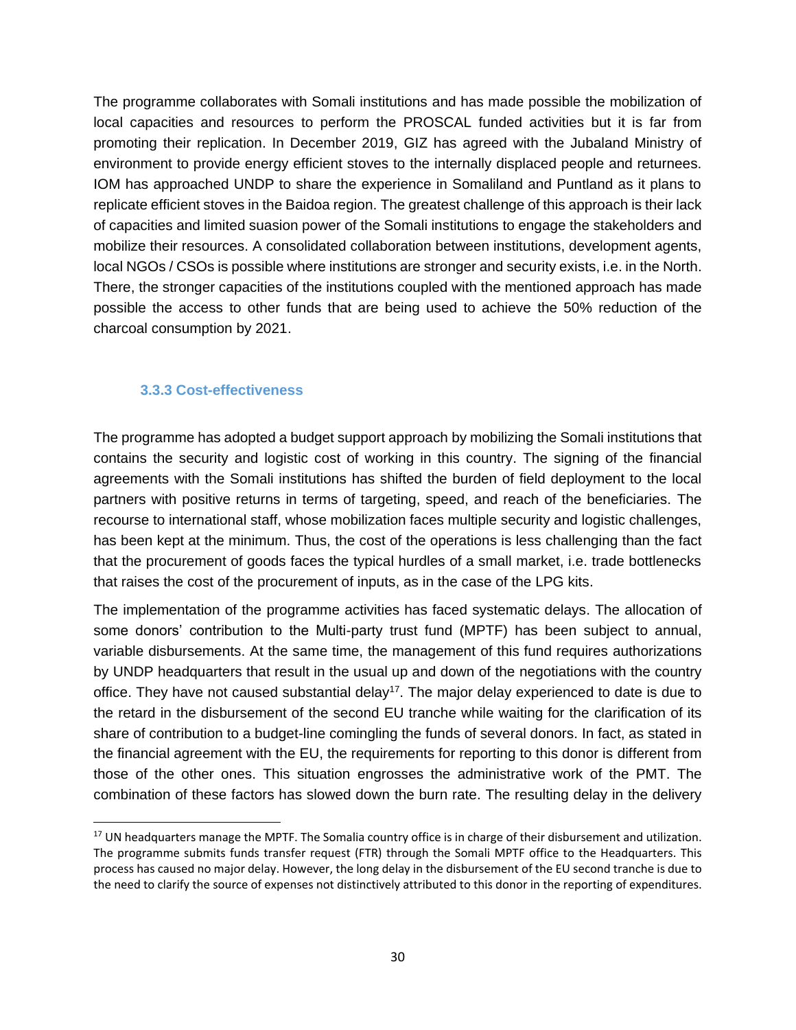The programme collaborates with Somali institutions and has made possible the mobilization of local capacities and resources to perform the PROSCAL funded activities but it is far from promoting their replication. In December 2019, GIZ has agreed with the Jubaland Ministry of environment to provide energy efficient stoves to the internally displaced people and returnees. IOM has approached UNDP to share the experience in Somaliland and Puntland as it plans to replicate efficient stoves in the Baidoa region. The greatest challenge of this approach is their lack of capacities and limited suasion power of the Somali institutions to engage the stakeholders and mobilize their resources. A consolidated collaboration between institutions, development agents, local NGOs / CSOs is possible where institutions are stronger and security exists, i.e. in the North. There, the stronger capacities of the institutions coupled with the mentioned approach has made possible the access to other funds that are being used to achieve the 50% reduction of the charcoal consumption by 2021.

### 3.3.3 Cost-effectiveness

The programme has adopted a budget support approach by mobilizing the Somali institutions that contains the security and logistic cost of working in this country. The signing of the financial agreements with the Somali institutions has shifted the burden of field deployment to the local partners with positive returns in terms of targeting, speed, and reach of the beneficiaries. The recourse to international staff, whose mobilization faces multiple security and logistic challenges, has been kept at the minimum. Thus, the cost of the operations is less challenging than the fact that the procurement of goods faces the typical hurdles of a small market, i.e. trade bottlenecks that raises the cost of the procurement of inputs, as in the case of the LPG kits.

The implementation of the programme activities has faced systematic delays. The allocation of some donors' contribution to the Multi-party trust fund (MPTF) has been subject to annual, variable disbursements. At the same time, the management of this fund requires authorizations by UNDP headquarters that result in the usual up and down of the negotiations with the country office. They have not caused substantial delay[17]. The major delay experienced to date is due to the retard in the disbursement of the second EU tranche while waiting for the clarification of its share of contribution to a budget-line comingling the funds of several donors. In fact, as stated in the financial agreement with the EU, the requirements for reporting to this donor is different from those of the other ones. This situation engrosses the administrative work of the PMT. The combination of these factors has slowed down the burn rate. The resulting delay in the delivery

[17] UN headquarters manage the MPTF. The Somalia country office is in charge of their disbursement and utilization. The programme submits funds transfer request (FTR) through the Somali MPTF office to the Headquarters. This process has caused no major delay. However, the long delay in the disbursement of the EU second tranche is due to the need to clarify the source of expenses not distinctively attributed to this donor in the reporting of expenditures.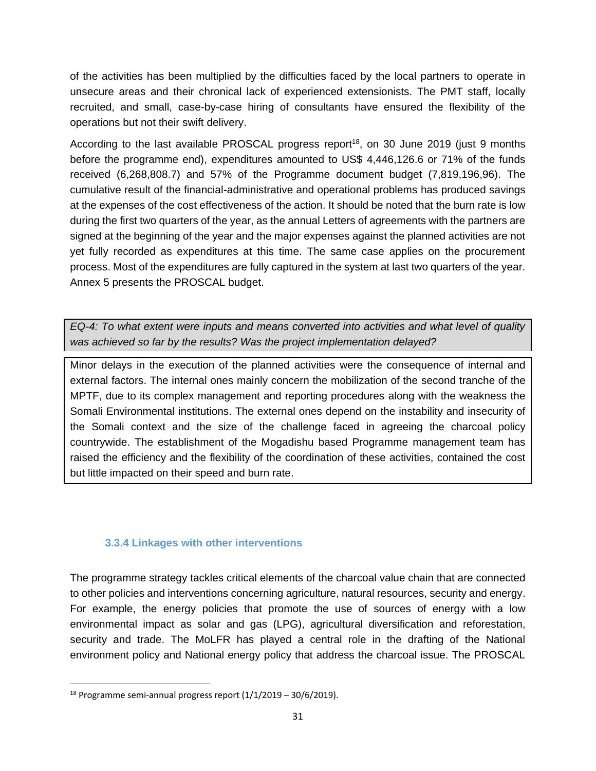of the activities has been multiplied by the difficulties faced by the local partners to operate in unsecure areas and their chronical lack of experienced extensionists. The PMT staff, locally recruited, and small, case-by-case hiring of consultants have ensured the flexibility of the operations but not their swift delivery.

According to the last available PROSCAL progress report[18], on 30 June 2019 (just 9 months before the programme end), expenditures amounted to US$ 4,446,126.6 or 71% of the funds received (6,268,808.7) and 57% of the Programme document budget (7,819,196,96). The cumulative result of the financial-administrative and operational problems has produced savings at the expenses of the cost effectiveness of the action. It should be noted that the burn rate is low during the first two quarters of the year, as the annual Letters of agreements with the partners are signed at the beginning of the year and the major expenses against the planned activities are not yet fully recorded as expenditures at this time. The same case applies on the procurement process. Most of the expenditures are fully captured in the system at last two quarters of the year. Annex 5 presents the PROSCAL budget.

*EQ-4: To what extent were inputs and means converted into activities and what level of quality was achieved so far by the results? Was the project implementation delayed?*

Minor delays in the execution of the planned activities were the consequence of internal and external factors. The internal ones mainly concern the mobilization of the second tranche of the MPTF, due to its complex management and reporting procedures along with the weakness the Somali Environmental institutions. The external ones depend on the instability and insecurity of the Somali context and the size of the challenge faced in agreeing the charcoal policy countrywide. The establishment of the Mogadishu based Programme management team has raised the efficiency and the flexibility of the coordination of these activities, contained the cost but little impacted on their speed and burn rate.

### 3.3.4 Linkages with other interventions

The programme strategy tackles critical elements of the charcoal value chain that are connected to other policies and interventions concerning agriculture, natural resources, security and energy. For example, the energy policies that promote the use of sources of energy with a low environmental impact as solar and gas (LPG), agricultural diversification and reforestation, security and trade. The MoLFR has played a central role in the drafting of the National environment policy and National energy policy that address the charcoal issue. The PROSCAL

[18] Programme semi-annual progress report (1/1/2019 – 30/6/2019).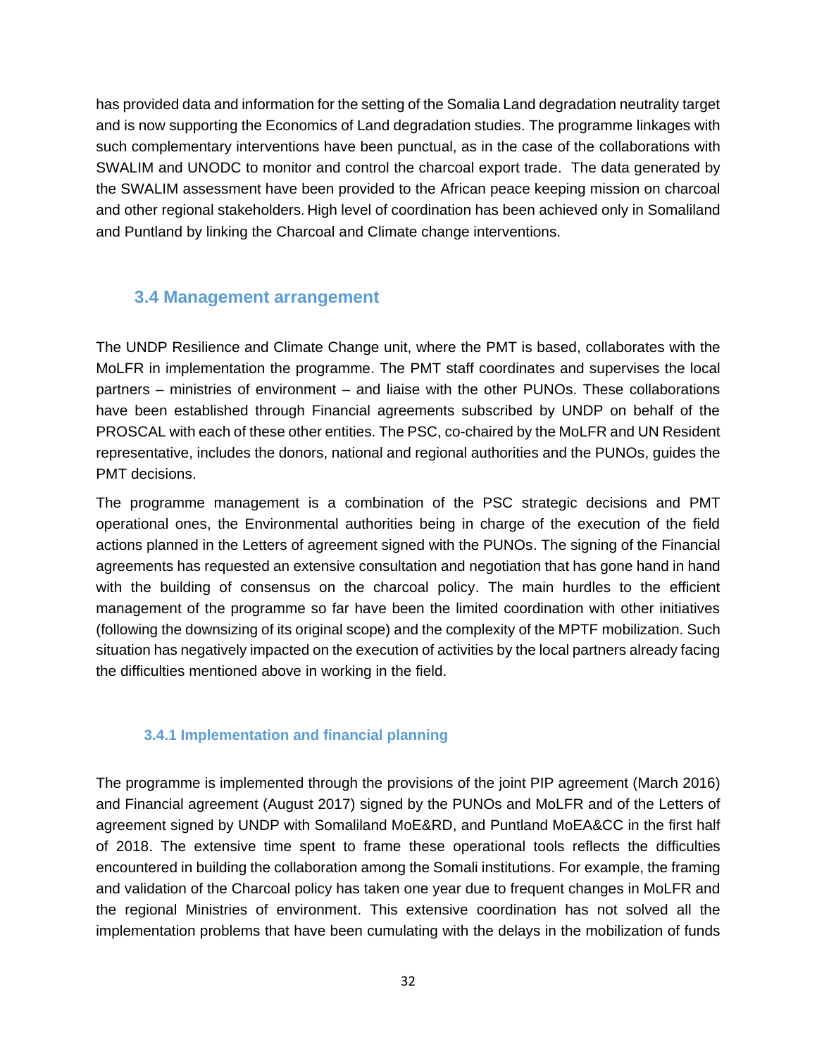has provided data and information for the setting of the Somalia Land degradation neutrality target and is now supporting the Economics of Land degradation studies. The programme linkages with such complementary interventions have been punctual, as in the case of the collaborations with SWALIM and UNODC to monitor and control the charcoal export trade. The data generated by the SWALIM assessment have been provided to the African peace keeping mission on charcoal and other regional stakeholders. High level of coordination has been achieved only in Somaliland and Puntland by linking the Charcoal and Climate change interventions.

## 3.4 Management arrangement

The UNDP Resilience and Climate Change unit, where the PMT is based, collaborates with the MoLFR in implementation the programme. The PMT staff coordinates and supervises the local partners – ministries of environment – and liaise with the other PUNOs. These collaborations have been established through Financial agreements subscribed by UNDP on behalf of the PROSCAL with each of these other entities. The PSC, co-chaired by the MoLFR and UN Resident representative, includes the donors, national and regional authorities and the PUNOs, guides the PMT decisions.

The programme management is a combination of the PSC strategic decisions and PMT operational ones, the Environmental authorities being in charge of the execution of the field actions planned in the Letters of agreement signed with the PUNOs. The signing of the Financial agreements has requested an extensive consultation and negotiation that has gone hand in hand with the building of consensus on the charcoal policy. The main hurdles to the efficient management of the programme so far have been the limited coordination with other initiatives (following the downsizing of its original scope) and the complexity of the MPTF mobilization. Such situation has negatively impacted on the execution of activities by the local partners already facing the difficulties mentioned above in working in the field.

### 3.4.1 Implementation and financial planning

The programme is implemented through the provisions of the joint PIP agreement (March 2016) and Financial agreement (August 2017) signed by the PUNOs and MoLFR and of the Letters of agreement signed by UNDP with Somaliland MoE&RD, and Puntland MoEA&CC in the first half of 2018. The extensive time spent to frame these operational tools reflects the difficulties encountered in building the collaboration among the Somali institutions. For example, the framing and validation of the Charcoal policy has taken one year due to frequent changes in MoLFR and the regional Ministries of environment. This extensive coordination has not solved all the implementation problems that have been cumulating with the delays in the mobilization of funds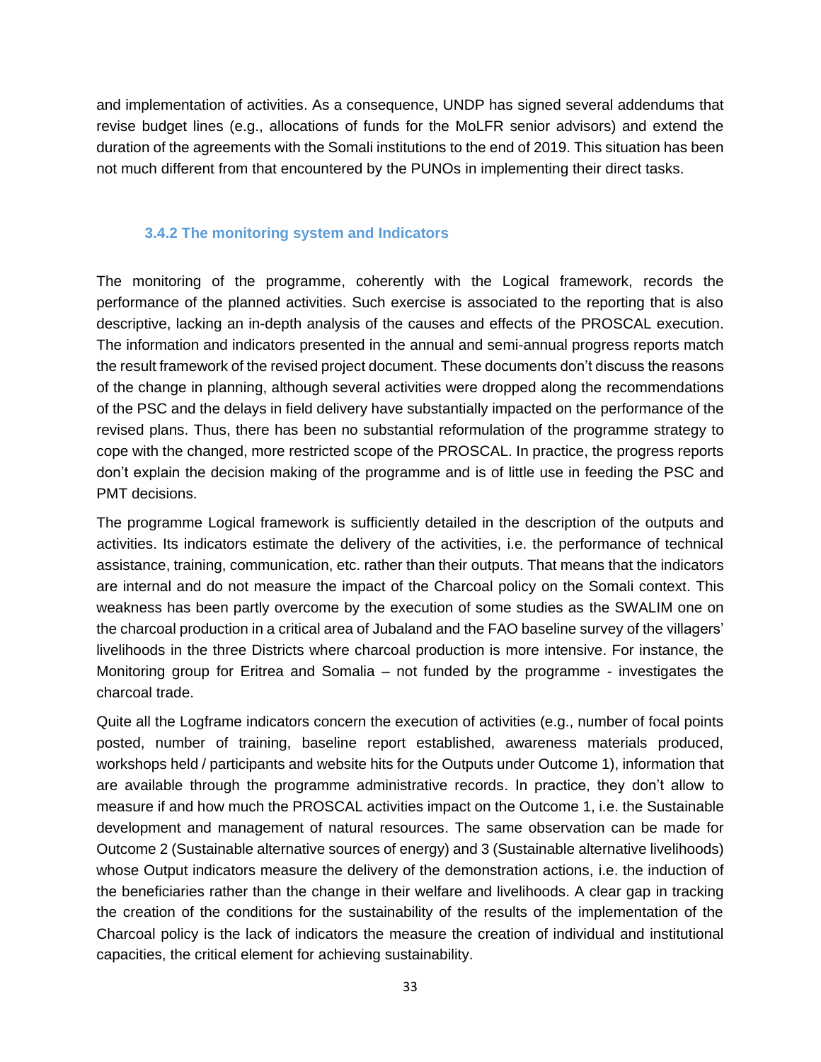and implementation of activities. As a consequence, UNDP has signed several addendums that revise budget lines (e.g., allocations of funds for the MoLFR senior advisors) and extend the duration of the agreements with the Somali institutions to the end of 2019. This situation has been not much different from that encountered by the PUNOs in implementing their direct tasks.

### 3.4.2 The monitoring system and Indicators

The monitoring of the programme, coherently with the Logical framework, records the performance of the planned activities. Such exercise is associated to the reporting that is also descriptive, lacking an in-depth analysis of the causes and effects of the PROSCAL execution. The information and indicators presented in the annual and semi-annual progress reports match the result framework of the revised project document. These documents don't discuss the reasons of the change in planning, although several activities were dropped along the recommendations of the PSC and the delays in field delivery have substantially impacted on the performance of the revised plans. Thus, there has been no substantial reformulation of the programme strategy to cope with the changed, more restricted scope of the PROSCAL. In practice, the progress reports don't explain the decision making of the programme and is of little use in feeding the PSC and PMT decisions.

The programme Logical framework is sufficiently detailed in the description of the outputs and activities. Its indicators estimate the delivery of the activities, i.e. the performance of technical assistance, training, communication, etc. rather than their outputs. That means that the indicators are internal and do not measure the impact of the Charcoal policy on the Somali context. This weakness has been partly overcome by the execution of some studies as the SWALIM one on the charcoal production in a critical area of Jubaland and the FAO baseline survey of the villagers' livelihoods in the three Districts where charcoal production is more intensive. For instance, the Monitoring group for Eritrea and Somalia – not funded by the programme - investigates the charcoal trade.

Quite all the Logframe indicators concern the execution of activities (e.g., number of focal points posted, number of training, baseline report established, awareness materials produced, workshops held / participants and website hits for the Outputs under Outcome 1), information that are available through the programme administrative records. In practice, they don't allow to measure if and how much the PROSCAL activities impact on the Outcome 1, i.e. the Sustainable development and management of natural resources. The same observation can be made for Outcome 2 (Sustainable alternative sources of energy) and 3 (Sustainable alternative livelihoods) whose Output indicators measure the delivery of the demonstration actions, i.e. the induction of the beneficiaries rather than the change in their welfare and livelihoods. A clear gap in tracking the creation of the conditions for the sustainability of the results of the implementation of the Charcoal policy is the lack of indicators the measure the creation of individual and institutional capacities, the critical element for achieving sustainability.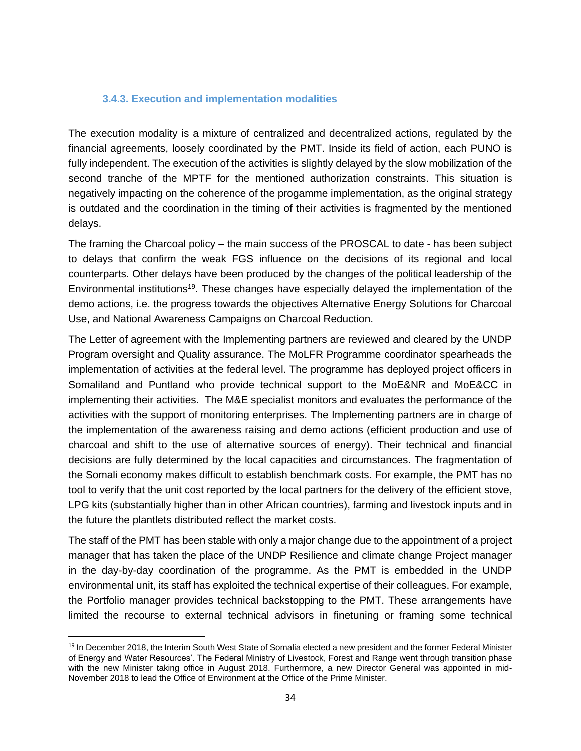### 3.4.3. Execution and implementation modalities

The execution modality is a mixture of centralized and decentralized actions, regulated by the financial agreements, loosely coordinated by the PMT. Inside its field of action, each PUNO is fully independent. The execution of the activities is slightly delayed by the slow mobilization of the second tranche of the MPTF for the mentioned authorization constraints. This situation is negatively impacting on the coherence of the progamme implementation, as the original strategy is outdated and the coordination in the timing of their activities is fragmented by the mentioned delays.

The framing the Charcoal policy – the main success of the PROSCAL to date - has been subject to delays that confirm the weak FGS influence on the decisions of its regional and local counterparts. Other delays have been produced by the changes of the political leadership of the Environmental institutions[19]. These changes have especially delayed the implementation of the demo actions, i.e. the progress towards the objectives Alternative Energy Solutions for Charcoal Use, and National Awareness Campaigns on Charcoal Reduction.

The Letter of agreement with the Implementing partners are reviewed and cleared by the UNDP Program oversight and Quality assurance. The MoLFR Programme coordinator spearheads the implementation of activities at the federal level. The programme has deployed project officers in Somaliland and Puntland who provide technical support to the MoE&NR and MoE&CC in implementing their activities. The M&E specialist monitors and evaluates the performance of the activities with the support of monitoring enterprises. The Implementing partners are in charge of the implementation of the awareness raising and demo actions (efficient production and use of charcoal and shift to the use of alternative sources of energy). Their technical and financial decisions are fully determined by the local capacities and circumstances. The fragmentation of the Somali economy makes difficult to establish benchmark costs. For example, the PMT has no tool to verify that the unit cost reported by the local partners for the delivery of the efficient stove, LPG kits (substantially higher than in other African countries), farming and livestock inputs and in the future the plantlets distributed reflect the market costs.

The staff of the PMT has been stable with only a major change due to the appointment of a project manager that has taken the place of the UNDP Resilience and climate change Project manager in the day-by-day coordination of the programme. As the PMT is embedded in the UNDP environmental unit, its staff has exploited the technical expertise of their colleagues. For example, the Portfolio manager provides technical backstopping to the PMT. These arrangements have limited the recourse to external technical advisors in finetuning or framing some technical

[19] In December 2018, the Interim South West State of Somalia elected a new president and the former Federal Minister of Energy and Water Resources'. The Federal Ministry of Livestock, Forest and Range went through transition phase with the new Minister taking office in August 2018. Furthermore, a new Director General was appointed in mid-November 2018 to lead the Office of Environment at the Office of the Prime Minister.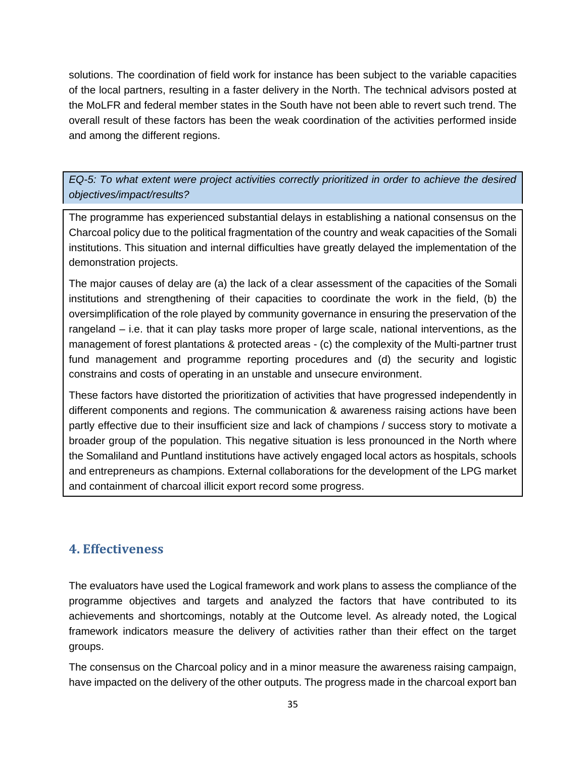solutions. The coordination of field work for instance has been subject to the variable capacities of the local partners, resulting in a faster delivery in the North. The technical advisors posted at the MoLFR and federal member states in the South have not been able to revert such trend. The overall result of these factors has been the weak coordination of the activities performed inside and among the different regions.

*EQ-5: To what extent were project activities correctly prioritized in order to achieve the desired objectives/impact/results?*

The programme has experienced substantial delays in establishing a national consensus on the Charcoal policy due to the political fragmentation of the country and weak capacities of the Somali institutions. This situation and internal difficulties have greatly delayed the implementation of the demonstration projects.

The major causes of delay are (a) the lack of a clear assessment of the capacities of the Somali institutions and strengthening of their capacities to coordinate the work in the field, (b) the oversimplification of the role played by community governance in ensuring the preservation of the rangeland – i.e. that it can play tasks more proper of large scale, national interventions, as the management of forest plantations & protected areas - (c) the complexity of the Multi-partner trust fund management and programme reporting procedures and (d) the security and logistic constrains and costs of operating in an unstable and unsecure environment.

These factors have distorted the prioritization of activities that have progressed independently in different components and regions. The communication & awareness raising actions have been partly effective due to their insufficient size and lack of champions / success story to motivate a broader group of the population. This negative situation is less pronounced in the North where the Somaliland and Puntland institutions have actively engaged local actors as hospitals, schools and entrepreneurs as champions. External collaborations for the development of the LPG market and containment of charcoal illicit export record some progress.

## 4. Effectiveness

The evaluators have used the Logical framework and work plans to assess the compliance of the programme objectives and targets and analyzed the factors that have contributed to its achievements and shortcomings, notably at the Outcome level. As already noted, the Logical framework indicators measure the delivery of activities rather than their effect on the target groups.

The consensus on the Charcoal policy and in a minor measure the awareness raising campaign, have impacted on the delivery of the other outputs. The progress made in the charcoal export ban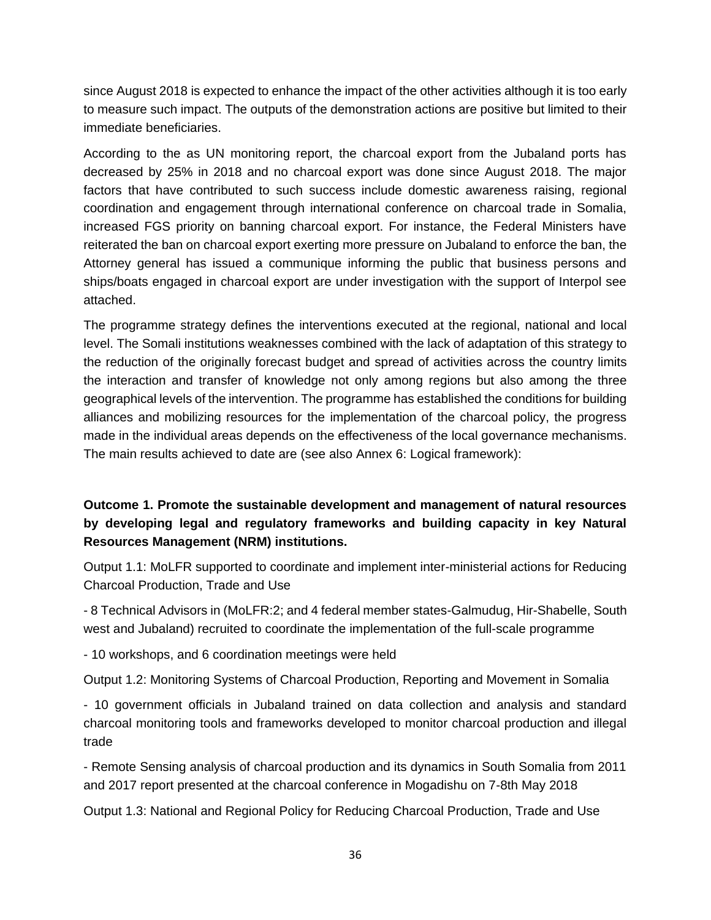since August 2018 is expected to enhance the impact of the other activities although it is too early to measure such impact. The outputs of the demonstration actions are positive but limited to their immediate beneficiaries.

According to the as UN monitoring report, the charcoal export from the Jubaland ports has decreased by 25% in 2018 and no charcoal export was done since August 2018. The major factors that have contributed to such success include domestic awareness raising, regional coordination and engagement through international conference on charcoal trade in Somalia, increased FGS priority on banning charcoal export. For instance, the Federal Ministers have reiterated the ban on charcoal export exerting more pressure on Jubaland to enforce the ban, the Attorney general has issued a communique informing the public that business persons and ships/boats engaged in charcoal export are under investigation with the support of Interpol see attached.

The programme strategy defines the interventions executed at the regional, national and local level. The Somali institutions weaknesses combined with the lack of adaptation of this strategy to the reduction of the originally forecast budget and spread of activities across the country limits the interaction and transfer of knowledge not only among regions but also among the three geographical levels of the intervention. The programme has established the conditions for building alliances and mobilizing resources for the implementation of the charcoal policy, the progress made in the individual areas depends on the effectiveness of the local governance mechanisms. The main results achieved to date are (see also Annex 6: Logical framework):

**Outcome 1. Promote the sustainable development and management of natural resources by developing legal and regulatory frameworks and building capacity in key Natural Resources Management (NRM) institutions.**

Output 1.1: MoLFR supported to coordinate and implement inter-ministerial actions for Reducing Charcoal Production, Trade and Use

- 8 Technical Advisors in (MoLFR:2; and 4 federal member states-Galmudug, Hir-Shabelle, South west and Jubaland) recruited to coordinate the implementation of the full-scale programme

- 10 workshops, and 6 coordination meetings were held

Output 1.2: Monitoring Systems of Charcoal Production, Reporting and Movement in Somalia

- 10 government officials in Jubaland trained on data collection and analysis and standard charcoal monitoring tools and frameworks developed to monitor charcoal production and illegal trade

- Remote Sensing analysis of charcoal production and its dynamics in South Somalia from 2011 and 2017 report presented at the charcoal conference in Mogadishu on 7-8th May 2018

Output 1.3: National and Regional Policy for Reducing Charcoal Production, Trade and Use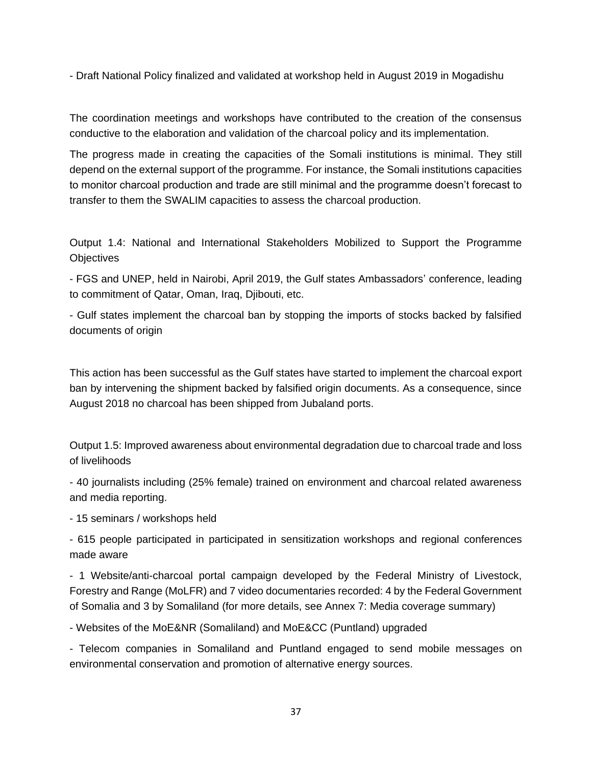- Draft National Policy finalized and validated at workshop held in August 2019 in Mogadishu

The coordination meetings and workshops have contributed to the creation of the consensus conductive to the elaboration and validation of the charcoal policy and its implementation.

The progress made in creating the capacities of the Somali institutions is minimal. They still depend on the external support of the programme. For instance, the Somali institutions capacities to monitor charcoal production and trade are still minimal and the programme doesn't forecast to transfer to them the SWALIM capacities to assess the charcoal production.

Output 1.4: National and International Stakeholders Mobilized to Support the Programme Objectives

- FGS and UNEP, held in Nairobi, April 2019, the Gulf states Ambassadors' conference, leading to commitment of Qatar, Oman, Iraq, Djibouti, etc.

- Gulf states implement the charcoal ban by stopping the imports of stocks backed by falsified documents of origin

This action has been successful as the Gulf states have started to implement the charcoal export ban by intervening the shipment backed by falsified origin documents. As a consequence, since August 2018 no charcoal has been shipped from Jubaland ports.

Output 1.5: Improved awareness about environmental degradation due to charcoal trade and loss of livelihoods

- 40 journalists including (25% female) trained on environment and charcoal related awareness and media reporting.

- 15 seminars / workshops held

- 615 people participated in participated in sensitization workshops and regional conferences made aware

- 1 Website/anti-charcoal portal campaign developed by the Federal Ministry of Livestock, Forestry and Range (MoLFR) and 7 video documentaries recorded: 4 by the Federal Government of Somalia and 3 by Somaliland (for more details, see Annex 7: Media coverage summary)

- Websites of the MoE&NR (Somaliland) and MoE&CC (Puntland) upgraded

- Telecom companies in Somaliland and Puntland engaged to send mobile messages on environmental conservation and promotion of alternative energy sources.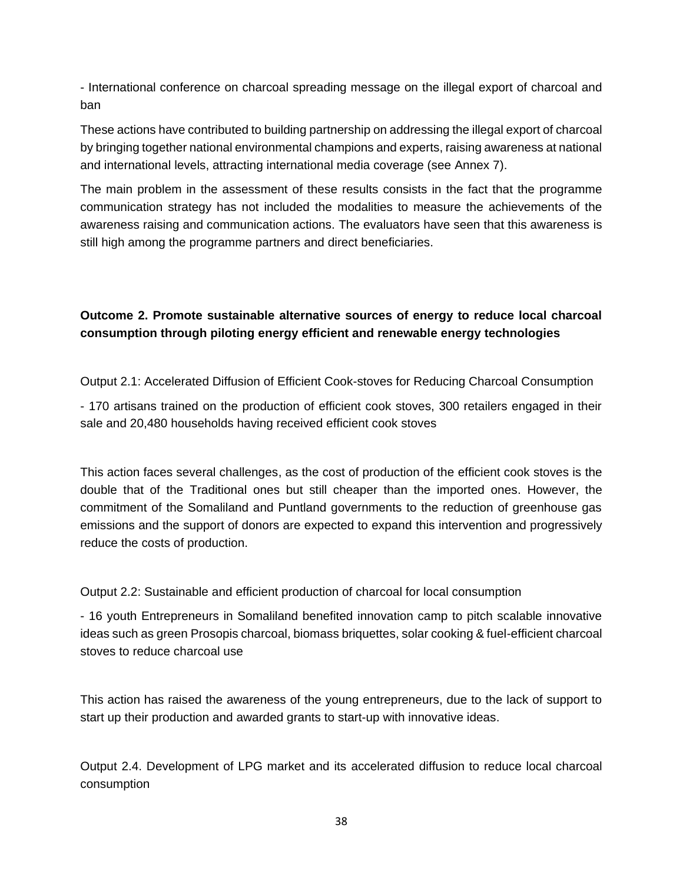- International conference on charcoal spreading message on the illegal export of charcoal and ban

These actions have contributed to building partnership on addressing the illegal export of charcoal by bringing together national environmental champions and experts, raising awareness at national and international levels, attracting international media coverage (see Annex 7).

The main problem in the assessment of these results consists in the fact that the programme communication strategy has not included the modalities to measure the achievements of the awareness raising and communication actions. The evaluators have seen that this awareness is still high among the programme partners and direct beneficiaries.

**Outcome 2. Promote sustainable alternative sources of energy to reduce local charcoal consumption through piloting energy efficient and renewable energy technologies**

Output 2.1: Accelerated Diffusion of Efficient Cook-stoves for Reducing Charcoal Consumption

- 170 artisans trained on the production of efficient cook stoves, 300 retailers engaged in their sale and 20,480 households having received efficient cook stoves

This action faces several challenges, as the cost of production of the efficient cook stoves is the double that of the Traditional ones but still cheaper than the imported ones. However, the commitment of the Somaliland and Puntland governments to the reduction of greenhouse gas emissions and the support of donors are expected to expand this intervention and progressively reduce the costs of production.

Output 2.2: Sustainable and efficient production of charcoal for local consumption

- 16 youth Entrepreneurs in Somaliland benefited innovation camp to pitch scalable innovative ideas such as green Prosopis charcoal, biomass briquettes, solar cooking & fuel-efficient charcoal stoves to reduce charcoal use

This action has raised the awareness of the young entrepreneurs, due to the lack of support to start up their production and awarded grants to start-up with innovative ideas.

Output 2.4. Development of LPG market and its accelerated diffusion to reduce local charcoal consumption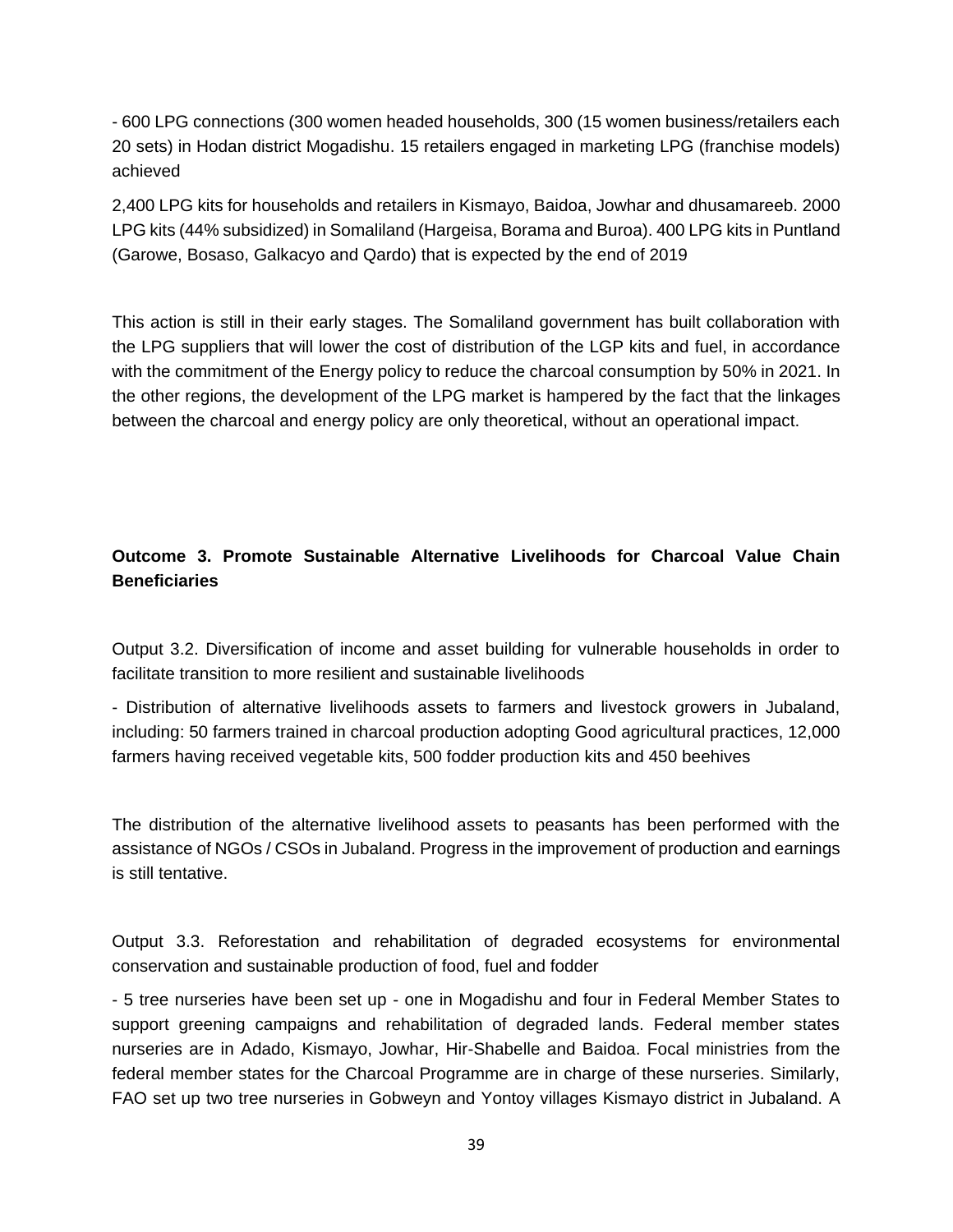- 600 LPG connections (300 women headed households, 300 (15 women business/retailers each 20 sets) in Hodan district Mogadishu. 15 retailers engaged in marketing LPG (franchise models) achieved

2,400 LPG kits for households and retailers in Kismayo, Baidoa, Jowhar and dhusamareeb. 2000 LPG kits (44% subsidized) in Somaliland (Hargeisa, Borama and Buroa). 400 LPG kits in Puntland (Garowe, Bosaso, Galkacyo and Qardo) that is expected by the end of 2019

This action is still in their early stages. The Somaliland government has built collaboration with the LPG suppliers that will lower the cost of distribution of the LGP kits and fuel, in accordance with the commitment of the Energy policy to reduce the charcoal consumption by 50% in 2021. In the other regions, the development of the LPG market is hampered by the fact that the linkages between the charcoal and energy policy are only theoretical, without an operational impact.

**Outcome 3. Promote Sustainable Alternative Livelihoods for Charcoal Value Chain Beneficiaries**

Output 3.2. Diversification of income and asset building for vulnerable households in order to facilitate transition to more resilient and sustainable livelihoods

- Distribution of alternative livelihoods assets to farmers and livestock growers in Jubaland, including: 50 farmers trained in charcoal production adopting Good agricultural practices, 12,000 farmers having received vegetable kits, 500 fodder production kits and 450 beehives

The distribution of the alternative livelihood assets to peasants has been performed with the assistance of NGOs / CSOs in Jubaland. Progress in the improvement of production and earnings is still tentative.

Output 3.3. Reforestation and rehabilitation of degraded ecosystems for environmental conservation and sustainable production of food, fuel and fodder

- 5 tree nurseries have been set up - one in Mogadishu and four in Federal Member States to support greening campaigns and rehabilitation of degraded lands. Federal member states nurseries are in Adado, Kismayo, Jowhar, Hir-Shabelle and Baidoa. Focal ministries from the federal member states for the Charcoal Programme are in charge of these nurseries. Similarly, FAO set up two tree nurseries in Gobweyn and Yontoy villages Kismayo district in Jubaland. A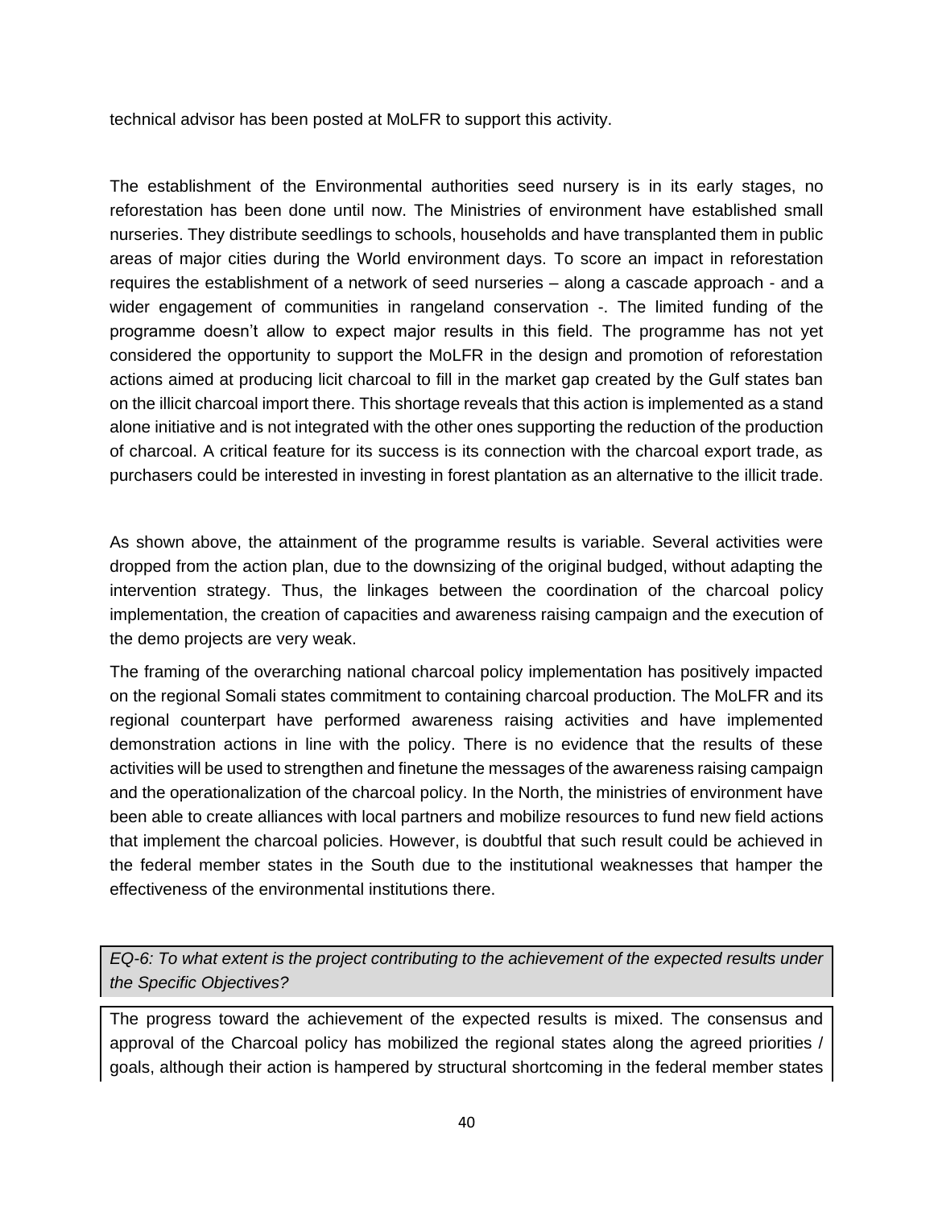technical advisor has been posted at MoLFR to support this activity.

The establishment of the Environmental authorities seed nursery is in its early stages, no reforestation has been done until now. The Ministries of environment have established small nurseries. They distribute seedlings to schools, households and have transplanted them in public areas of major cities during the World environment days. To score an impact in reforestation requires the establishment of a network of seed nurseries – along a cascade approach - and a wider engagement of communities in rangeland conservation -. The limited funding of the programme doesn't allow to expect major results in this field. The programme has not yet considered the opportunity to support the MoLFR in the design and promotion of reforestation actions aimed at producing licit charcoal to fill in the market gap created by the Gulf states ban on the illicit charcoal import there. This shortage reveals that this action is implemented as a stand alone initiative and is not integrated with the other ones supporting the reduction of the production of charcoal. A critical feature for its success is its connection with the charcoal export trade, as purchasers could be interested in investing in forest plantation as an alternative to the illicit trade.

As shown above, the attainment of the programme results is variable. Several activities were dropped from the action plan, due to the downsizing of the original budged, without adapting the intervention strategy. Thus, the linkages between the coordination of the charcoal policy implementation, the creation of capacities and awareness raising campaign and the execution of the demo projects are very weak.

The framing of the overarching national charcoal policy implementation has positively impacted on the regional Somali states commitment to containing charcoal production. The MoLFR and its regional counterpart have performed awareness raising activities and have implemented demonstration actions in line with the policy. There is no evidence that the results of these activities will be used to strengthen and finetune the messages of the awareness raising campaign and the operationalization of the charcoal policy. In the North, the ministries of environment have been able to create alliances with local partners and mobilize resources to fund new field actions that implement the charcoal policies. However, is doubtful that such result could be achieved in the federal member states in the South due to the institutional weaknesses that hamper the effectiveness of the environmental institutions there.

*EQ-6: To what extent is the project contributing to the achievement of the expected results under the Specific Objectives?*

The progress toward the achievement of the expected results is mixed. The consensus and approval of the Charcoal policy has mobilized the regional states along the agreed priorities / goals, although their action is hampered by structural shortcoming in the federal member states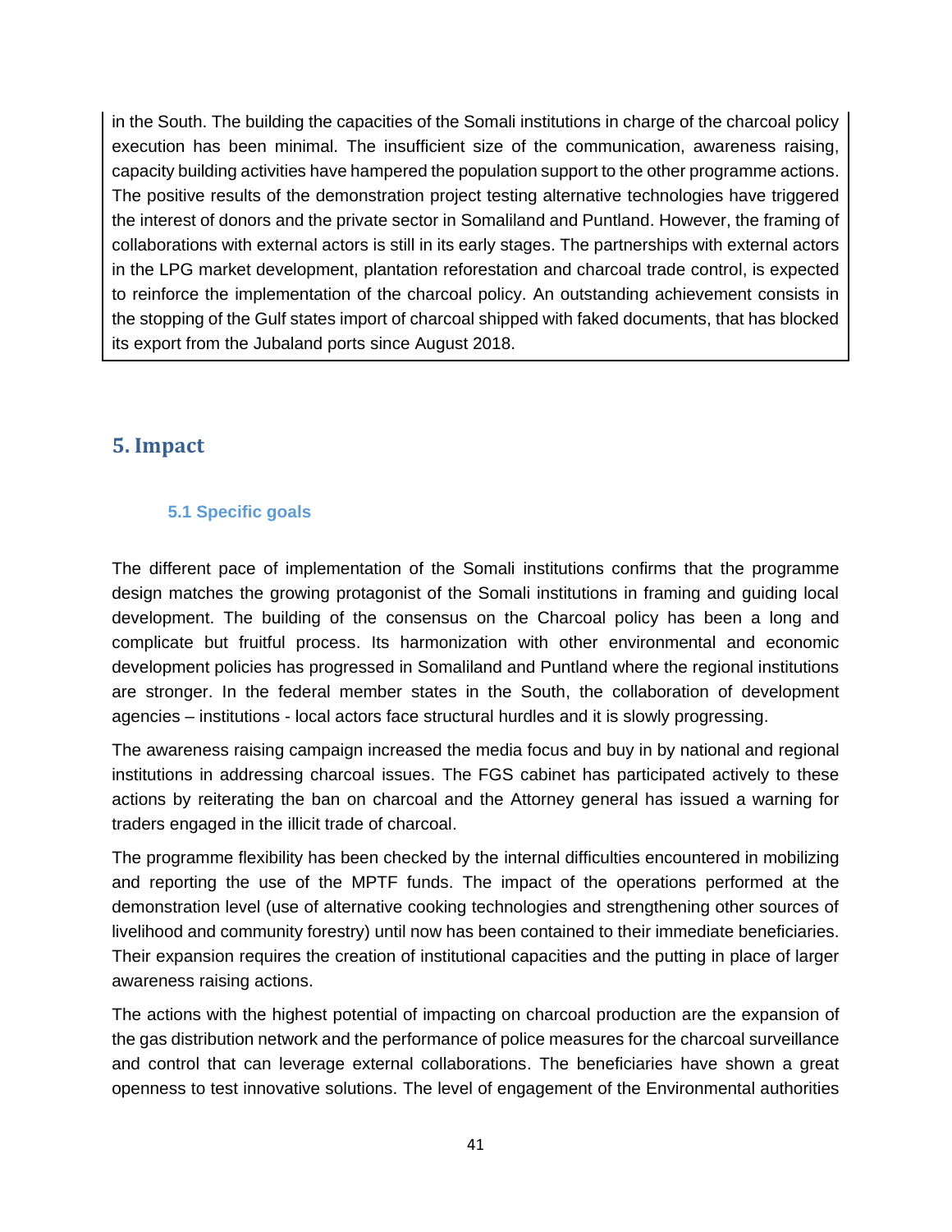in the South. The building the capacities of the Somali institutions in charge of the charcoal policy execution has been minimal. The insufficient size of the communication, awareness raising, capacity building activities have hampered the population support to the other programme actions. The positive results of the demonstration project testing alternative technologies have triggered the interest of donors and the private sector in Somaliland and Puntland. However, the framing of collaborations with external actors is still in its early stages. The partnerships with external actors in the LPG market development, plantation reforestation and charcoal trade control, is expected to reinforce the implementation of the charcoal policy. An outstanding achievement consists in the stopping of the Gulf states import of charcoal shipped with faked documents, that has blocked its export from the Jubaland ports since August 2018.

# 5. Impact

## 5.1 Specific goals

The different pace of implementation of the Somali institutions confirms that the programme design matches the growing protagonist of the Somali institutions in framing and guiding local development. The building of the consensus on the Charcoal policy has been a long and complicate but fruitful process. Its harmonization with other environmental and economic development policies has progressed in Somaliland and Puntland where the regional institutions are stronger. In the federal member states in the South, the collaboration of development agencies – institutions - local actors face structural hurdles and it is slowly progressing.

The awareness raising campaign increased the media focus and buy in by national and regional institutions in addressing charcoal issues. The FGS cabinet has participated actively to these actions by reiterating the ban on charcoal and the Attorney general has issued a warning for traders engaged in the illicit trade of charcoal.

The programme flexibility has been checked by the internal difficulties encountered in mobilizing and reporting the use of the MPTF funds. The impact of the operations performed at the demonstration level (use of alternative cooking technologies and strengthening other sources of livelihood and community forestry) until now has been contained to their immediate beneficiaries. Their expansion requires the creation of institutional capacities and the putting in place of larger awareness raising actions.

The actions with the highest potential of impacting on charcoal production are the expansion of the gas distribution network and the performance of police measures for the charcoal surveillance and control that can leverage external collaborations. The beneficiaries have shown a great openness to test innovative solutions. The level of engagement of the Environmental authorities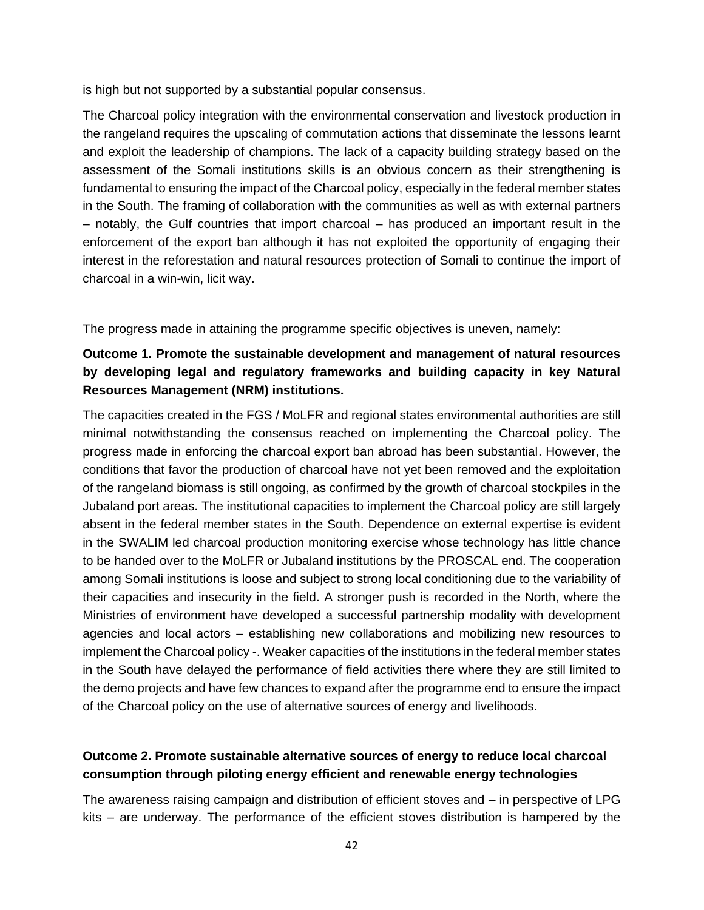is high but not supported by a substantial popular consensus.

The Charcoal policy integration with the environmental conservation and livestock production in the rangeland requires the upscaling of commutation actions that disseminate the lessons learnt and exploit the leadership of champions. The lack of a capacity building strategy based on the assessment of the Somali institutions skills is an obvious concern as their strengthening is fundamental to ensuring the impact of the Charcoal policy, especially in the federal member states in the South. The framing of collaboration with the communities as well as with external partners – notably, the Gulf countries that import charcoal – has produced an important result in the enforcement of the export ban although it has not exploited the opportunity of engaging their interest in the reforestation and natural resources protection of Somali to continue the import of charcoal in a win-win, licit way.

The progress made in attaining the programme specific objectives is uneven, namely:

**Outcome 1. Promote the sustainable development and management of natural resources by developing legal and regulatory frameworks and building capacity in key Natural Resources Management (NRM) institutions.**

The capacities created in the FGS / MoLFR and regional states environmental authorities are still minimal notwithstanding the consensus reached on implementing the Charcoal policy. The progress made in enforcing the charcoal export ban abroad has been substantial. However, the conditions that favor the production of charcoal have not yet been removed and the exploitation of the rangeland biomass is still ongoing, as confirmed by the growth of charcoal stockpiles in the Jubaland port areas. The institutional capacities to implement the Charcoal policy are still largely absent in the federal member states in the South. Dependence on external expertise is evident in the SWALIM led charcoal production monitoring exercise whose technology has little chance to be handed over to the MoLFR or Jubaland institutions by the PROSCAL end. The cooperation among Somali institutions is loose and subject to strong local conditioning due to the variability of their capacities and insecurity in the field. A stronger push is recorded in the North, where the Ministries of environment have developed a successful partnership modality with development agencies and local actors – establishing new collaborations and mobilizing new resources to implement the Charcoal policy -. Weaker capacities of the institutions in the federal member states in the South have delayed the performance of field activities there where they are still limited to the demo projects and have few chances to expand after the programme end to ensure the impact of the Charcoal policy on the use of alternative sources of energy and livelihoods.

**Outcome 2. Promote sustainable alternative sources of energy to reduce local charcoal consumption through piloting energy efficient and renewable energy technologies**

The awareness raising campaign and distribution of efficient stoves and – in perspective of LPG kits – are underway. The performance of the efficient stoves distribution is hampered by the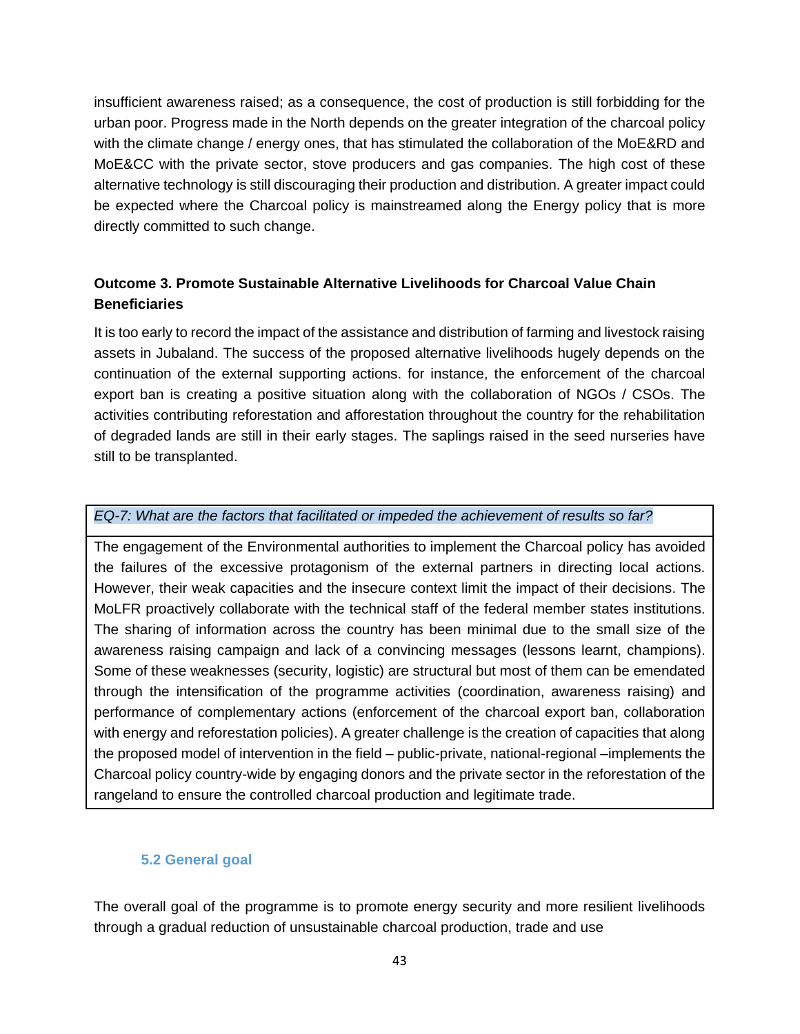insufficient awareness raised; as a consequence, the cost of production is still forbidding for the urban poor. Progress made in the North depends on the greater integration of the charcoal policy with the climate change / energy ones, that has stimulated the collaboration of the MoE&RD and MoE&CC with the private sector, stove producers and gas companies. The high cost of these alternative technology is still discouraging their production and distribution. A greater impact could be expected where the Charcoal policy is mainstreamed along the Energy policy that is more directly committed to such change.

**Outcome 3. Promote Sustainable Alternative Livelihoods for Charcoal Value Chain Beneficiaries**

It is too early to record the impact of the assistance and distribution of farming and livestock raising assets in Jubaland. The success of the proposed alternative livelihoods hugely depends on the continuation of the external supporting actions. for instance, the enforcement of the charcoal export ban is creating a positive situation along with the collaboration of NGOs / CSOs. The activities contributing reforestation and afforestation throughout the country for the rehabilitation of degraded lands are still in their early stages. The saplings raised in the seed nurseries have still to be transplanted.

| *EQ-7: What are the factors that facilitated or impeded the achievement of results so far?* |
| --- |
| The engagement of the Environmental authorities to implement the Charcoal policy has avoided the failures of the excessive protagonism of the external partners in directing local actions. However, their weak capacities and the insecure context limit the impact of their decisions. The MoLFR proactively collaborate with the technical staff of the federal member states institutions. The sharing of information across the country has been minimal due to the small size of the awareness raising campaign and lack of a convincing messages (lessons learnt, champions). Some of these weaknesses (security, logistic) are structural but most of them can be emendated through the intensification of the programme activities (coordination, awareness raising) and performance of complementary actions (enforcement of the charcoal export ban, collaboration with energy and reforestation policies). A greater challenge is the creation of capacities that along the proposed model of intervention in the field – public-private, national-regional –implements the Charcoal policy country-wide by engaging donors and the private sector in the reforestation of the rangeland to ensure the controlled charcoal production and legitimate trade. |

### 5.2 General goal

The overall goal of the programme is to promote energy security and more resilient livelihoods through a gradual reduction of unsustainable charcoal production, trade and use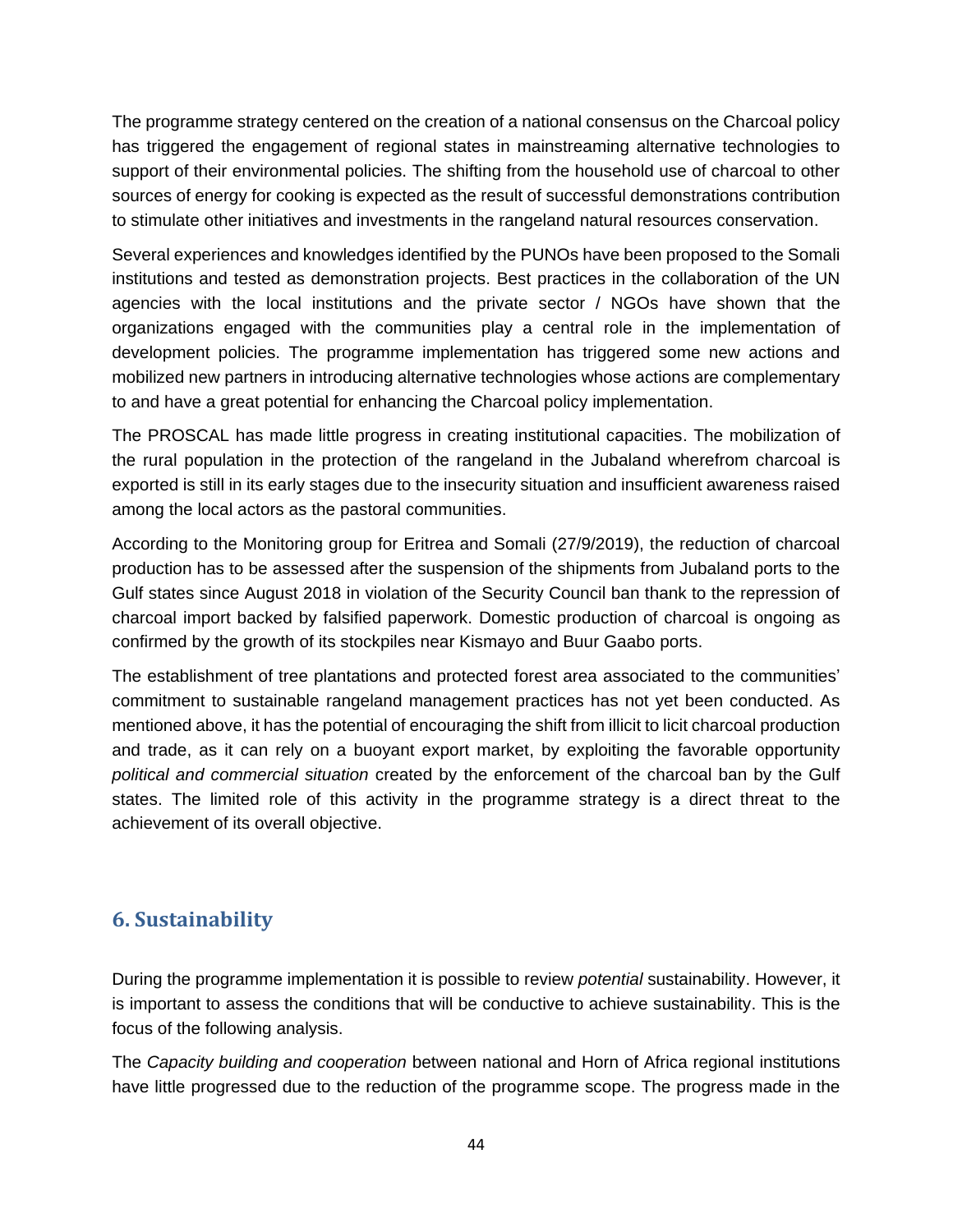The programme strategy centered on the creation of a national consensus on the Charcoal policy has triggered the engagement of regional states in mainstreaming alternative technologies to support of their environmental policies. The shifting from the household use of charcoal to other sources of energy for cooking is expected as the result of successful demonstrations contribution to stimulate other initiatives and investments in the rangeland natural resources conservation.

Several experiences and knowledges identified by the PUNOs have been proposed to the Somali institutions and tested as demonstration projects. Best practices in the collaboration of the UN agencies with the local institutions and the private sector / NGOs have shown that the organizations engaged with the communities play a central role in the implementation of development policies. The programme implementation has triggered some new actions and mobilized new partners in introducing alternative technologies whose actions are complementary to and have a great potential for enhancing the Charcoal policy implementation.

The PROSCAL has made little progress in creating institutional capacities. The mobilization of the rural population in the protection of the rangeland in the Jubaland wherefrom charcoal is exported is still in its early stages due to the insecurity situation and insufficient awareness raised among the local actors as the pastoral communities.

According to the Monitoring group for Eritrea and Somali (27/9/2019), the reduction of charcoal production has to be assessed after the suspension of the shipments from Jubaland ports to the Gulf states since August 2018 in violation of the Security Council ban thank to the repression of charcoal import backed by falsified paperwork. Domestic production of charcoal is ongoing as confirmed by the growth of its stockpiles near Kismayo and Buur Gaabo ports.

The establishment of tree plantations and protected forest area associated to the communities' commitment to sustainable rangeland management practices has not yet been conducted. As mentioned above, it has the potential of encouraging the shift from illicit to licit charcoal production and trade, as it can rely on a buoyant export market, by exploiting the favorable opportunity *political and commercial situation* created by the enforcement of the charcoal ban by the Gulf states. The limited role of this activity in the programme strategy is a direct threat to the achievement of its overall objective.

## 6. Sustainability

During the programme implementation it is possible to review *potential* sustainability. However, it is important to assess the conditions that will be conductive to achieve sustainability. This is the focus of the following analysis.

The *Capacity building and cooperation* between national and Horn of Africa regional institutions have little progressed due to the reduction of the programme scope. The progress made in the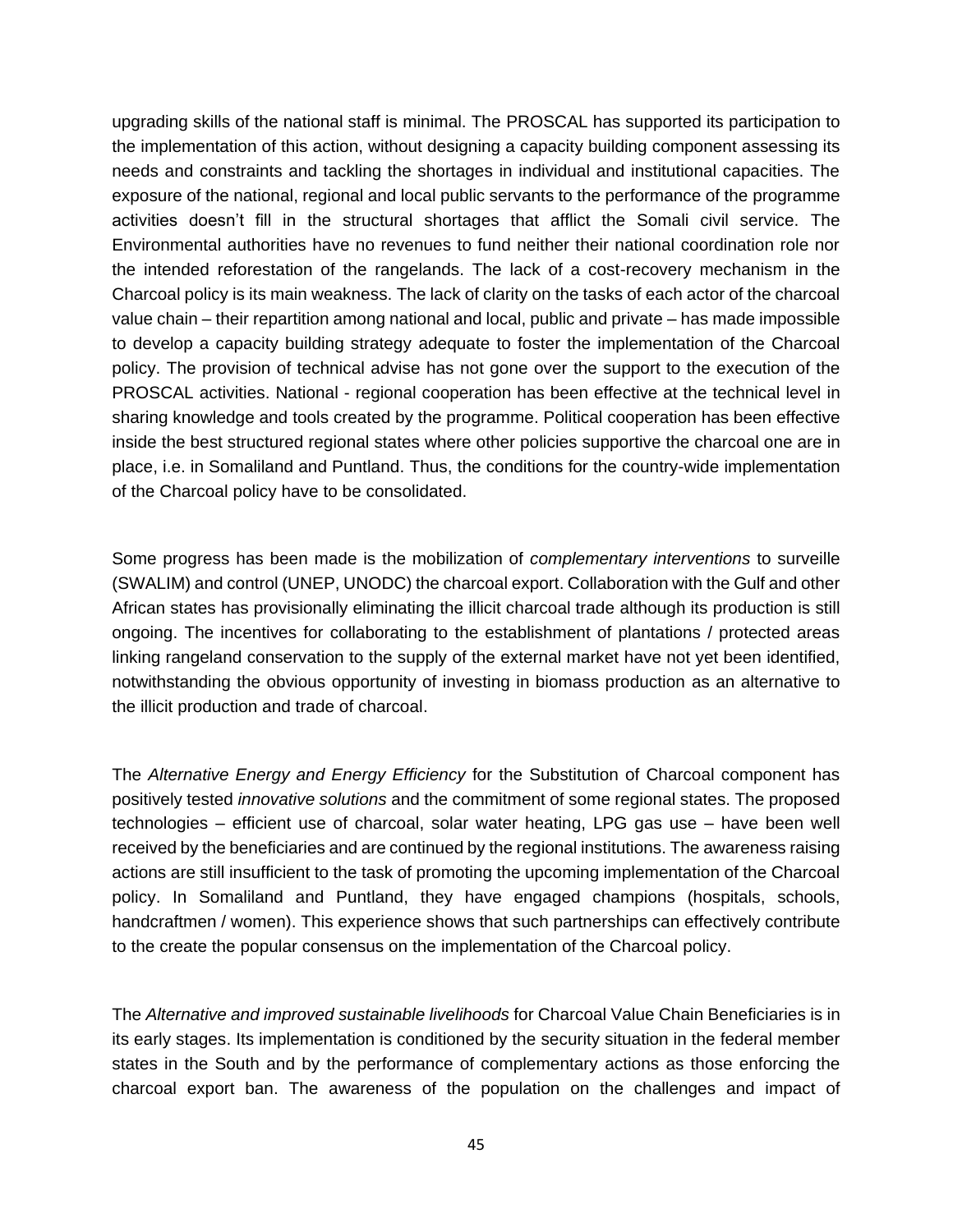upgrading skills of the national staff is minimal. The PROSCAL has supported its participation to the implementation of this action, without designing a capacity building component assessing its needs and constraints and tackling the shortages in individual and institutional capacities. The exposure of the national, regional and local public servants to the performance of the programme activities doesn't fill in the structural shortages that afflict the Somali civil service. The Environmental authorities have no revenues to fund neither their national coordination role nor the intended reforestation of the rangelands. The lack of a cost-recovery mechanism in the Charcoal policy is its main weakness. The lack of clarity on the tasks of each actor of the charcoal value chain – their repartition among national and local, public and private – has made impossible to develop a capacity building strategy adequate to foster the implementation of the Charcoal policy. The provision of technical advise has not gone over the support to the execution of the PROSCAL activities. National - regional cooperation has been effective at the technical level in sharing knowledge and tools created by the programme. Political cooperation has been effective inside the best structured regional states where other policies supportive the charcoal one are in place, i.e. in Somaliland and Puntland. Thus, the conditions for the country-wide implementation of the Charcoal policy have to be consolidated.

Some progress has been made is the mobilization of *complementary interventions* to surveille (SWALIM) and control (UNEP, UNODC) the charcoal export. Collaboration with the Gulf and other African states has provisionally eliminating the illicit charcoal trade although its production is still ongoing. The incentives for collaborating to the establishment of plantations / protected areas linking rangeland conservation to the supply of the external market have not yet been identified, notwithstanding the obvious opportunity of investing in biomass production as an alternative to the illicit production and trade of charcoal.

The *Alternative Energy and Energy Efficiency* for the Substitution of Charcoal component has positively tested *innovative solutions* and the commitment of some regional states. The proposed technologies – efficient use of charcoal, solar water heating, LPG gas use – have been well received by the beneficiaries and are continued by the regional institutions. The awareness raising actions are still insufficient to the task of promoting the upcoming implementation of the Charcoal policy. In Somaliland and Puntland, they have engaged champions (hospitals, schools, handcraftmen / women). This experience shows that such partnerships can effectively contribute to the create the popular consensus on the implementation of the Charcoal policy.

The *Alternative and improved sustainable livelihoods* for Charcoal Value Chain Beneficiaries is in its early stages. Its implementation is conditioned by the security situation in the federal member states in the South and by the performance of complementary actions as those enforcing the charcoal export ban. The awareness of the population on the challenges and impact of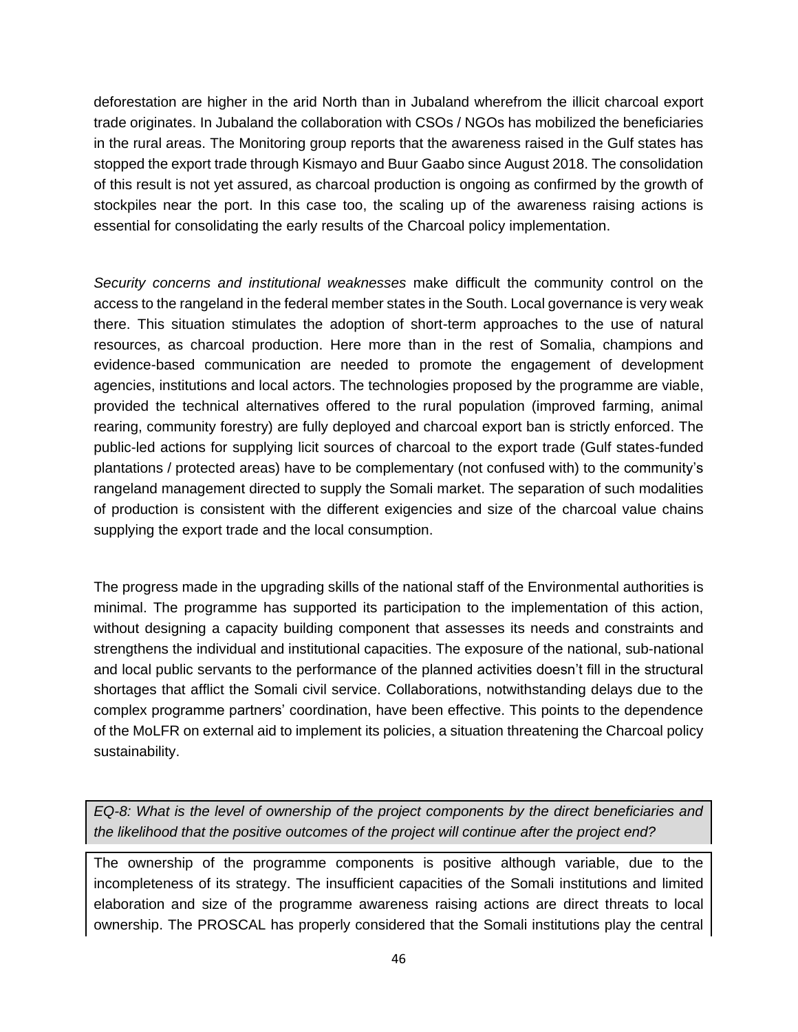deforestation are higher in the arid North than in Jubaland wherefrom the illicit charcoal export trade originates. In Jubaland the collaboration with CSOs / NGOs has mobilized the beneficiaries in the rural areas. The Monitoring group reports that the awareness raised in the Gulf states has stopped the export trade through Kismayo and Buur Gaabo since August 2018. The consolidation of this result is not yet assured, as charcoal production is ongoing as confirmed by the growth of stockpiles near the port. In this case too, the scaling up of the awareness raising actions is essential for consolidating the early results of the Charcoal policy implementation.

*Security concerns and institutional weaknesses* make difficult the community control on the access to the rangeland in the federal member states in the South. Local governance is very weak there. This situation stimulates the adoption of short-term approaches to the use of natural resources, as charcoal production. Here more than in the rest of Somalia, champions and evidence-based communication are needed to promote the engagement of development agencies, institutions and local actors. The technologies proposed by the programme are viable, provided the technical alternatives offered to the rural population (improved farming, animal rearing, community forestry) are fully deployed and charcoal export ban is strictly enforced. The public-led actions for supplying licit sources of charcoal to the export trade (Gulf states-funded plantations / protected areas) have to be complementary (not confused with) to the community's rangeland management directed to supply the Somali market. The separation of such modalities of production is consistent with the different exigencies and size of the charcoal value chains supplying the export trade and the local consumption.

The progress made in the upgrading skills of the national staff of the Environmental authorities is minimal. The programme has supported its participation to the implementation of this action, without designing a capacity building component that assesses its needs and constraints and strengthens the individual and institutional capacities. The exposure of the national, sub-national and local public servants to the performance of the planned activities doesn't fill in the structural shortages that afflict the Somali civil service. Collaborations, notwithstanding delays due to the complex programme partners' coordination, have been effective. This points to the dependence of the MoLFR on external aid to implement its policies, a situation threatening the Charcoal policy sustainability.

*EQ-8: What is the level of ownership of the project components by the direct beneficiaries and the likelihood that the positive outcomes of the project will continue after the project end?*

The ownership of the programme components is positive although variable, due to the incompleteness of its strategy. The insufficient capacities of the Somali institutions and limited elaboration and size of the programme awareness raising actions are direct threats to local ownership. The PROSCAL has properly considered that the Somali institutions play the central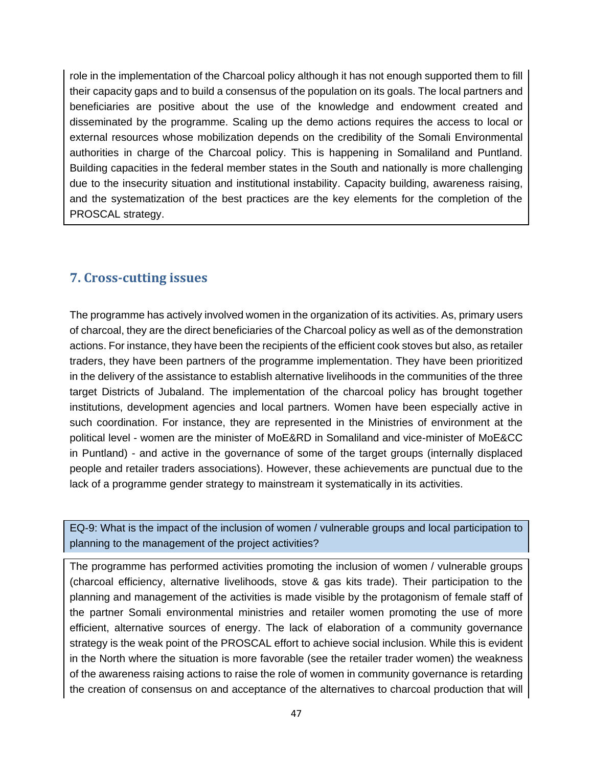role in the implementation of the Charcoal policy although it has not enough supported them to fill their capacity gaps and to build a consensus of the population on its goals. The local partners and beneficiaries are positive about the use of the knowledge and endowment created and disseminated by the programme. Scaling up the demo actions requires the access to local or external resources whose mobilization depends on the credibility of the Somali Environmental authorities in charge of the Charcoal policy. This is happening in Somaliland and Puntland. Building capacities in the federal member states in the South and nationally is more challenging due to the insecurity situation and institutional instability. Capacity building, awareness raising, and the systematization of the best practices are the key elements for the completion of the PROSCAL strategy.

## 7. Cross-cutting issues

The programme has actively involved women in the organization of its activities. As, primary users of charcoal, they are the direct beneficiaries of the Charcoal policy as well as of the demonstration actions. For instance, they have been the recipients of the efficient cook stoves but also, as retailer traders, they have been partners of the programme implementation. They have been prioritized in the delivery of the assistance to establish alternative livelihoods in the communities of the three target Districts of Jubaland. The implementation of the charcoal policy has brought together institutions, development agencies and local partners. Women have been especially active in such coordination. For instance, they are represented in the Ministries of environment at the political level - women are the minister of MoE&RD in Somaliland and vice-minister of MoE&CC in Puntland) - and active in the governance of some of the target groups (internally displaced people and retailer traders associations). However, these achievements are punctual due to the lack of a programme gender strategy to mainstream it systematically in its activities.

EQ-9: What is the impact of the inclusion of women / vulnerable groups and local participation to planning to the management of the project activities?

The programme has performed activities promoting the inclusion of women / vulnerable groups (charcoal efficiency, alternative livelihoods, stove & gas kits trade). Their participation to the planning and management of the activities is made visible by the protagonism of female staff of the partner Somali environmental ministries and retailer women promoting the use of more efficient, alternative sources of energy. The lack of elaboration of a community governance strategy is the weak point of the PROSCAL effort to achieve social inclusion. While this is evident in the North where the situation is more favorable (see the retailer trader women) the weakness of the awareness raising actions to raise the role of women in community governance is retarding the creation of consensus on and acceptance of the alternatives to charcoal production that will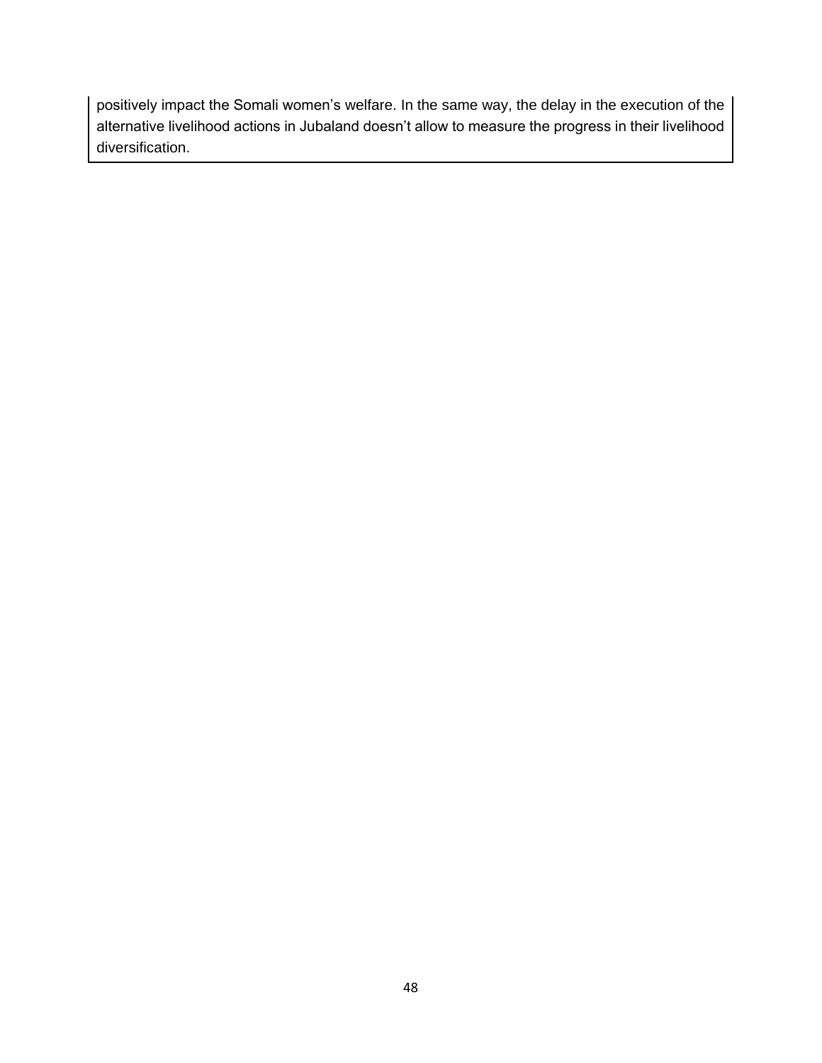positively impact the Somali women's welfare. In the same way, the delay in the execution of the alternative livelihood actions in Jubaland doesn't allow to measure the progress in their livelihood diversification.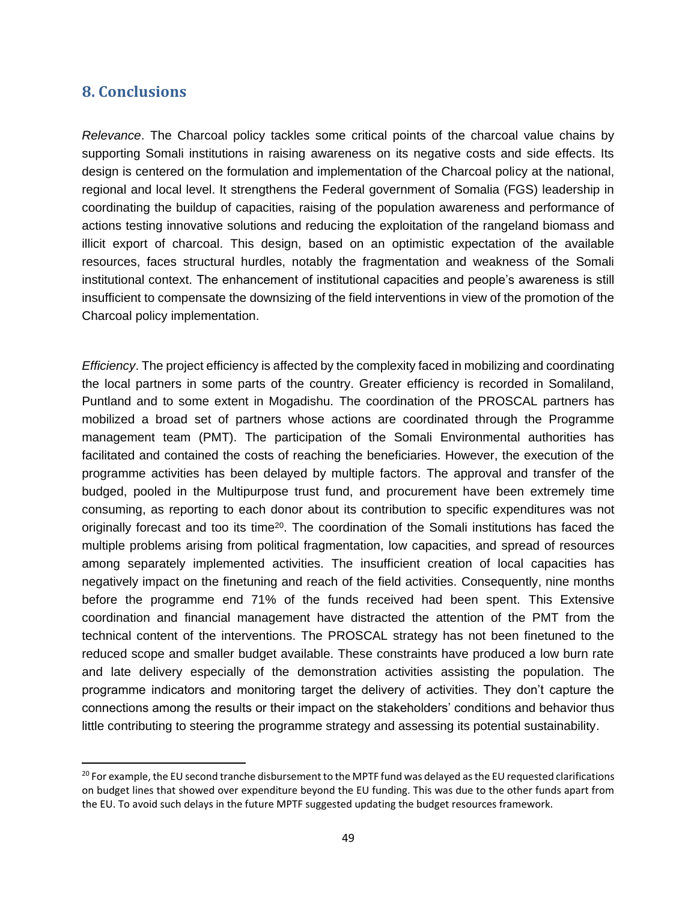## 8. Conclusions

*Relevance*. The Charcoal policy tackles some critical points of the charcoal value chains by supporting Somali institutions in raising awareness on its negative costs and side effects. Its design is centered on the formulation and implementation of the Charcoal policy at the national, regional and local level. It strengthens the Federal government of Somalia (FGS) leadership in coordinating the buildup of capacities, raising of the population awareness and performance of actions testing innovative solutions and reducing the exploitation of the rangeland biomass and illicit export of charcoal. This design, based on an optimistic expectation of the available resources, faces structural hurdles, notably the fragmentation and weakness of the Somali institutional context. The enhancement of institutional capacities and people's awareness is still insufficient to compensate the downsizing of the field interventions in view of the promotion of the Charcoal policy implementation.

*Efficiency*. The project efficiency is affected by the complexity faced in mobilizing and coordinating the local partners in some parts of the country. Greater efficiency is recorded in Somaliland, Puntland and to some extent in Mogadishu. The coordination of the PROSCAL partners has mobilized a broad set of partners whose actions are coordinated through the Programme management team (PMT). The participation of the Somali Environmental authorities has facilitated and contained the costs of reaching the beneficiaries. However, the execution of the programme activities has been delayed by multiple factors. The approval and transfer of the budged, pooled in the Multipurpose trust fund, and procurement have been extremely time consuming, as reporting to each donor about its contribution to specific expenditures was not originally forecast and too its time[20]. The coordination of the Somali institutions has faced the multiple problems arising from political fragmentation, low capacities, and spread of resources among separately implemented activities. The insufficient creation of local capacities has negatively impact on the finetuning and reach of the field activities. Consequently, nine months before the programme end 71% of the funds received had been spent. This Extensive coordination and financial management have distracted the attention of the PMT from the technical content of the interventions. The PROSCAL strategy has not been finetuned to the reduced scope and smaller budget available. These constraints have produced a low burn rate and late delivery especially of the demonstration activities assisting the population. The programme indicators and monitoring target the delivery of activities. They don't capture the connections among the results or their impact on the stakeholders' conditions and behavior thus little contributing to steering the programme strategy and assessing its potential sustainability.

[20] For example, the EU second tranche disbursement to the MPTF fund was delayed as the EU requested clarifications on budget lines that showed over expenditure beyond the EU funding. This was due to the other funds apart from the EU. To avoid such delays in the future MPTF suggested updating the budget resources framework.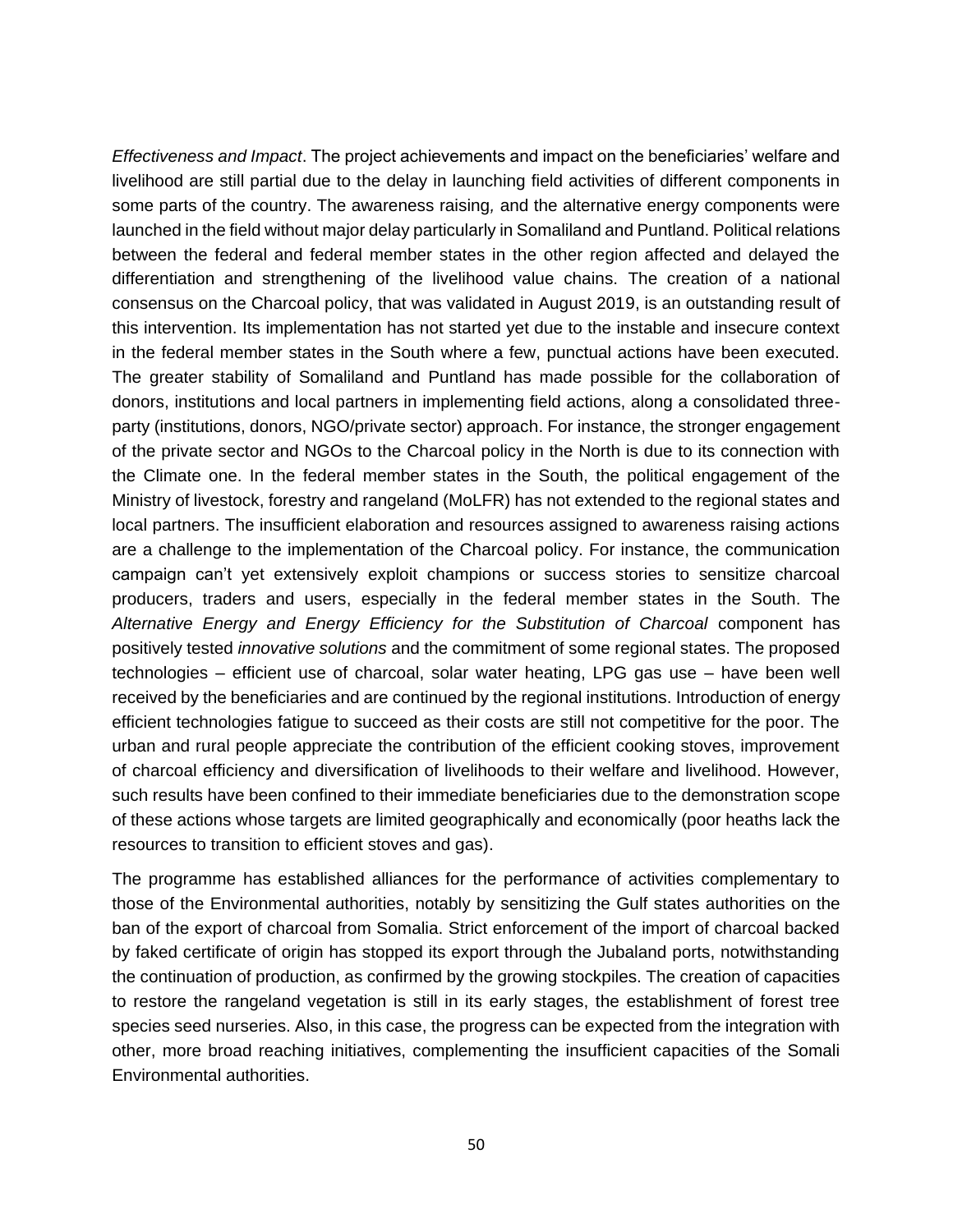*Effectiveness and Impact*. The project achievements and impact on the beneficiaries' welfare and livelihood are still partial due to the delay in launching field activities of different components in some parts of the country. The awareness raising*,* and the alternative energy components were launched in the field without major delay particularly in Somaliland and Puntland. Political relations between the federal and federal member states in the other region affected and delayed the differentiation and strengthening of the livelihood value chains. The creation of a national consensus on the Charcoal policy, that was validated in August 2019, is an outstanding result of this intervention. Its implementation has not started yet due to the instable and insecure context in the federal member states in the South where a few, punctual actions have been executed. The greater stability of Somaliland and Puntland has made possible for the collaboration of donors, institutions and local partners in implementing field actions, along a consolidated three-party (institutions, donors, NGO/private sector) approach. For instance, the stronger engagement of the private sector and NGOs to the Charcoal policy in the North is due to its connection with the Climate one. In the federal member states in the South, the political engagement of the Ministry of livestock, forestry and rangeland (MoLFR) has not extended to the regional states and local partners. The insufficient elaboration and resources assigned to awareness raising actions are a challenge to the implementation of the Charcoal policy. For instance, the communication campaign can't yet extensively exploit champions or success stories to sensitize charcoal producers, traders and users, especially in the federal member states in the South. The *Alternative Energy and Energy Efficiency for the Substitution of Charcoal* component has positively tested *innovative solutions* and the commitment of some regional states. The proposed technologies – efficient use of charcoal, solar water heating, LPG gas use – have been well received by the beneficiaries and are continued by the regional institutions. Introduction of energy efficient technologies fatigue to succeed as their costs are still not competitive for the poor. The urban and rural people appreciate the contribution of the efficient cooking stoves, improvement of charcoal efficiency and diversification of livelihoods to their welfare and livelihood. However, such results have been confined to their immediate beneficiaries due to the demonstration scope of these actions whose targets are limited geographically and economically (poor heaths lack the resources to transition to efficient stoves and gas).

The programme has established alliances for the performance of activities complementary to those of the Environmental authorities, notably by sensitizing the Gulf states authorities on the ban of the export of charcoal from Somalia. Strict enforcement of the import of charcoal backed by faked certificate of origin has stopped its export through the Jubaland ports, notwithstanding the continuation of production, as confirmed by the growing stockpiles. The creation of capacities to restore the rangeland vegetation is still in its early stages, the establishment of forest tree species seed nurseries. Also, in this case, the progress can be expected from the integration with other, more broad reaching initiatives, complementing the insufficient capacities of the Somali Environmental authorities.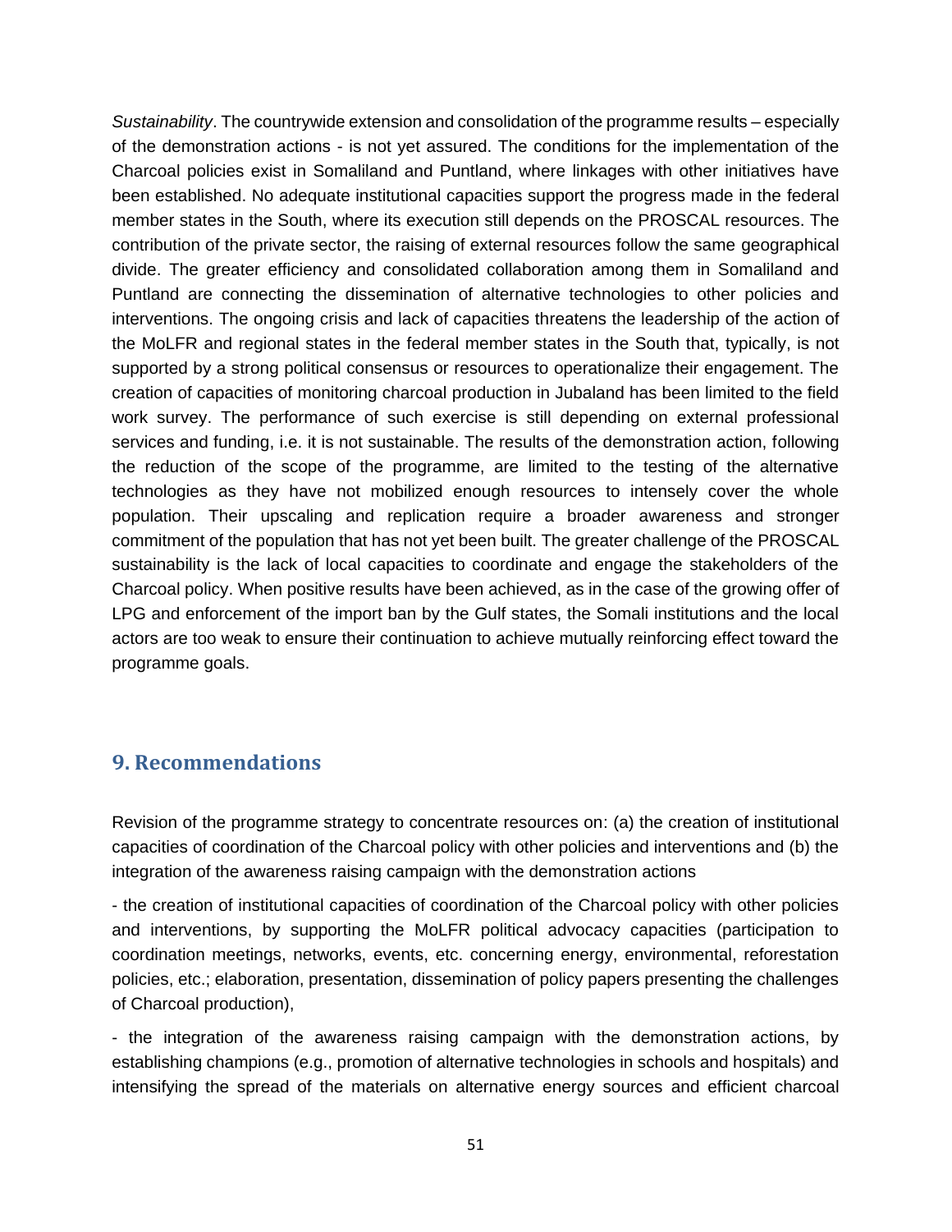*Sustainability*. The countrywide extension and consolidation of the programme results – especially of the demonstration actions - is not yet assured. The conditions for the implementation of the Charcoal policies exist in Somaliland and Puntland, where linkages with other initiatives have been established. No adequate institutional capacities support the progress made in the federal member states in the South, where its execution still depends on the PROSCAL resources. The contribution of the private sector, the raising of external resources follow the same geographical divide. The greater efficiency and consolidated collaboration among them in Somaliland and Puntland are connecting the dissemination of alternative technologies to other policies and interventions. The ongoing crisis and lack of capacities threatens the leadership of the action of the MoLFR and regional states in the federal member states in the South that, typically, is not supported by a strong political consensus or resources to operationalize their engagement. The creation of capacities of monitoring charcoal production in Jubaland has been limited to the field work survey. The performance of such exercise is still depending on external professional services and funding, i.e. it is not sustainable. The results of the demonstration action, following the reduction of the scope of the programme, are limited to the testing of the alternative technologies as they have not mobilized enough resources to intensely cover the whole population. Their upscaling and replication require a broader awareness and stronger commitment of the population that has not yet been built. The greater challenge of the PROSCAL sustainability is the lack of local capacities to coordinate and engage the stakeholders of the Charcoal policy. When positive results have been achieved, as in the case of the growing offer of LPG and enforcement of the import ban by the Gulf states, the Somali institutions and the local actors are too weak to ensure their continuation to achieve mutually reinforcing effect toward the programme goals.

## 9. Recommendations

Revision of the programme strategy to concentrate resources on: (a) the creation of institutional capacities of coordination of the Charcoal policy with other policies and interventions and (b) the integration of the awareness raising campaign with the demonstration actions

- the creation of institutional capacities of coordination of the Charcoal policy with other policies and interventions, by supporting the MoLFR political advocacy capacities (participation to coordination meetings, networks, events, etc. concerning energy, environmental, reforestation policies, etc.; elaboration, presentation, dissemination of policy papers presenting the challenges of Charcoal production),

- the integration of the awareness raising campaign with the demonstration actions, by establishing champions (e.g., promotion of alternative technologies in schools and hospitals) and intensifying the spread of the materials on alternative energy sources and efficient charcoal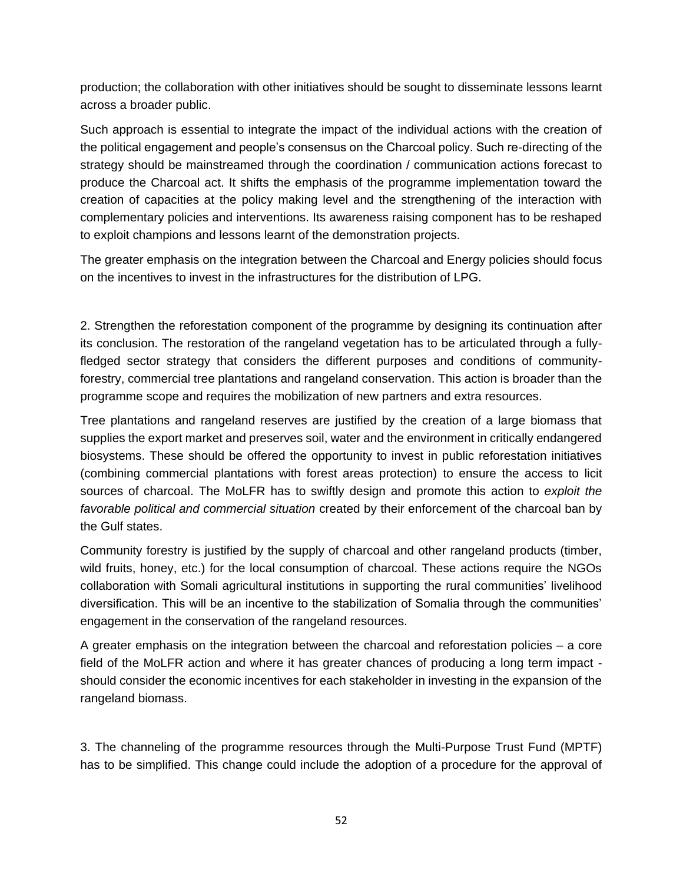production; the collaboration with other initiatives should be sought to disseminate lessons learnt across a broader public.

Such approach is essential to integrate the impact of the individual actions with the creation of the political engagement and people's consensus on the Charcoal policy. Such re-directing of the strategy should be mainstreamed through the coordination / communication actions forecast to produce the Charcoal act. It shifts the emphasis of the programme implementation toward the creation of capacities at the policy making level and the strengthening of the interaction with complementary policies and interventions. Its awareness raising component has to be reshaped to exploit champions and lessons learnt of the demonstration projects.

The greater emphasis on the integration between the Charcoal and Energy policies should focus on the incentives to invest in the infrastructures for the distribution of LPG.

2. Strengthen the reforestation component of the programme by designing its continuation after its conclusion. The restoration of the rangeland vegetation has to be articulated through a fully-fledged sector strategy that considers the different purposes and conditions of community-forestry, commercial tree plantations and rangeland conservation. This action is broader than the programme scope and requires the mobilization of new partners and extra resources.

Tree plantations and rangeland reserves are justified by the creation of a large biomass that supplies the export market and preserves soil, water and the environment in critically endangered biosystems. These should be offered the opportunity to invest in public reforestation initiatives (combining commercial plantations with forest areas protection) to ensure the access to licit sources of charcoal. The MoLFR has to swiftly design and promote this action to *exploit the favorable political and commercial situation* created by their enforcement of the charcoal ban by the Gulf states.

Community forestry is justified by the supply of charcoal and other rangeland products (timber, wild fruits, honey, etc.) for the local consumption of charcoal. These actions require the NGOs collaboration with Somali agricultural institutions in supporting the rural communities' livelihood diversification. This will be an incentive to the stabilization of Somalia through the communities' engagement in the conservation of the rangeland resources.

A greater emphasis on the integration between the charcoal and reforestation policies – a core field of the MoLFR action and where it has greater chances of producing a long term impact - should consider the economic incentives for each stakeholder in investing in the expansion of the rangeland biomass.

3. The channeling of the programme resources through the Multi-Purpose Trust Fund (MPTF) has to be simplified. This change could include the adoption of a procedure for the approval of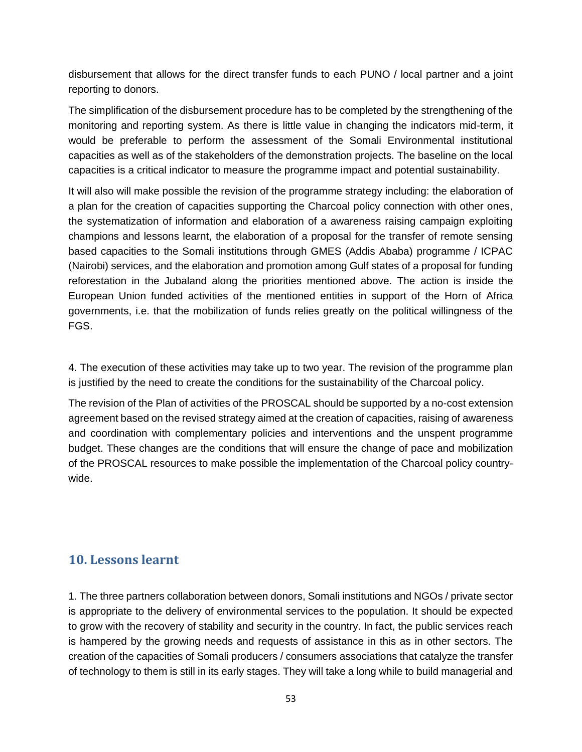disbursement that allows for the direct transfer funds to each PUNO / local partner and a joint reporting to donors.

The simplification of the disbursement procedure has to be completed by the strengthening of the monitoring and reporting system. As there is little value in changing the indicators mid-term, it would be preferable to perform the assessment of the Somali Environmental institutional capacities as well as of the stakeholders of the demonstration projects. The baseline on the local capacities is a critical indicator to measure the programme impact and potential sustainability.

It will also will make possible the revision of the programme strategy including: the elaboration of a plan for the creation of capacities supporting the Charcoal policy connection with other ones, the systematization of information and elaboration of a awareness raising campaign exploiting champions and lessons learnt, the elaboration of a proposal for the transfer of remote sensing based capacities to the Somali institutions through GMES (Addis Ababa) programme / ICPAC (Nairobi) services, and the elaboration and promotion among Gulf states of a proposal for funding reforestation in the Jubaland along the priorities mentioned above. The action is inside the European Union funded activities of the mentioned entities in support of the Horn of Africa governments, i.e. that the mobilization of funds relies greatly on the political willingness of the FGS.

4. The execution of these activities may take up to two year. The revision of the programme plan is justified by the need to create the conditions for the sustainability of the Charcoal policy.

The revision of the Plan of activities of the PROSCAL should be supported by a no-cost extension agreement based on the revised strategy aimed at the creation of capacities, raising of awareness and coordination with complementary policies and interventions and the unspent programme budget. These changes are the conditions that will ensure the change of pace and mobilization of the PROSCAL resources to make possible the implementation of the Charcoal policy country-wide.

## 10. Lessons learnt

1. The three partners collaboration between donors, Somali institutions and NGOs / private sector is appropriate to the delivery of environmental services to the population. It should be expected to grow with the recovery of stability and security in the country. In fact, the public services reach is hampered by the growing needs and requests of assistance in this as in other sectors. The creation of the capacities of Somali producers / consumers associations that catalyze the transfer of technology to them is still in its early stages. They will take a long while to build managerial and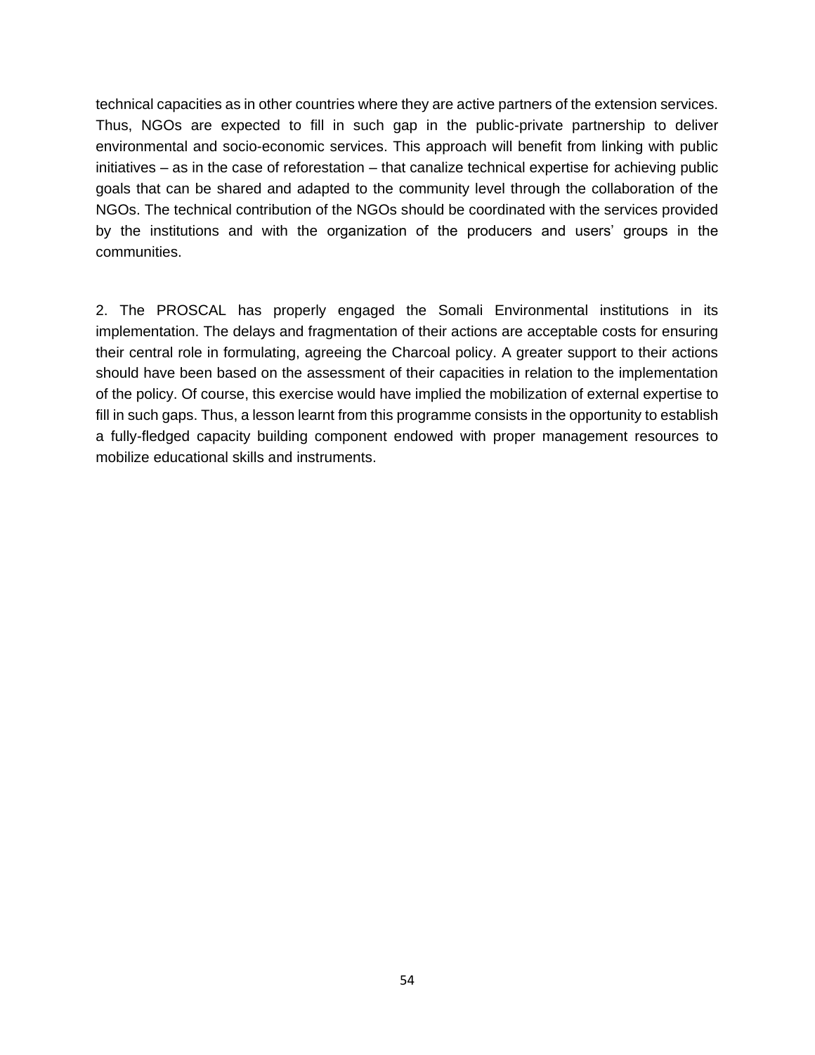technical capacities as in other countries where they are active partners of the extension services. Thus, NGOs are expected to fill in such gap in the public-private partnership to deliver environmental and socio-economic services. This approach will benefit from linking with public initiatives – as in the case of reforestation – that canalize technical expertise for achieving public goals that can be shared and adapted to the community level through the collaboration of the NGOs. The technical contribution of the NGOs should be coordinated with the services provided by the institutions and with the organization of the producers and users' groups in the communities.

2. The PROSCAL has properly engaged the Somali Environmental institutions in its implementation. The delays and fragmentation of their actions are acceptable costs for ensuring their central role in formulating, agreeing the Charcoal policy. A greater support to their actions should have been based on the assessment of their capacities in relation to the implementation of the policy. Of course, this exercise would have implied the mobilization of external expertise to fill in such gaps. Thus, a lesson learnt from this programme consists in the opportunity to establish a fully-fledged capacity building component endowed with proper management resources to mobilize educational skills and instruments.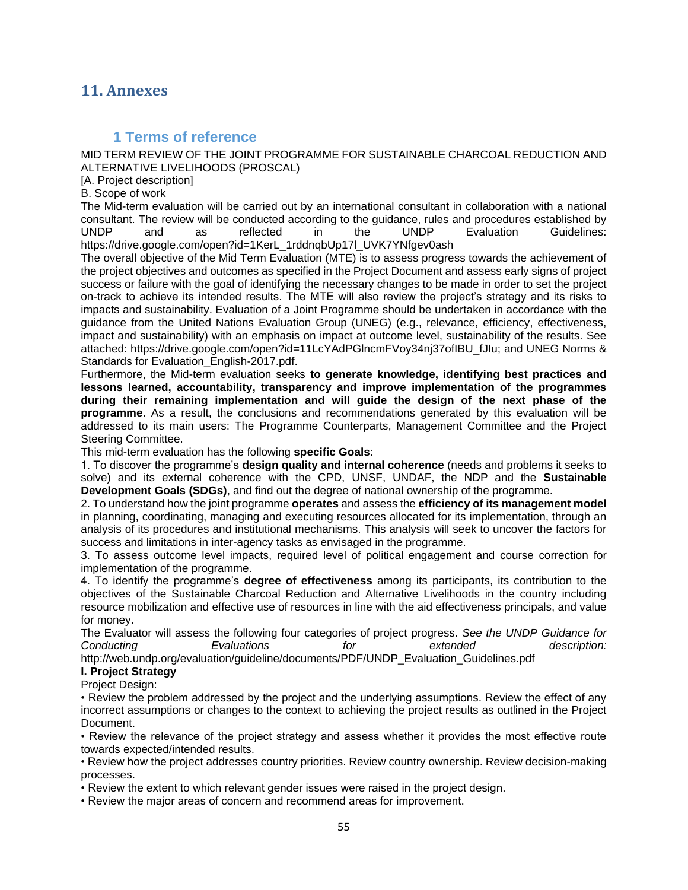# 11. Annexes

## 1 Terms of reference

MID TERM REVIEW OF THE JOINT PROGRAMME FOR SUSTAINABLE CHARCOAL REDUCTION AND ALTERNATIVE LIVELIHOODS (PROSCAL)

[A. Project description]

B. Scope of work

The Mid-term evaluation will be carried out by an international consultant in collaboration with a national consultant. The review will be conducted according to the guidance, rules and procedures established by UNDP and as reflected in the UNDP Evaluation Guidelines: https://drive.google.com/open?id=1KerL_1rddnqbUp17l_UVK7YNfgev0ash

The overall objective of the Mid Term Evaluation (MTE) is to assess progress towards the achievement of the project objectives and outcomes as specified in the Project Document and assess early signs of project success or failure with the goal of identifying the necessary changes to be made in order to set the project on-track to achieve its intended results. The MTE will also review the project's strategy and its risks to impacts and sustainability. Evaluation of a Joint Programme should be undertaken in accordance with the guidance from the United Nations Evaluation Group (UNEG) (e.g., relevance, efficiency, effectiveness, impact and sustainability) with an emphasis on impact at outcome level, sustainability of the results. See attached: https://drive.google.com/open?id=11LcYAdPGlncmFVoy34nj37ofIBU_fJIu; and UNEG Norms & Standards for Evaluation_English-2017.pdf.

Furthermore, the Mid-term evaluation seeks **to generate knowledge, identifying best practices and lessons learned, accountability, transparency and improve implementation of the programmes during their remaining implementation and will guide the design of the next phase of the programme**. As a result, the conclusions and recommendations generated by this evaluation will be addressed to its main users: The Programme Counterparts, Management Committee and the Project Steering Committee.

This mid-term evaluation has the following **specific Goals**:

1. To discover the programme's **design quality and internal coherence** (needs and problems it seeks to solve) and its external coherence with the CPD, UNSF, UNDAF, the NDP and the **Sustainable Development Goals (SDGs)**, and find out the degree of national ownership of the programme.
2. To understand how the joint programme **operates** and assess the **efficiency of its management model** in planning, coordinating, managing and executing resources allocated for its implementation, through an analysis of its procedures and institutional mechanisms. This analysis will seek to uncover the factors for success and limitations in inter-agency tasks as envisaged in the programme.
3. To assess outcome level impacts, required level of political engagement and course correction for implementation of the programme.
4. To identify the programme's **degree of effectiveness** among its participants, its contribution to the objectives of the Sustainable Charcoal Reduction and Alternative Livelihoods in the country including resource mobilization and effective use of resources in line with the aid effectiveness principals, and value for money.

The Evaluator will assess the following four categories of project progress. *See the UNDP Guidance for Conducting Evaluations for extended description:* http://web.undp.org/evaluation/guideline/documents/PDF/UNDP_Evaluation_Guidelines.pdf

**I. Project Strategy**

Project Design:

- Review the problem addressed by the project and the underlying assumptions. Review the effect of any incorrect assumptions or changes to the context to achieving the project results as outlined in the Project Document.
- Review the relevance of the project strategy and assess whether it provides the most effective route towards expected/intended results.
- Review how the project addresses country priorities. Review country ownership. Review decision-making processes.
- Review the extent to which relevant gender issues were raised in the project design.
- Review the major areas of concern and recommend areas for improvement.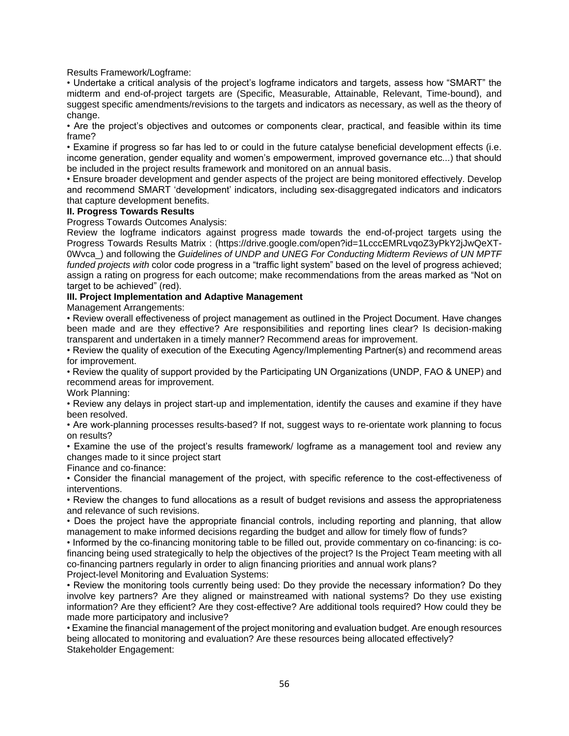Results Framework/Logframe:

• Undertake a critical analysis of the project's logframe indicators and targets, assess how "SMART" the midterm and end-of-project targets are (Specific, Measurable, Attainable, Relevant, Time-bound), and suggest specific amendments/revisions to the targets and indicators as necessary, as well as the theory of change.

• Are the project's objectives and outcomes or components clear, practical, and feasible within its time frame?

• Examine if progress so far has led to or could in the future catalyse beneficial development effects (i.e. income generation, gender equality and women's empowerment, improved governance etc...) that should be included in the project results framework and monitored on an annual basis.

• Ensure broader development and gender aspects of the project are being monitored effectively. Develop and recommend SMART 'development' indicators, including sex-disaggregated indicators and indicators that capture development benefits.

**II. Progress Towards Results**

Progress Towards Outcomes Analysis:

Review the logframe indicators against progress made towards the end-of-project targets using the Progress Towards Results Matrix : (https://drive.google.com/open?id=1LcccEMRLvqoZ3yPkY2jJwQeXT-0Wvca_) and following the *Guidelines of UNDP and UNEG For Conducting Midterm Reviews of UN MPTF funded projects with* color code progress in a "traffic light system" based on the level of progress achieved; assign a rating on progress for each outcome; make recommendations from the areas marked as "Not on target to be achieved" (red).

**III. Project Implementation and Adaptive Management**

Management Arrangements:

• Review overall effectiveness of project management as outlined in the Project Document. Have changes been made and are they effective? Are responsibilities and reporting lines clear? Is decision-making transparent and undertaken in a timely manner? Recommend areas for improvement.

• Review the quality of execution of the Executing Agency/Implementing Partner(s) and recommend areas for improvement.

• Review the quality of support provided by the Participating UN Organizations (UNDP, FAO & UNEP) and recommend areas for improvement.

Work Planning:

• Review any delays in project start-up and implementation, identify the causes and examine if they have been resolved.

• Are work-planning processes results-based? If not, suggest ways to re-orientate work planning to focus on results?

• Examine the use of the project's results framework/ logframe as a management tool and review any changes made to it since project start

Finance and co-finance:

• Consider the financial management of the project, with specific reference to the cost-effectiveness of interventions.

• Review the changes to fund allocations as a result of budget revisions and assess the appropriateness and relevance of such revisions.

• Does the project have the appropriate financial controls, including reporting and planning, that allow management to make informed decisions regarding the budget and allow for timely flow of funds?

• Informed by the co-financing monitoring table to be filled out, provide commentary on co-financing: is co-financing being used strategically to help the objectives of the project? Is the Project Team meeting with all co-financing partners regularly in order to align financing priorities and annual work plans?

Project-level Monitoring and Evaluation Systems:

• Review the monitoring tools currently being used: Do they provide the necessary information? Do they involve key partners? Are they aligned or mainstreamed with national systems? Do they use existing information? Are they efficient? Are they cost-effective? Are additional tools required? How could they be made more participatory and inclusive?

• Examine the financial management of the project monitoring and evaluation budget. Are enough resources being allocated to monitoring and evaluation? Are these resources being allocated effectively?

Stakeholder Engagement: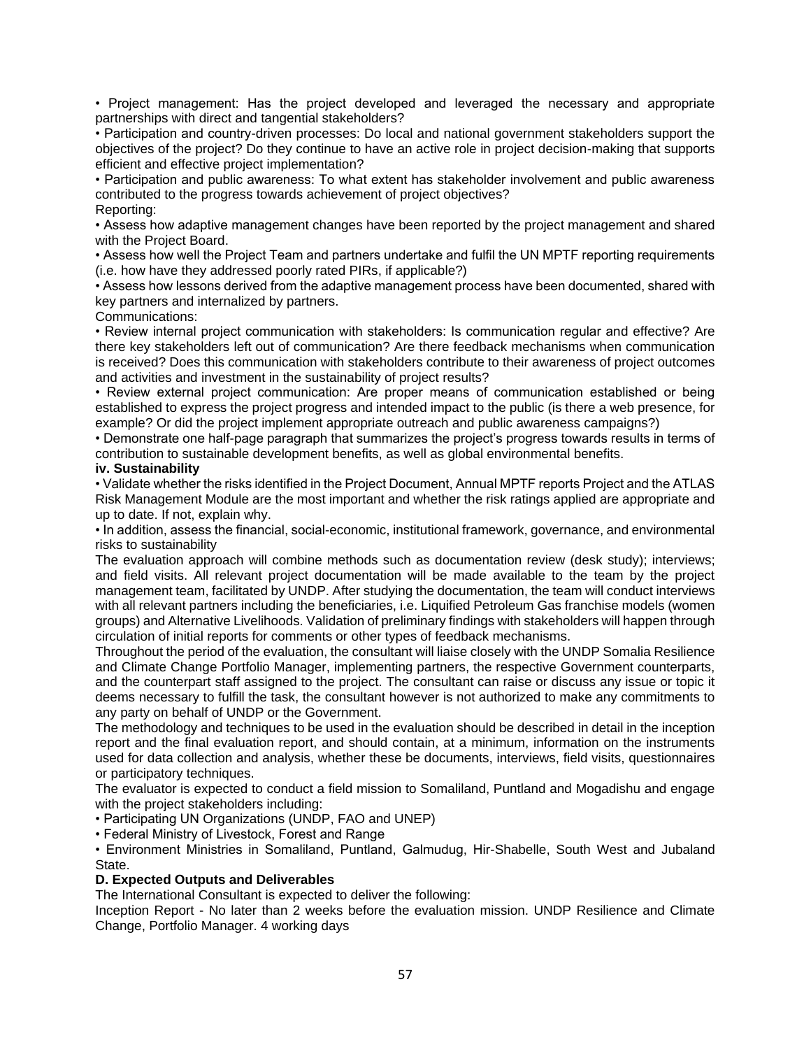• Project management: Has the project developed and leveraged the necessary and appropriate partnerships with direct and tangential stakeholders?

• Participation and country-driven processes: Do local and national government stakeholders support the objectives of the project? Do they continue to have an active role in project decision-making that supports efficient and effective project implementation?

• Participation and public awareness: To what extent has stakeholder involvement and public awareness contributed to the progress towards achievement of project objectives?

Reporting:

• Assess how adaptive management changes have been reported by the project management and shared with the Project Board.

• Assess how well the Project Team and partners undertake and fulfil the UN MPTF reporting requirements (i.e. how have they addressed poorly rated PIRs, if applicable?)

• Assess how lessons derived from the adaptive management process have been documented, shared with key partners and internalized by partners.

Communications:

• Review internal project communication with stakeholders: Is communication regular and effective? Are there key stakeholders left out of communication? Are there feedback mechanisms when communication is received? Does this communication with stakeholders contribute to their awareness of project outcomes and activities and investment in the sustainability of project results?

• Review external project communication: Are proper means of communication established or being established to express the project progress and intended impact to the public (is there a web presence, for example? Or did the project implement appropriate outreach and public awareness campaigns?)

• Demonstrate one half-page paragraph that summarizes the project's progress towards results in terms of contribution to sustainable development benefits, as well as global environmental benefits.

**iv. Sustainability**

• Validate whether the risks identified in the Project Document, Annual MPTF reports Project and the ATLAS Risk Management Module are the most important and whether the risk ratings applied are appropriate and up to date. If not, explain why.

• In addition, assess the financial, social-economic, institutional framework, governance, and environmental risks to sustainability

The evaluation approach will combine methods such as documentation review (desk study); interviews; and field visits. All relevant project documentation will be made available to the team by the project management team, facilitated by UNDP. After studying the documentation, the team will conduct interviews with all relevant partners including the beneficiaries, i.e. Liquified Petroleum Gas franchise models (women groups) and Alternative Livelihoods. Validation of preliminary findings with stakeholders will happen through circulation of initial reports for comments or other types of feedback mechanisms.

Throughout the period of the evaluation, the consultant will liaise closely with the UNDP Somalia Resilience and Climate Change Portfolio Manager, implementing partners, the respective Government counterparts, and the counterpart staff assigned to the project. The consultant can raise or discuss any issue or topic it deems necessary to fulfill the task, the consultant however is not authorized to make any commitments to any party on behalf of UNDP or the Government.

The methodology and techniques to be used in the evaluation should be described in detail in the inception report and the final evaluation report, and should contain, at a minimum, information on the instruments used for data collection and analysis, whether these be documents, interviews, field visits, questionnaires or participatory techniques.

The evaluator is expected to conduct a field mission to Somaliland, Puntland and Mogadishu and engage with the project stakeholders including:

• Participating UN Organizations (UNDP, FAO and UNEP)

• Federal Ministry of Livestock, Forest and Range

• Environment Ministries in Somaliland, Puntland, Galmudug, Hir-Shabelle, South West and Jubaland State.

**D. Expected Outputs and Deliverables**

The International Consultant is expected to deliver the following:

Inception Report - No later than 2 weeks before the evaluation mission. UNDP Resilience and Climate Change, Portfolio Manager. 4 working days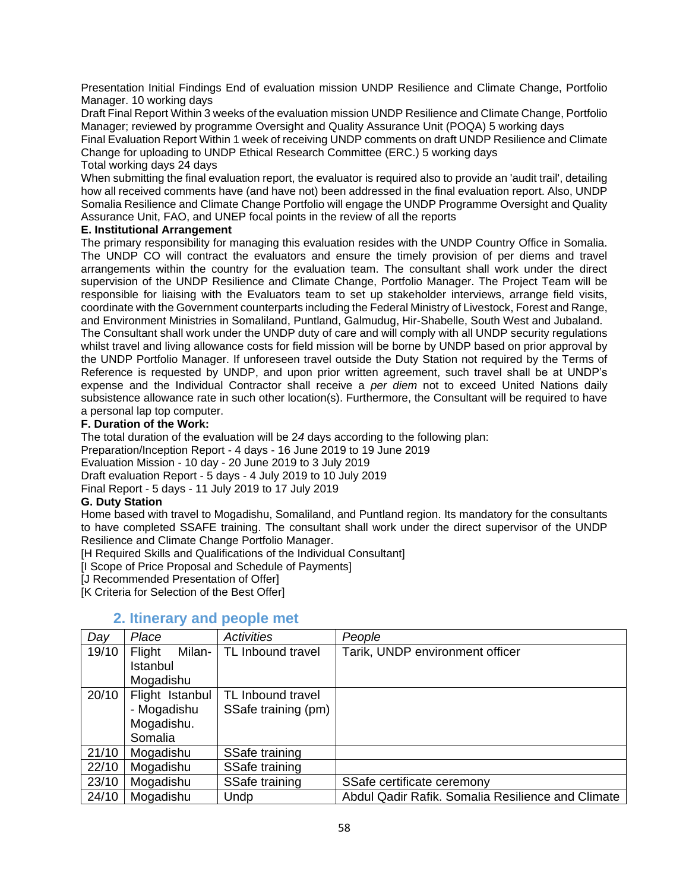Presentation Initial Findings End of evaluation mission UNDP Resilience and Climate Change, Portfolio Manager. 10 working days

Draft Final Report Within 3 weeks of the evaluation mission UNDP Resilience and Climate Change, Portfolio Manager; reviewed by programme Oversight and Quality Assurance Unit (POQA) 5 working days

Final Evaluation Report Within 1 week of receiving UNDP comments on draft UNDP Resilience and Climate Change for uploading to UNDP Ethical Research Committee (ERC.) 5 working days

Total working days 24 days

When submitting the final evaluation report, the evaluator is required also to provide an 'audit trail', detailing how all received comments have (and have not) been addressed in the final evaluation report. Also, UNDP Somalia Resilience and Climate Change Portfolio will engage the UNDP Programme Oversight and Quality Assurance Unit, FAO, and UNEP focal points in the review of all the reports

**E. Institutional Arrangement**

The primary responsibility for managing this evaluation resides with the UNDP Country Office in Somalia. The UNDP CO will contract the evaluators and ensure the timely provision of per diems and travel arrangements within the country for the evaluation team. The consultant shall work under the direct supervision of the UNDP Resilience and Climate Change, Portfolio Manager. The Project Team will be responsible for liaising with the Evaluators team to set up stakeholder interviews, arrange field visits, coordinate with the Government counterparts including the Federal Ministry of Livestock, Forest and Range, and Environment Ministries in Somaliland, Puntland, Galmudug, Hir-Shabelle, South West and Jubaland.

The Consultant shall work under the UNDP duty of care and will comply with all UNDP security regulations whilst travel and living allowance costs for field mission will be borne by UNDP based on prior approval by the UNDP Portfolio Manager. If unforeseen travel outside the Duty Station not required by the Terms of Reference is requested by UNDP, and upon prior written agreement, such travel shall be at UNDP's expense and the Individual Contractor shall receive a *per diem* not to exceed United Nations daily subsistence allowance rate in such other location(s). Furthermore, the Consultant will be required to have a personal lap top computer.

**F. Duration of the Work:**

The total duration of the evaluation will be 2*4* days according to the following plan:

Preparation/Inception Report - 4 days - 16 June 2019 to 19 June 2019

Evaluation Mission - 10 day - 20 June 2019 to 3 July 2019

Draft evaluation Report - 5 days - 4 July 2019 to 10 July 2019

Final Report - 5 days - 11 July 2019 to 17 July 2019

**G. Duty Station**

Home based with travel to Mogadishu, Somaliland, and Puntland region. Its mandatory for the consultants to have completed SSAFE training. The consultant shall work under the direct supervisor of the UNDP Resilience and Climate Change Portfolio Manager.

[H Required Skills and Qualifications of the Individual Consultant]

[I Scope of Price Proposal and Schedule of Payments]

[J Recommended Presentation of Offer]

[K Criteria for Selection of the Best Offer]

## 2. Itinerary and people met

| *Day* | *Place* | *Activities* | *People* |
|---|---|---|---|
| 19/10 | Flight Milan-Istanbul Mogadishu | TL Inbound travel | Tarik, UNDP environment officer |
| 20/10 | Flight Istanbul - Mogadishu Mogadishu. Somalia | TL Inbound travel SSafe training (pm) | |
| 21/10 | Mogadishu | SSafe training | |
| 22/10 | Mogadishu | SSafe training | |
| 23/10 | Mogadishu | SSafe training | SSafe certificate ceremony |
| 24/10 | Mogadishu | Undp | Abdul Qadir Rafik. Somalia Resilience and Climate |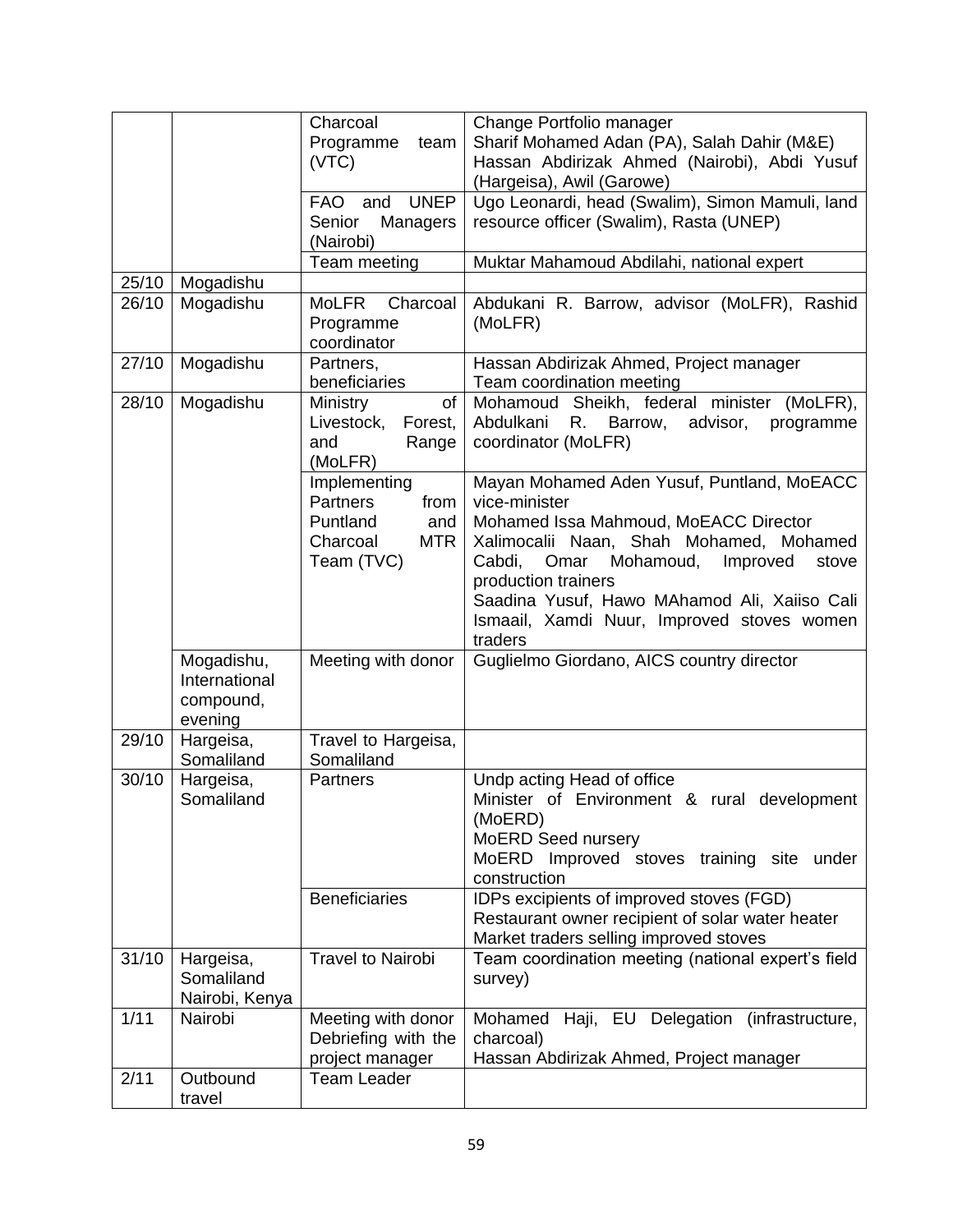| | | | |
|---|---|---|---|
| | | Charcoal Programme team (VTC) | Change Portfolio manager<br>Sharif Mohamed Adan (PA), Salah Dahir (M&E)<br>Hassan Abdirizak Ahmed (Nairobi), Abdi Yusuf (Hargeisa), Awil (Garowe) |
| | | FAO and UNEP Senior Managers (Nairobi) | Ugo Leonardi, head (Swalim), Simon Mamuli, land resource officer (Swalim), Rasta (UNEP) |
| | | Team meeting | Muktar Mahamoud Abdilahi, national expert |
| 25/10 | Mogadishu | | |
| 26/10 | Mogadishu | MoLFR Charcoal Programme coordinator | Abdukani R. Barrow, advisor (MoLFR), Rashid (MoLFR) |
| 27/10 | Mogadishu | Partners, beneficiaries | Hassan Abdirizak Ahmed, Project manager<br>Team coordination meeting |
| 28/10 | Mogadishu | Ministry of Livestock, Forest, and Range (MoLFR) | Mohamoud Sheikh, federal minister (MoLFR), Abdulkani R. Barrow, advisor, programme coordinator (MoLFR) |
| | | Implementing Partners from Puntland and Charcoal MTR Team (TVC) | Mayan Mohamed Aden Yusuf, Puntland, MoEACC vice-minister<br>Mohamed Issa Mahmoud, MoEACC Director<br>Xalimocalii Naan, Shah Mohamed, Mohamed Cabdi, Omar Mohamoud, Improved stove production trainers<br>Saadina Yusuf, Hawo MAhamod Ali, Xaiiso Cali Ismaail, Xamdi Nuur, Improved stoves women traders |
| | Mogadishu, International compound, evening | Meeting with donor | Guglielmo Giordano, AICS country director |
| 29/10 | Hargeisa, Somaliland | Travel to Hargeisa, Somaliland | |
| 30/10 | Hargeisa, Somaliland | Partners | Undp acting Head of office<br>Minister of Environment & rural development (MoERD)<br>MoERD Seed nursery<br>MoERD Improved stoves training site under construction |
| | | Beneficiaries | IDPs excipients of improved stoves (FGD)<br>Restaurant owner recipient of solar water heater<br>Market traders selling improved stoves |
| 31/10 | Hargeisa, Somaliland<br>Nairobi, Kenya | Travel to Nairobi | Team coordination meeting (national expert's field survey) |
| 1/11 | Nairobi | Meeting with donor<br>Debriefing with the project manager | Mohamed Haji, EU Delegation (infrastructure, charcoal)<br>Hassan Abdirizak Ahmed, Project manager |
| 2/11 | Outbound travel | Team Leader | |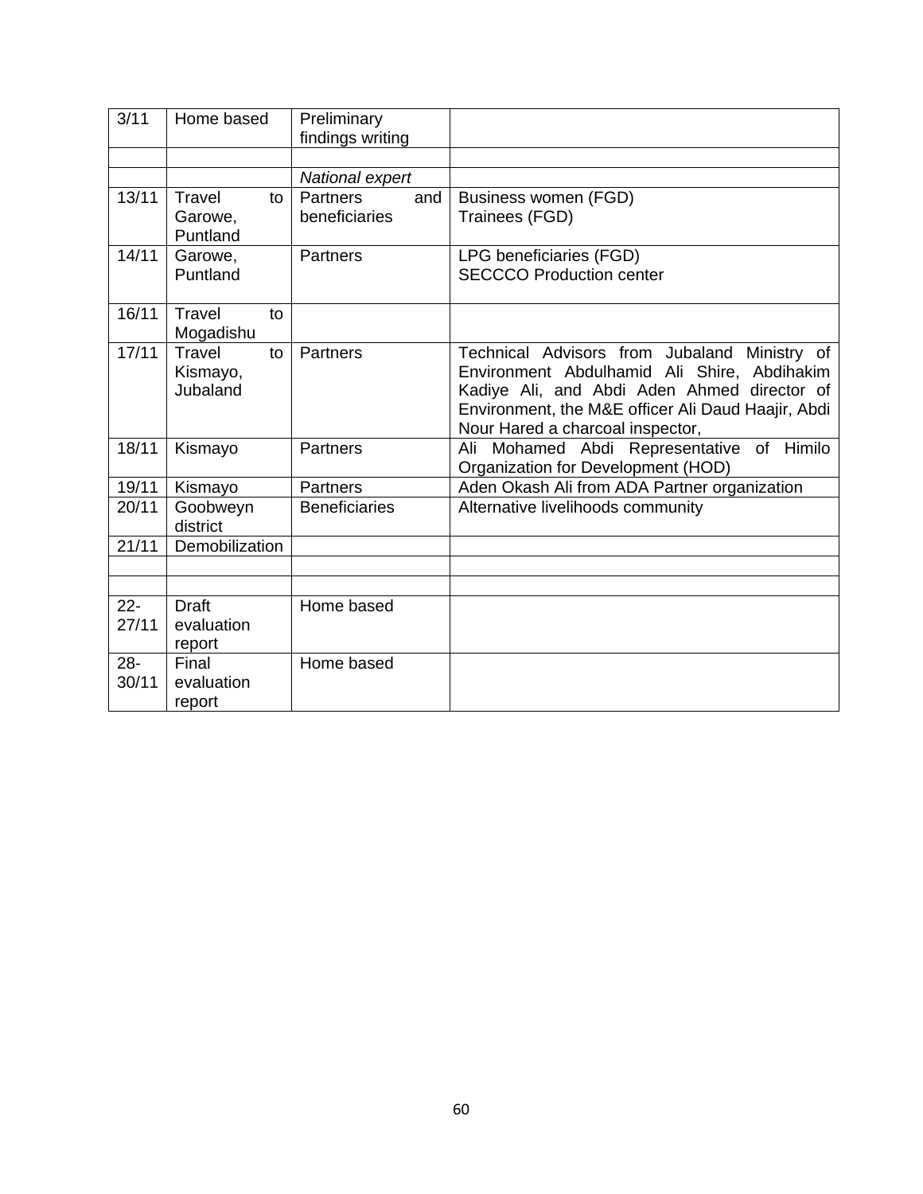| | | | |
|---|---|---|---|
| 3/11 | Home based | Preliminary findings writing | |
| | | | |
| | | *National expert* | |
| 13/11 | Travel to Garowe, Puntland | Partners and beneficiaries | Business women (FGD)<br>Trainees (FGD) |
| 14/11 | Garowe, Puntland | Partners | LPG beneficiaries (FGD)<br>SECCCO Production center |
| 16/11 | Travel to Mogadishu | | |
| 17/11 | Travel to Kismayo, Jubaland | Partners | Technical Advisors from Jubaland Ministry of Environment Abdulhamid Ali Shire, Abdihakim Kadiye Ali, and Abdi Aden Ahmed director of Environment, the M&E officer Ali Daud Haajir, Abdi Nour Hared a charcoal inspector, |
| 18/11 | Kismayo | Partners | Ali Mohamed Abdi Representative of Himilo Organization for Development (HOD) |
| 19/11 | Kismayo | Partners | Aden Okash Ali from ADA Partner organization |
| 20/11 | Goobweyn district | Beneficiaries | Alternative livelihoods community |
| 21/11 | Demobilization | | |
| | | | |
| | | | |
| 22-27/11 | Draft evaluation report | Home based | |
| 28-30/11 | Final evaluation report | Home based | |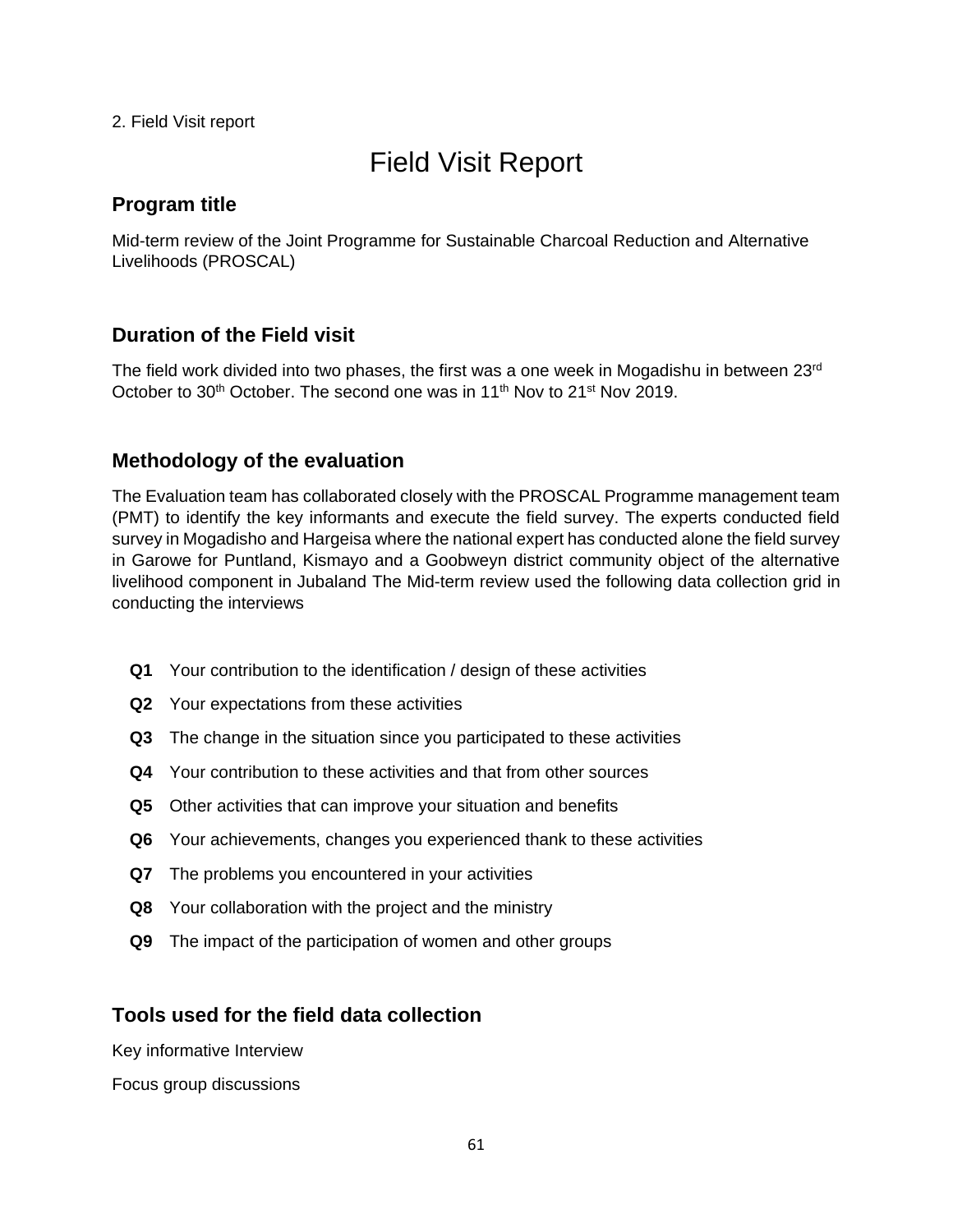2. Field Visit report

# Field Visit Report

## Program title

Mid-term review of the Joint Programme for Sustainable Charcoal Reduction and Alternative Livelihoods (PROSCAL)

## Duration of the Field visit

The field work divided into two phases, the first was a one week in Mogadishu in between 23rd October to 30th October. The second one was in 11th Nov to 21st Nov 2019.

## Methodology of the evaluation

The Evaluation team has collaborated closely with the PROSCAL Programme management team (PMT) to identify the key informants and execute the field survey. The experts conducted field survey in Mogadisho and Hargeisa where the national expert has conducted alone the field survey in Garowe for Puntland, Kismayo and a Goobweyn district community object of the alternative livelihood component in Jubaland The Mid-term review used the following data collection grid in conducting the interviews

- **Q1** Your contribution to the identification / design of these activities
- **Q2** Your expectations from these activities
- **Q3** The change in the situation since you participated to these activities
- **Q4** Your contribution to these activities and that from other sources
- **Q5** Other activities that can improve your situation and benefits
- **Q6** Your achievements, changes you experienced thank to these activities
- **Q7** The problems you encountered in your activities
- **Q8** Your collaboration with the project and the ministry
- **Q9** The impact of the participation of women and other groups

## Tools used for the field data collection

Key informative Interview

Focus group discussions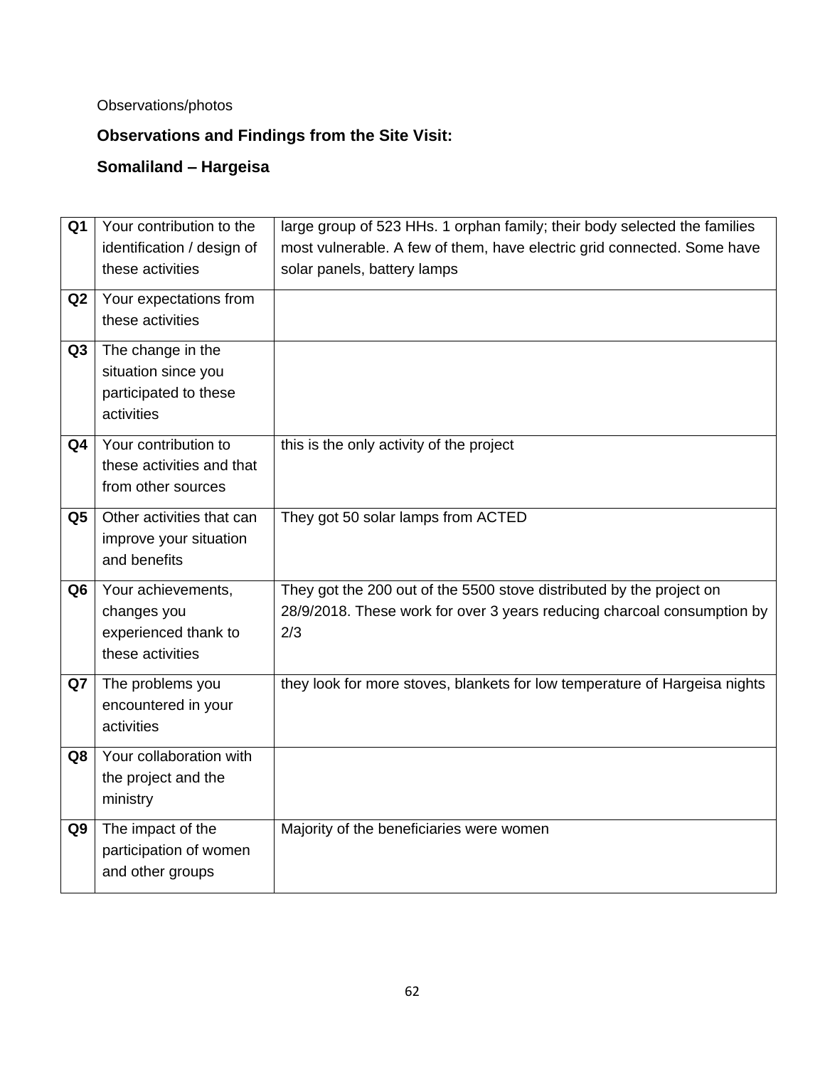Observations/photos

**Observations and Findings from the Site Visit:**

**Somaliland – Hargeisa**

| | | |
|---|---|---|
| **Q1** | Your contribution to the identification / design of these activities | large group of 523 HHs. 1 orphan family; their body selected the families most vulnerable. A few of them, have electric grid connected. Some have solar panels, battery lamps |
| **Q2** | Your expectations from these activities | |
| **Q3** | The change in the situation since you participated to these activities | |
| **Q4** | Your contribution to these activities and that from other sources | this is the only activity of the project |
| **Q5** | Other activities that can improve your situation and benefits | They got 50 solar lamps from ACTED |
| **Q6** | Your achievements, changes you experienced thank to these activities | They got the 200 out of the 5500 stove distributed by the project on 28/9/2018. These work for over 3 years reducing charcoal consumption by 2/3 |
| **Q7** | The problems you encountered in your activities | they look for more stoves, blankets for low temperature of Hargeisa nights |
| **Q8** | Your collaboration with the project and the ministry | |
| **Q9** | The impact of the participation of women and other groups | Majority of the beneficiaries were women |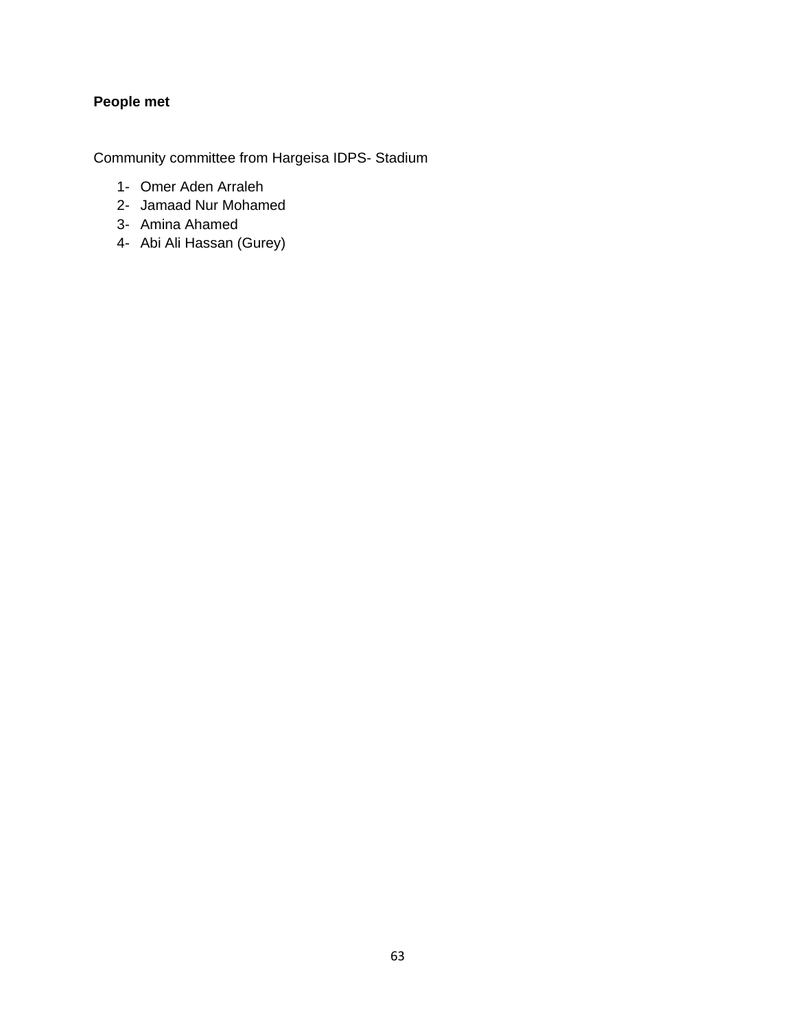**People met**

Community committee from Hargeisa IDPS- Stadium

1- Omer Aden Arraleh
2- Jamaad Nur Mohamed
3- Amina Ahamed
4- Abi Ali Hassan (Gurey)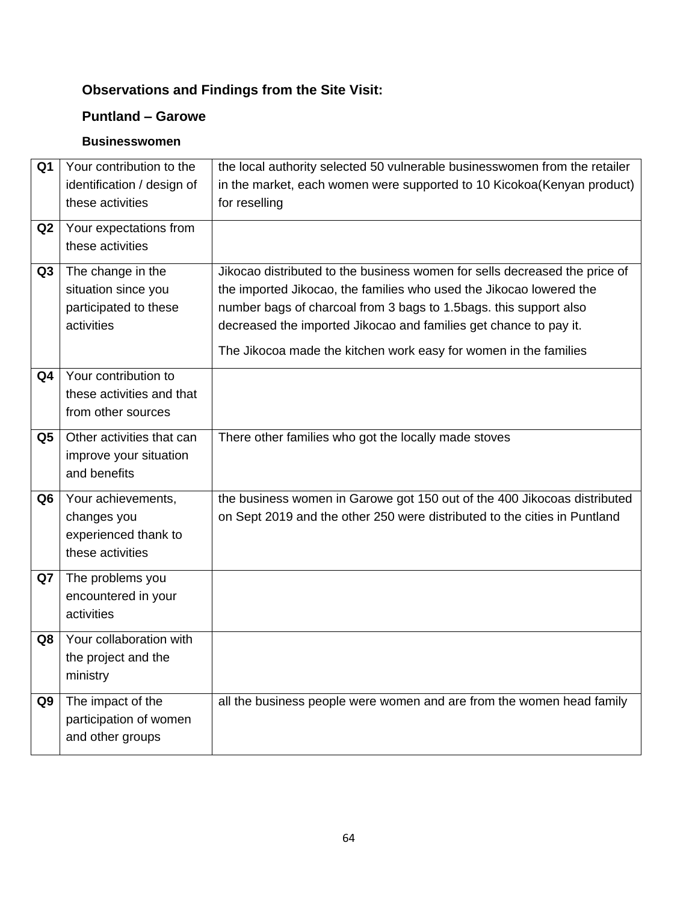**Observations and Findings from the Site Visit:**

**Puntland – Garowe**

**Businesswomen**

| | | |
|---|---|---|
| **Q1** | Your contribution to the identification / design of these activities | the local authority selected 50 vulnerable businesswomen from the retailer in the market, each women were supported to 10 Kicokoa(Kenyan product) for reselling |
| **Q2** | Your expectations from these activities | |
| **Q3** | The change in the situation since you participated to these activities | Jikocao distributed to the business women for sells decreased the price of the imported Jikocao, the families who used the Jikocao lowered the number bags of charcoal from 3 bags to 1.5bags. this support also decreased the imported Jikocao and families get chance to pay it.<br><br>The Jikocoa made the kitchen work easy for women in the families |
| **Q4** | Your contribution to these activities and that from other sources | |
| **Q5** | Other activities that can improve your situation and benefits | There other families who got the locally made stoves |
| **Q6** | Your achievements, changes you experienced thank to these activities | the business women in Garowe got 150 out of the 400 Jikocoas distributed on Sept 2019 and the other 250 were distributed to the cities in Puntland |
| **Q7** | The problems you encountered in your activities | |
| **Q8** | Your collaboration with the project and the ministry | |
| **Q9** | The impact of the participation of women and other groups | all the business people were women and are from the women head family |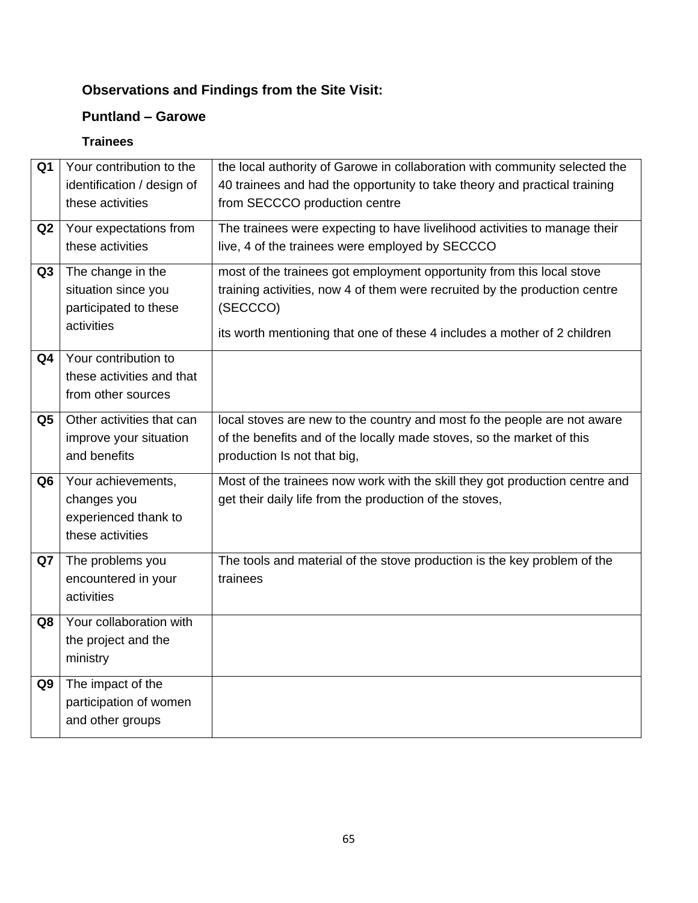**Observations and Findings from the Site Visit:**

**Puntland – Garowe**

**Trainees**

| | | |
|---|---|---|
| **Q1** | Your contribution to the identification / design of these activities | the local authority of Garowe in collaboration with community selected the 40 trainees and had the opportunity to take theory and practical training from SECCCO production centre |
| **Q2** | Your expectations from these activities | The trainees were expecting to have livelihood activities to manage their live, 4 of the trainees were employed by SECCCO |
| **Q3** | The change in the situation since you participated to these activities | most of the trainees got employment opportunity from this local stove training activities, now 4 of them were recruited by the production centre (SECCCO)<br>its worth mentioning that one of these 4 includes a mother of 2 children |
| **Q4** | Your contribution to these activities and that from other sources | |
| **Q5** | Other activities that can improve your situation and benefits | local stoves are new to the country and most fo the people are not aware of the benefits and of the locally made stoves, so the market of this production Is not that big, |
| **Q6** | Your achievements, changes you experienced thank to these activities | Most of the trainees now work with the skill they got production centre and get their daily life from the production of the stoves, |
| **Q7** | The problems you encountered in your activities | The tools and material of the stove production is the key problem of the trainees |
| **Q8** | Your collaboration with the project and the ministry | |
| **Q9** | The impact of the participation of women and other groups | |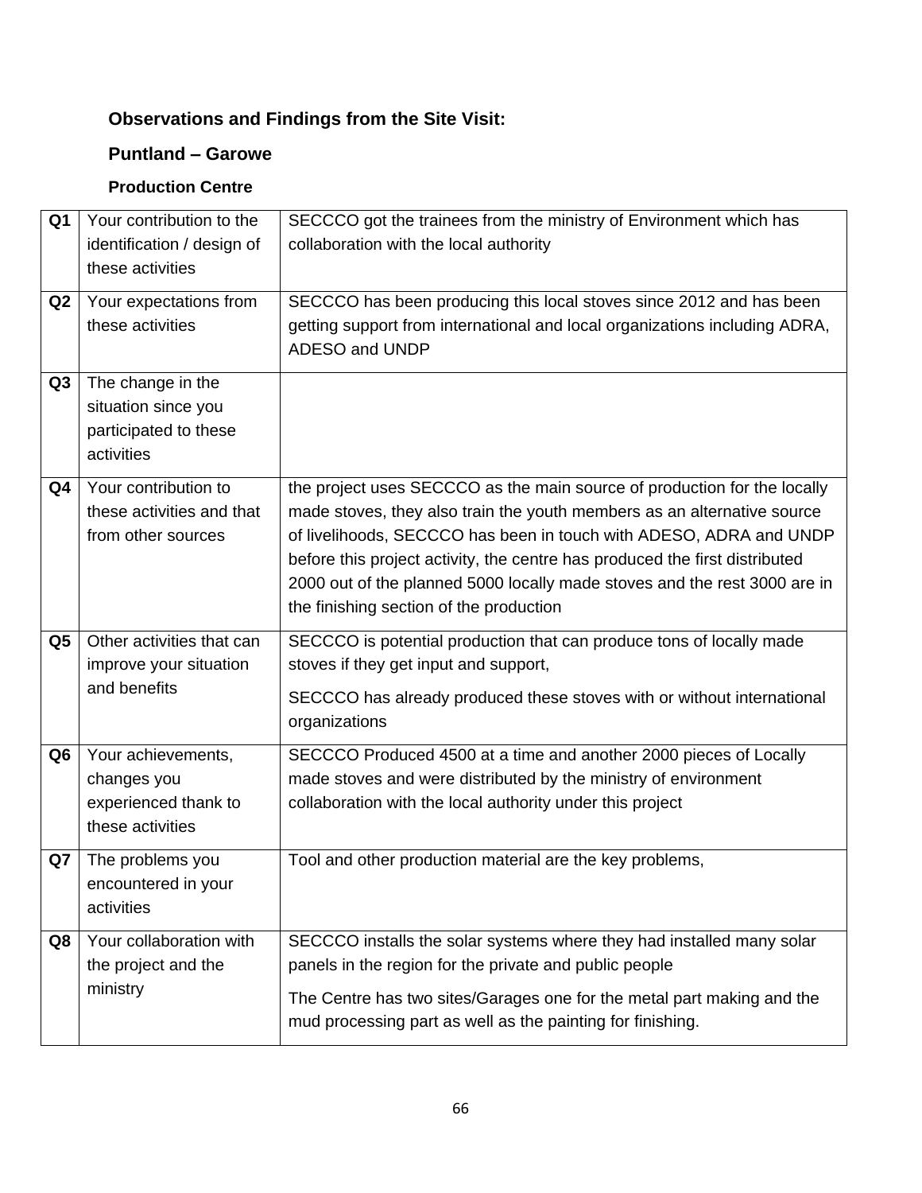### Observations and Findings from the Site Visit:

### Puntland – Garowe

#### Production Centre

| | | |
|---|---|---|
| **Q1** | Your contribution to the identification / design of these activities | SECCCO got the trainees from the ministry of Environment which has collaboration with the local authority |
| **Q2** | Your expectations from these activities | SECCCO has been producing this local stoves since 2012 and has been getting support from international and local organizations including ADRA, ADESO and UNDP |
| **Q3** | The change in the situation since you participated to these activities | |
| **Q4** | Your contribution to these activities and that from other sources | the project uses SECCCO as the main source of production for the locally made stoves, they also train the youth members as an alternative source of livelihoods, SECCCO has been in touch with ADESO, ADRA and UNDP before this project activity, the centre has produced the first distributed 2000 out of the planned 5000 locally made stoves and the rest 3000 are in the finishing section of the production |
| **Q5** | Other activities that can improve your situation and benefits | SECCCO is potential production that can produce tons of locally made stoves if they get input and support,<br><br>SECCCO has already produced these stoves with or without international organizations |
| **Q6** | Your achievements, changes you experienced thank to these activities | SECCCO Produced 4500 at a time and another 2000 pieces of Locally made stoves and were distributed by the ministry of environment collaboration with the local authority under this project |
| **Q7** | The problems you encountered in your activities | Tool and other production material are the key problems, |
| **Q8** | Your collaboration with the project and the ministry | SECCCO installs the solar systems where they had installed many solar panels in the region for the private and public people<br><br>The Centre has two sites/Garages one for the metal part making and the mud processing part as well as the painting for finishing. |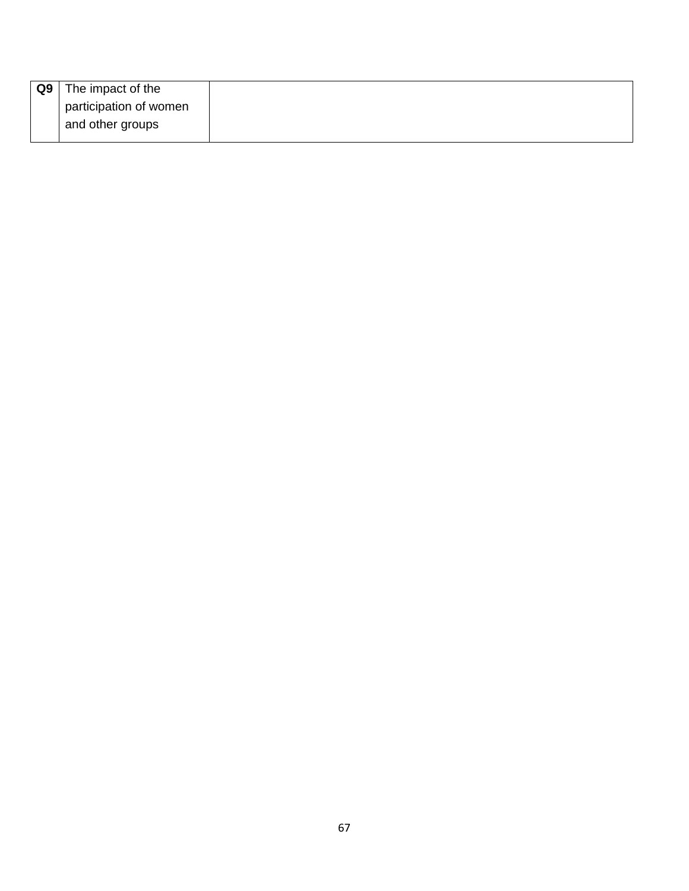| | | |
|---|---|---|
| **Q9** | The impact of the participation of women and other groups | |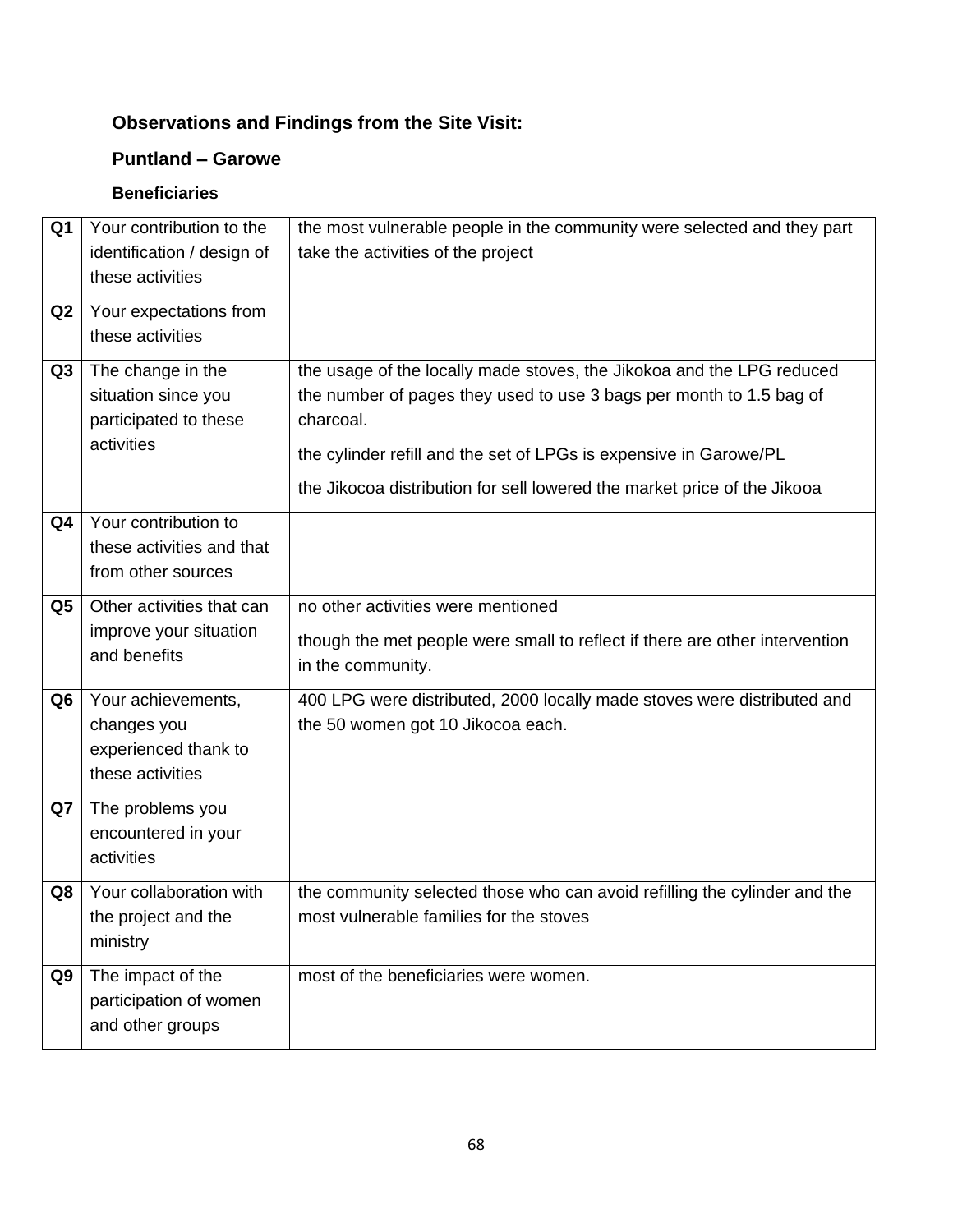**Observations and Findings from the Site Visit:**

**Puntland – Garowe**

**Beneficiaries**

| | | |
|---|---|---|
| **Q1** | Your contribution to the identification / design of these activities | the most vulnerable people in the community were selected and they part take the activities of the project |
| **Q2** | Your expectations from these activities | |
| **Q3** | The change in the situation since you participated to these activities | the usage of the locally made stoves, the Jikokoa and the LPG reduced the number of pages they used to use 3 bags per month to 1.5 bag of charcoal.<br><br>the cylinder refill and the set of LPGs is expensive in Garowe/PL<br><br>the Jikocoa distribution for sell lowered the market price of the Jikooa |
| **Q4** | Your contribution to these activities and that from other sources | |
| **Q5** | Other activities that can improve your situation and benefits | no other activities were mentioned<br><br>though the met people were small to reflect if there are other intervention in the community. |
| **Q6** | Your achievements, changes you experienced thank to these activities | 400 LPG were distributed, 2000 locally made stoves were distributed and the 50 women got 10 Jikocoa each. |
| **Q7** | The problems you encountered in your activities | |
| **Q8** | Your collaboration with the project and the ministry | the community selected those who can avoid refilling the cylinder and the most vulnerable families for the stoves |
| **Q9** | The impact of the participation of women and other groups | most of the beneficiaries were women. |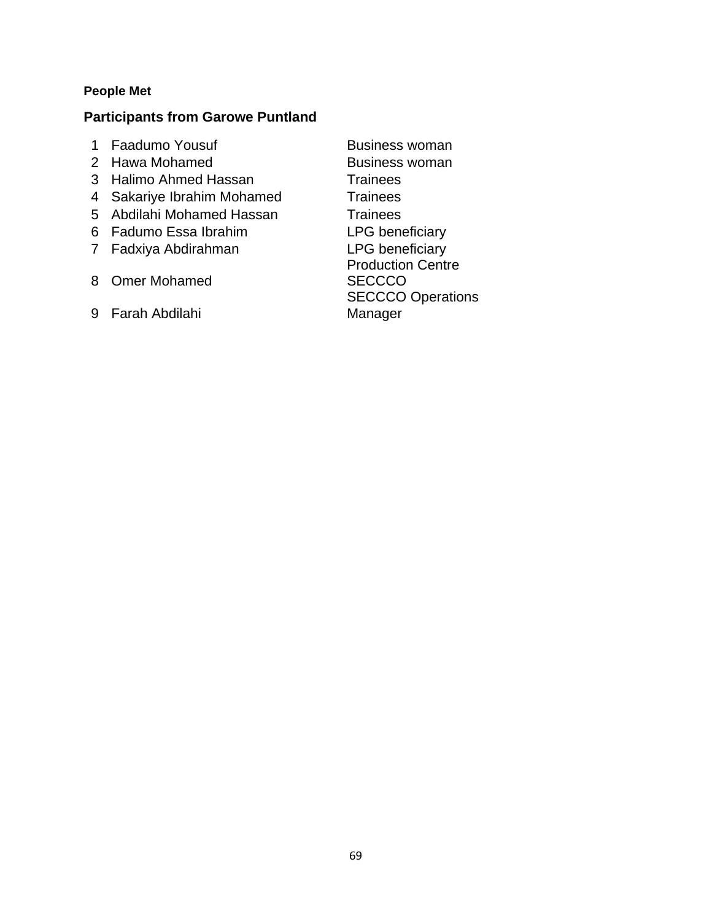**People Met**

## Participants from Garowe Puntland

| | | |
|---|---|---|
| 1 | Faadumo Yousuf | Business woman |
| 2 | Hawa Mohamed | Business woman |
| 3 | Halimo Ahmed Hassan | Trainees |
| 4 | Sakariye Ibrahim Mohamed | Trainees |
| 5 | Abdilahi Mohamed Hassan | Trainees |
| 6 | Fadumo Essa Ibrahim | LPG beneficiary |
| 7 | Fadxiya Abdirahman | LPG beneficiary |
| 8 | Omer Mohamed | Production Centre SECCCO |
| 9 | Farah Abdilahi | SECCCO Operations Manager |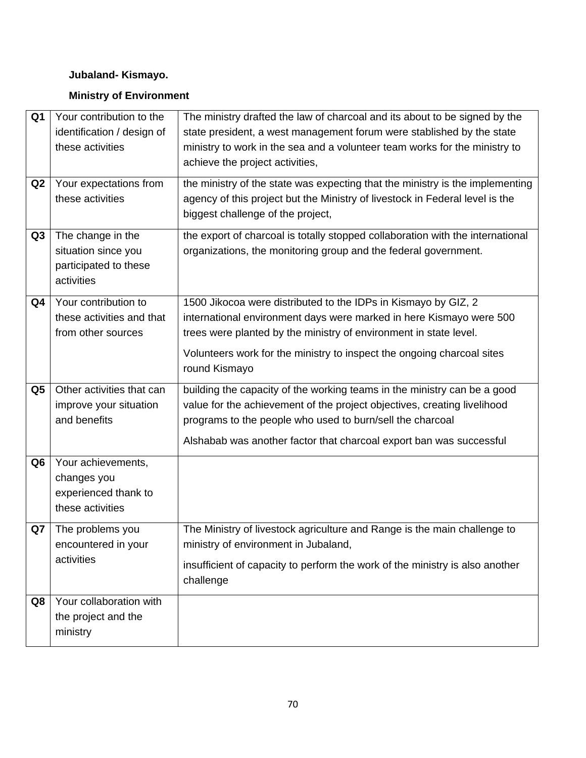**Jubaland- Kismayo.**

**Ministry of Environment**

| | | |
|---|---|---|
| **Q1** | Your contribution to the identification / design of these activities | The ministry drafted the law of charcoal and its about to be signed by the state president, a west management forum were stablished by the state ministry to work in the sea and a volunteer team works for the ministry to achieve the project activities, |
| **Q2** | Your expectations from these activities | the ministry of the state was expecting that the ministry is the implementing agency of this project but the Ministry of livestock in Federal level is the biggest challenge of the project, |
| **Q3** | The change in the situation since you participated to these activities | the export of charcoal is totally stopped collaboration with the international organizations, the monitoring group and the federal government. |
| **Q4** | Your contribution to these activities and that from other sources | 1500 Jikocoa were distributed to the IDPs in Kismayo by GIZ, 2 international environment days were marked in here Kismayo were 500 trees were planted by the ministry of environment in state level.<br><br>Volunteers work for the ministry to inspect the ongoing charcoal sites round Kismayo |
| **Q5** | Other activities that can improve your situation and benefits | building the capacity of the working teams in the ministry can be a good value for the achievement of the project objectives, creating livelihood programs to the people who used to burn/sell the charcoal<br><br>Alshabab was another factor that charcoal export ban was successful |
| **Q6** | Your achievements, changes you experienced thank to these activities | |
| **Q7** | The problems you encountered in your activities | The Ministry of livestock agriculture and Range is the main challenge to ministry of environment in Jubaland,<br><br>insufficient of capacity to perform the work of the ministry is also another challenge |
| **Q8** | Your collaboration with the project and the ministry | |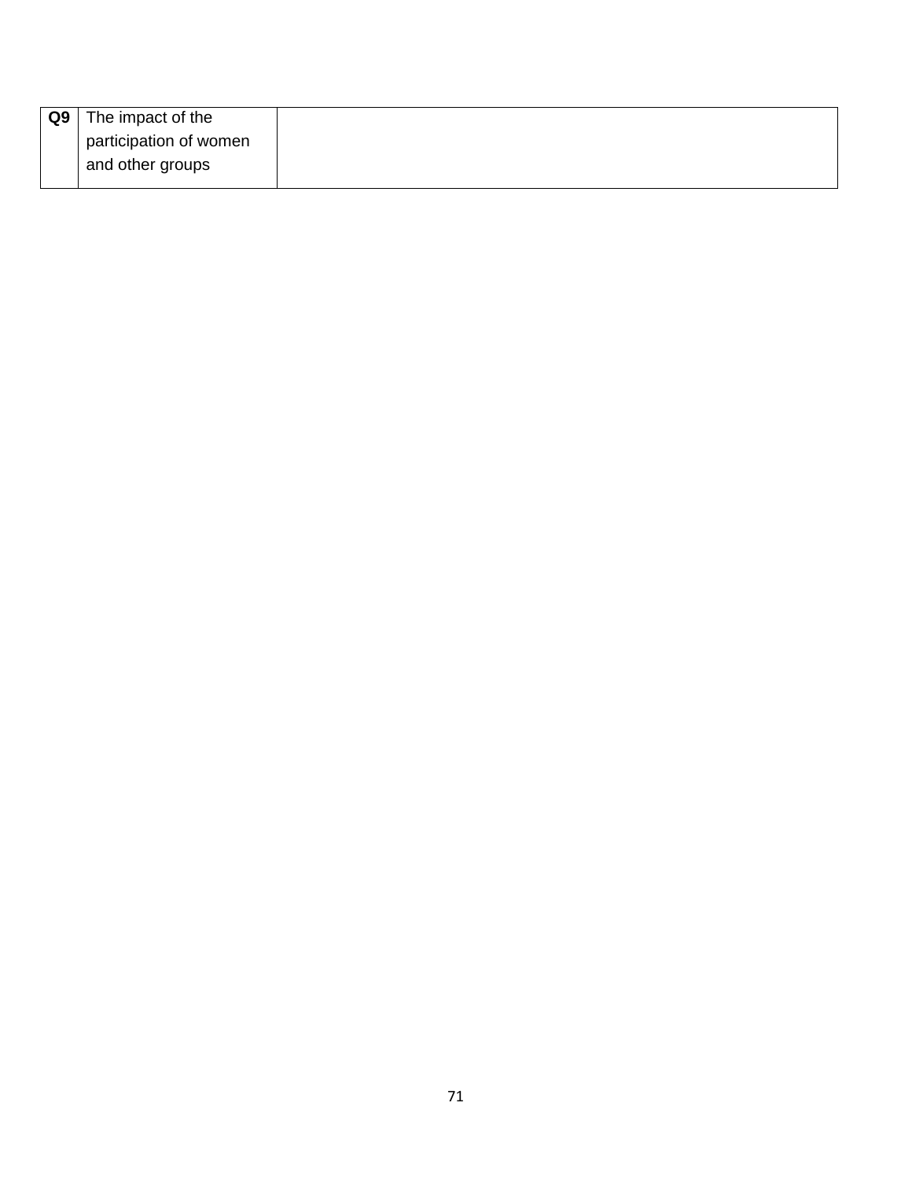| | | |
|---|---|---|
| **Q9** | The impact of the participation of women and other groups | |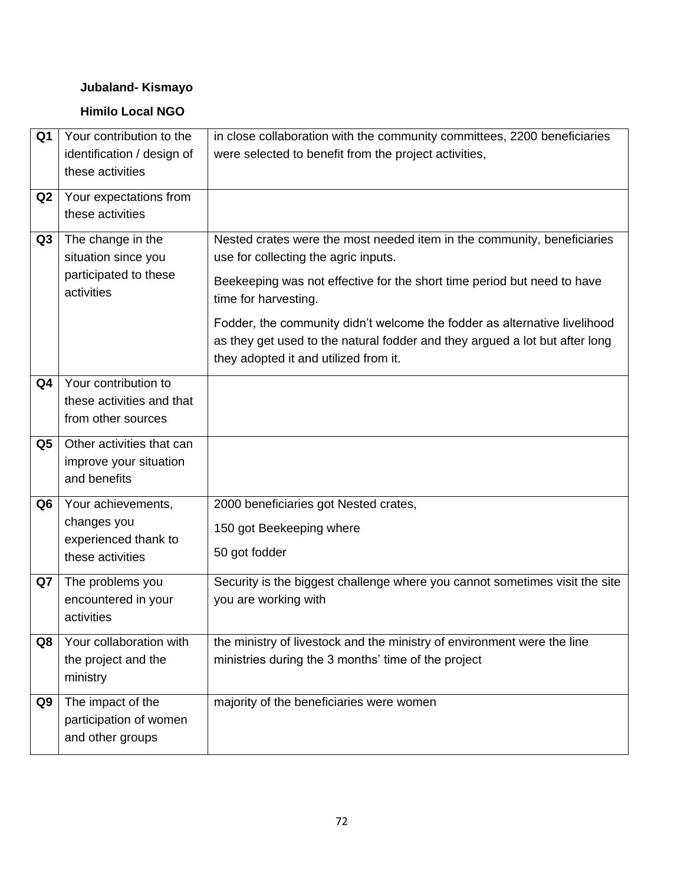**Jubaland- Kismayo**

**Himilo Local NGO**

| | | |
|---|---|---|
| **Q1** | Your contribution to the identification / design of these activities | in close collaboration with the community committees, 2200 beneficiaries were selected to benefit from the project activities, |
| **Q2** | Your expectations from these activities | |
| **Q3** | The change in the situation since you participated to these activities | Nested crates were the most needed item in the community, beneficiaries use for collecting the agric inputs.<br>Beekeeping was not effective for the short time period but need to have time for harvesting.<br>Fodder, the community didn't welcome the fodder as alternative livelihood as they get used to the natural fodder and they argued a lot but after long they adopted it and utilized from it. |
| **Q4** | Your contribution to these activities and that from other sources | |
| **Q5** | Other activities that can improve your situation and benefits | |
| **Q6** | Your achievements, changes you experienced thank to these activities | 2000 beneficiaries got Nested crates,<br>150 got Beekeeping where<br>50 got fodder |
| **Q7** | The problems you encountered in your activities | Security is the biggest challenge where you cannot sometimes visit the site you are working with |
| **Q8** | Your collaboration with the project and the ministry | the ministry of livestock and the ministry of environment were the line ministries during the 3 months' time of the project |
| **Q9** | The impact of the participation of women and other groups | majority of the beneficiaries were women |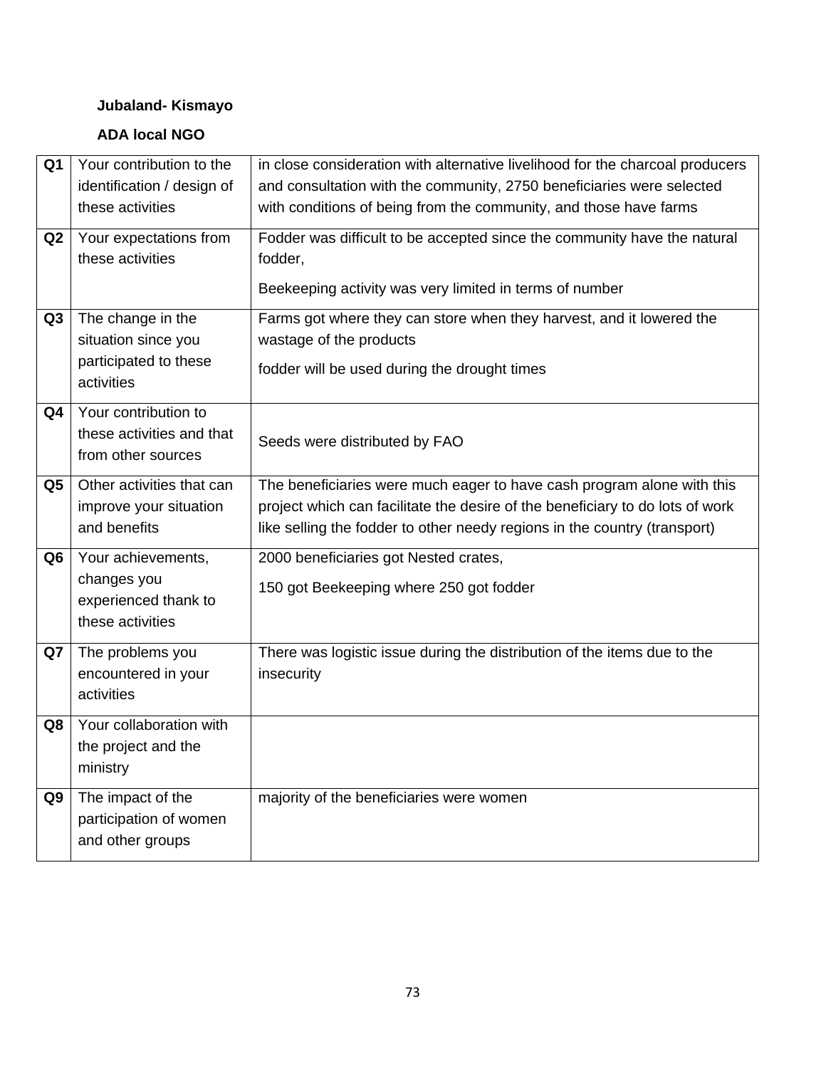**Jubaland- Kismayo**

**ADA local NGO**

| | | |
|---|---|---|
| **Q1** | Your contribution to the identification / design of these activities | in close consideration with alternative livelihood for the charcoal producers and consultation with the community, 2750 beneficiaries were selected with conditions of being from the community, and those have farms |
| **Q2** | Your expectations from these activities | Fodder was difficult to be accepted since the community have the natural fodder,<br><br>Beekeeping activity was very limited in terms of number |
| **Q3** | The change in the situation since you participated to these activities | Farms got where they can store when they harvest, and it lowered the wastage of the products<br><br>fodder will be used during the drought times |
| **Q4** | Your contribution to these activities and that from other sources | Seeds were distributed by FAO |
| **Q5** | Other activities that can improve your situation and benefits | The beneficiaries were much eager to have cash program alone with this project which can facilitate the desire of the beneficiary to do lots of work like selling the fodder to other needy regions in the country (transport) |
| **Q6** | Your achievements, changes you experienced thank to these activities | 2000 beneficiaries got Nested crates,<br><br>150 got Beekeeping where 250 got fodder |
| **Q7** | The problems you encountered in your activities | There was logistic issue during the distribution of the items due to the insecurity |
| **Q8** | Your collaboration with the project and the ministry | |
| **Q9** | The impact of the participation of women and other groups | majority of the beneficiaries were women |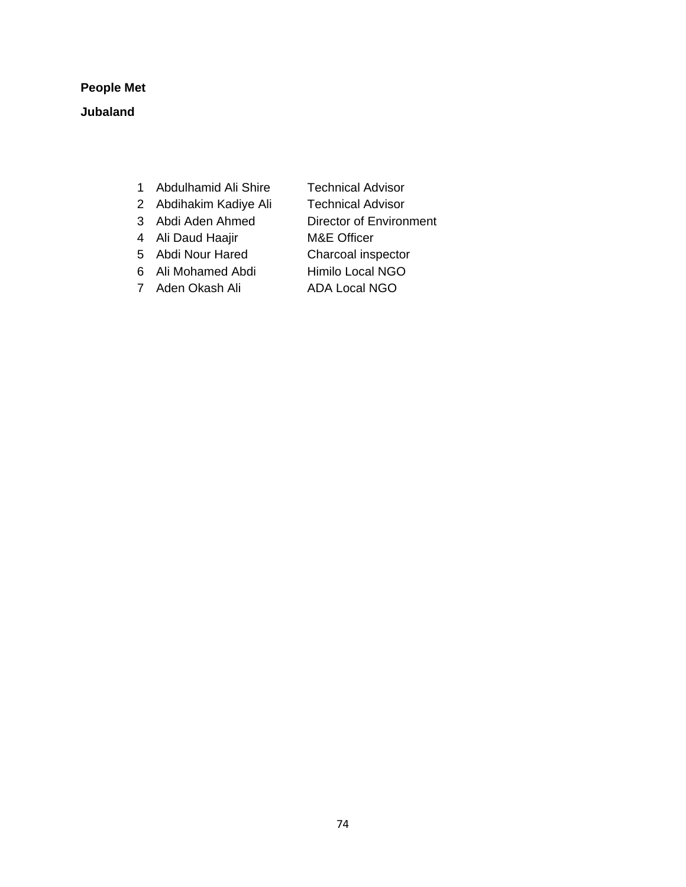**People Met**

**Jubaland**

| | | |
|---|---|---|
| 1 | Abdulhamid Ali Shire | Technical Advisor |
| 2 | Abdihakim Kadiye Ali | Technical Advisor |
| 3 | Abdi Aden Ahmed | Director of Environment |
| 4 | Ali Daud Haajir | M&E Officer |
| 5 | Abdi Nour Hared | Charcoal inspector |
| 6 | Ali Mohamed Abdi | Himilo Local NGO |
| 7 | Aden Okash Ali | ADA Local NGO |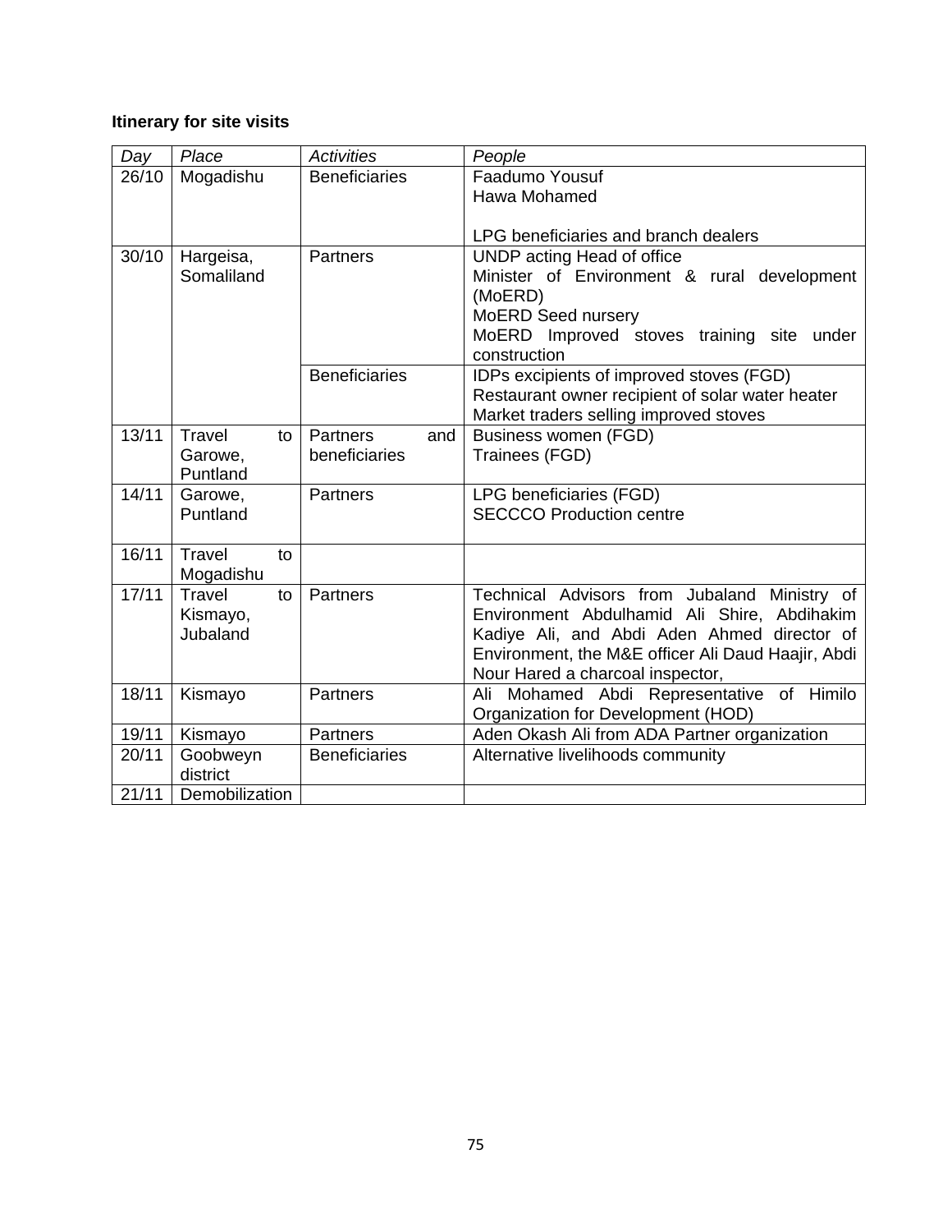**Itinerary for site visits**

| *Day* | *Place* | *Activities* | *People* |
|---|---|---|---|
| 26/10 | Mogadishu | Beneficiaries | Faadumo Yousuf<br>Hawa Mohamed<br><br>LPG beneficiaries and branch dealers |
| 30/10 | Hargeisa, Somaliland | Partners | UNDP acting Head of office<br>Minister of Environment & rural development (MoERD)<br>MoERD Seed nursery<br>MoERD Improved stoves training site under construction |
| | | Beneficiaries | IDPs excipients of improved stoves (FGD)<br>Restaurant owner recipient of solar water heater<br>Market traders selling improved stoves |
| 13/11 | Travel to Garowe, Puntland | Partners and beneficiaries | Business women (FGD)<br>Trainees (FGD) |
| 14/11 | Garowe, Puntland | Partners | LPG beneficiaries (FGD)<br>SECCCO Production centre |
| 16/11 | Travel to Mogadishu | | |
| 17/11 | Travel to Kismayo, Jubaland | Partners | Technical Advisors from Jubaland Ministry of Environment Abdulhamid Ali Shire, Abdihakim Kadiye Ali, and Abdi Aden Ahmed director of Environment, the M&E officer Ali Daud Haajir, Abdi Nour Hared a charcoal inspector, |
| 18/11 | Kismayo | Partners | Ali Mohamed Abdi Representative of Himilo Organization for Development (HOD) |
| 19/11 | Kismayo | Partners | Aden Okash Ali from ADA Partner organization |
| 20/11 | Goobweyn district | Beneficiaries | Alternative livelihoods community |
| 21/11 | Demobilization | | |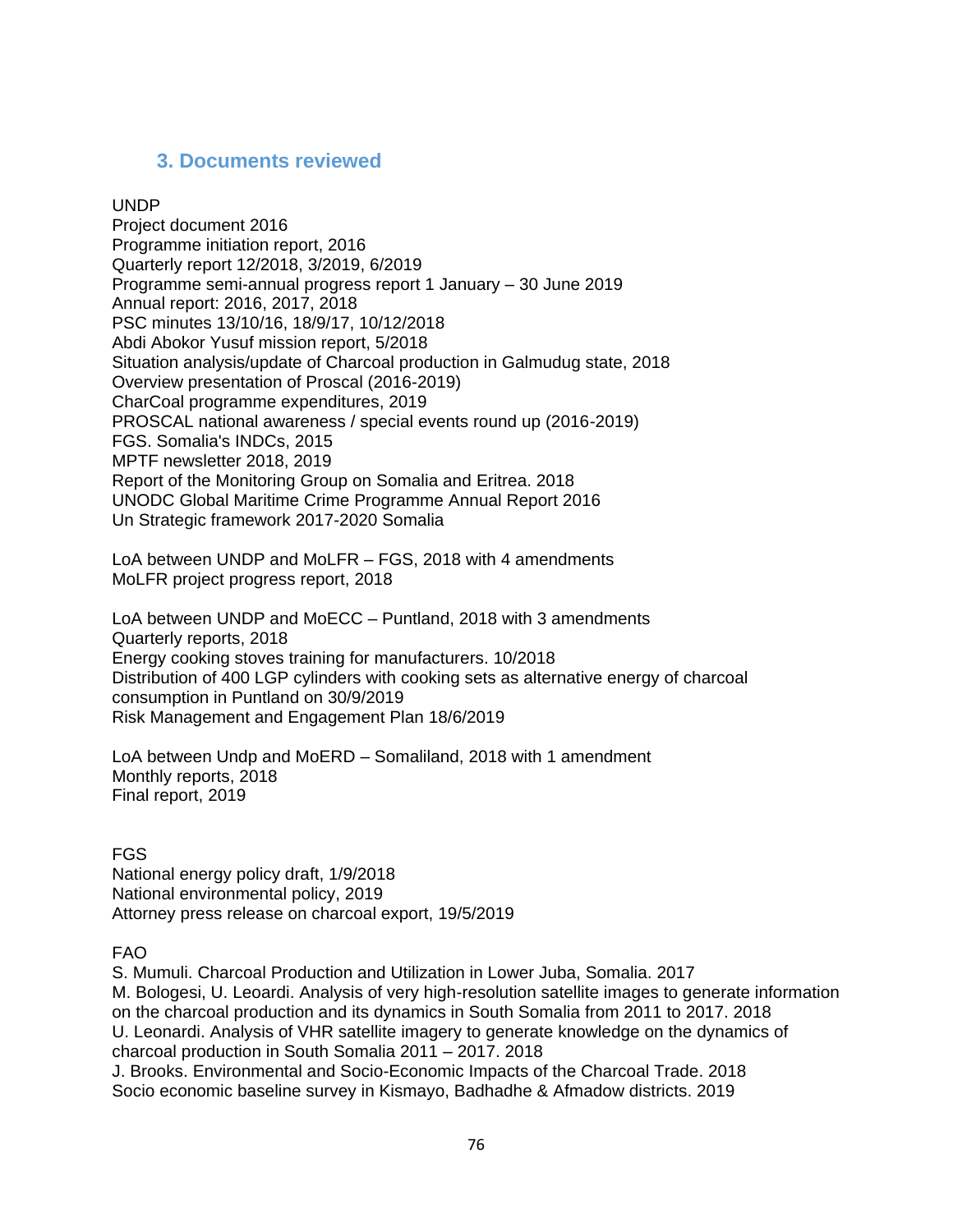## 3. Documents reviewed

UNDP
Project document 2016
Programme initiation report, 2016
Quarterly report 12/2018, 3/2019, 6/2019
Programme semi-annual progress report 1 January – 30 June 2019
Annual report: 2016, 2017, 2018
PSC minutes 13/10/16, 18/9/17, 10/12/2018
Abdi Abokor Yusuf mission report, 5/2018
Situation analysis/update of Charcoal production in Galmudug state, 2018
Overview presentation of Proscal (2016-2019)
CharCoal programme expenditures, 2019
PROSCAL national awareness / special events round up (2016-2019)
FGS. Somalia's INDCs, 2015
MPTF newsletter 2018, 2019
Report of the Monitoring Group on Somalia and Eritrea. 2018
UNODC Global Maritime Crime Programme Annual Report 2016
Un Strategic framework 2017-2020 Somalia

LoA between UNDP and MoLFR – FGS, 2018 with 4 amendments
MoLFR project progress report, 2018

LoA between UNDP and MoECC – Puntland, 2018 with 3 amendments
Quarterly reports, 2018
Energy cooking stoves training for manufacturers. 10/2018
Distribution of 400 LGP cylinders with cooking sets as alternative energy of charcoal consumption in Puntland on 30/9/2019
Risk Management and Engagement Plan 18/6/2019

LoA between Undp and MoERD – Somaliland, 2018 with 1 amendment
Monthly reports, 2018
Final report, 2019

FGS
National energy policy draft, 1/9/2018
National environmental policy, 2019
Attorney press release on charcoal export, 19/5/2019

FAO
S. Mumuli. Charcoal Production and Utilization in Lower Juba, Somalia. 2017
M. Bologesi, U. Leoardi. Analysis of very high-resolution satellite images to generate information on the charcoal production and its dynamics in South Somalia from 2011 to 2017. 2018
U. Leonardi. Analysis of VHR satellite imagery to generate knowledge on the dynamics of charcoal production in South Somalia 2011 – 2017. 2018
J. Brooks. Environmental and Socio-Economic Impacts of the Charcoal Trade. 2018
Socio economic baseline survey in Kismayo, Badhadhe & Afmadow districts. 2019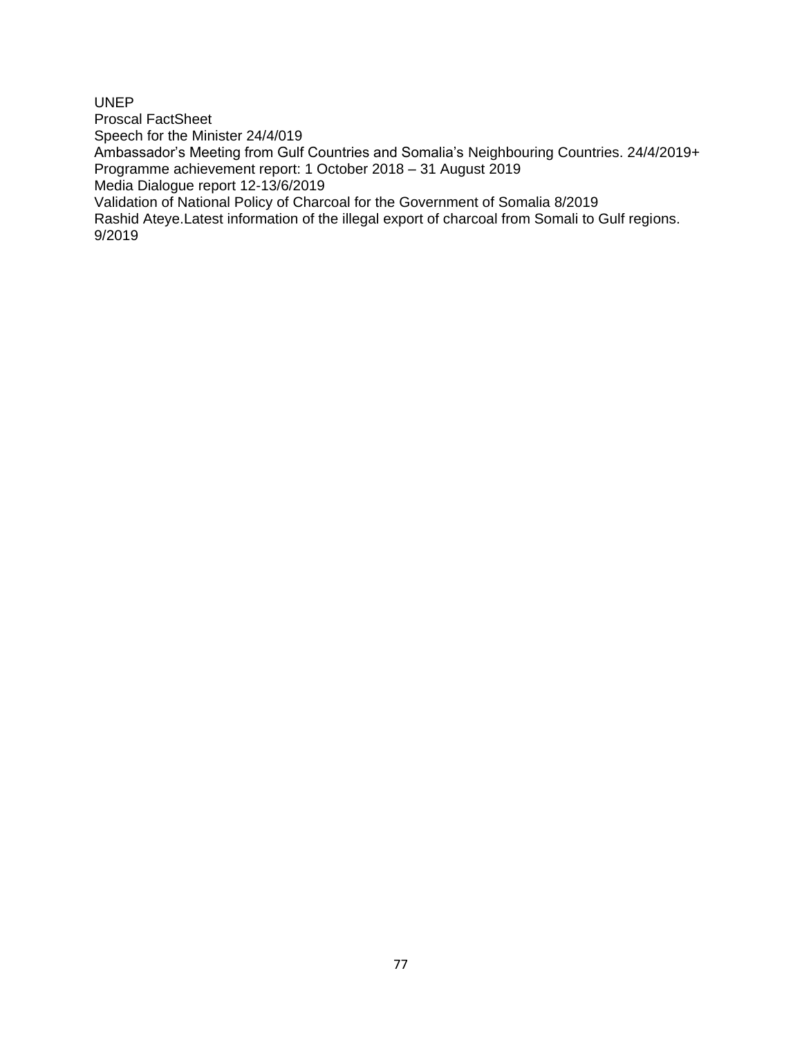UNEP
Proscal FactSheet
Speech for the Minister 24/4/019
Ambassador's Meeting from Gulf Countries and Somalia's Neighbouring Countries. 24/4/2019+
Programme achievement report: 1 October 2018 – 31 August 2019
Media Dialogue report 12-13/6/2019
Validation of National Policy of Charcoal for the Government of Somalia 8/2019
Rashid Ateye.Latest information of the illegal export of charcoal from Somali to Gulf regions. 9/2019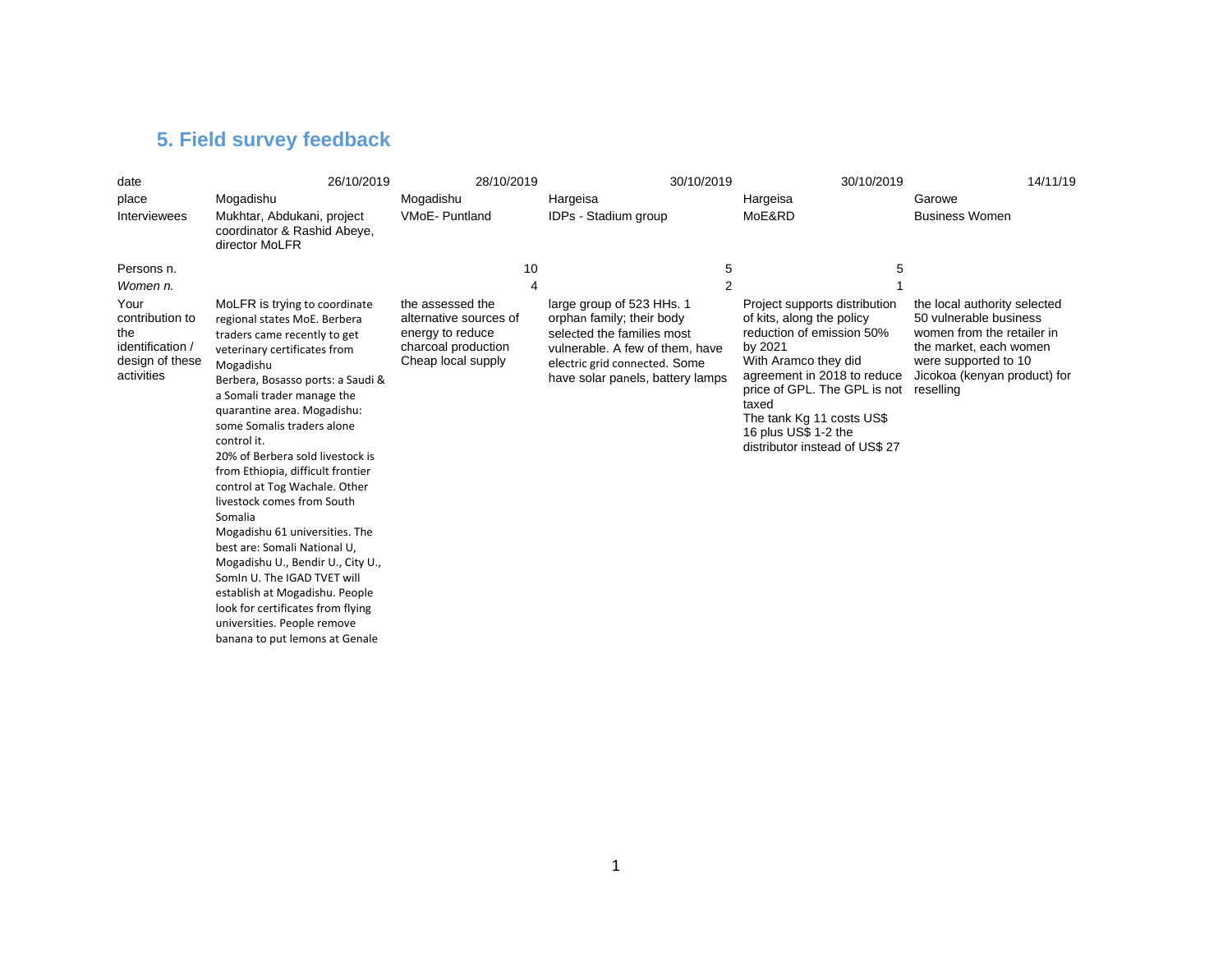## 5. Field survey feedback

| | | | | | |
|---|---|---|---|---|---|
| date | 26/10/2019 | 28/10/2019 | 30/10/2019 | 30/10/2019 | 14/11/19 |
| place | Mogadishu | Mogadishu | Hargeisa | Hargeisa | Garowe |
| Interviewees | Mukhtar, Abdukani, project coordinator & Rashid Abeye, director MoLFR | VMoE- Puntland | IDPs - Stadium group | MoE&RD | Business Women |
| Persons n. | | 10 | 5 | 5 | |
| *Women n.* | | 4 | 2 | 1 | |
| Your contribution to the identification / design of these activities | MoLFR is trying to coordinate regional states MoE. Berbera traders came recently to get veterinary certificates from Mogadishu<br>Berbera, Bosasso ports: a Saudi & a Somali trader manage the quarantine area. Mogadishu: some Somalis traders alone control it.<br>20% of Berbera sold livestock is from Ethiopia, difficult frontier control at Tog Wachale. Other livestock comes from South Somalia<br>Mogadishu 61 universities. The best are: Somali National U, Mogadishu U., Bendir U., City U., SomIn U. The IGAD TVET will establish at Mogadishu. People look for certificates from flying universities. People remove banana to put lemons at Genale | the assessed the alternative sources of energy to reduce charcoal production<br>Cheap local supply | large group of 523 HHs. 1 orphan family; their body selected the families most vulnerable. A few of them, have electric grid connected. Some have solar panels, battery lamps | Project supports distribution of kits, along the policy reduction of emission 50% by 2021<br>With Aramco they did agreement in 2018 to reduce price of GPL. The GPL is not taxed<br>The tank Kg 11 costs US$ 16 plus US$ 1-2 the distributor instead of US$ 27 | the local authority selected 50 vulnerable business women from the retailer in the market, each women were supported to 10 Jicokoa (kenyan product) for reselling |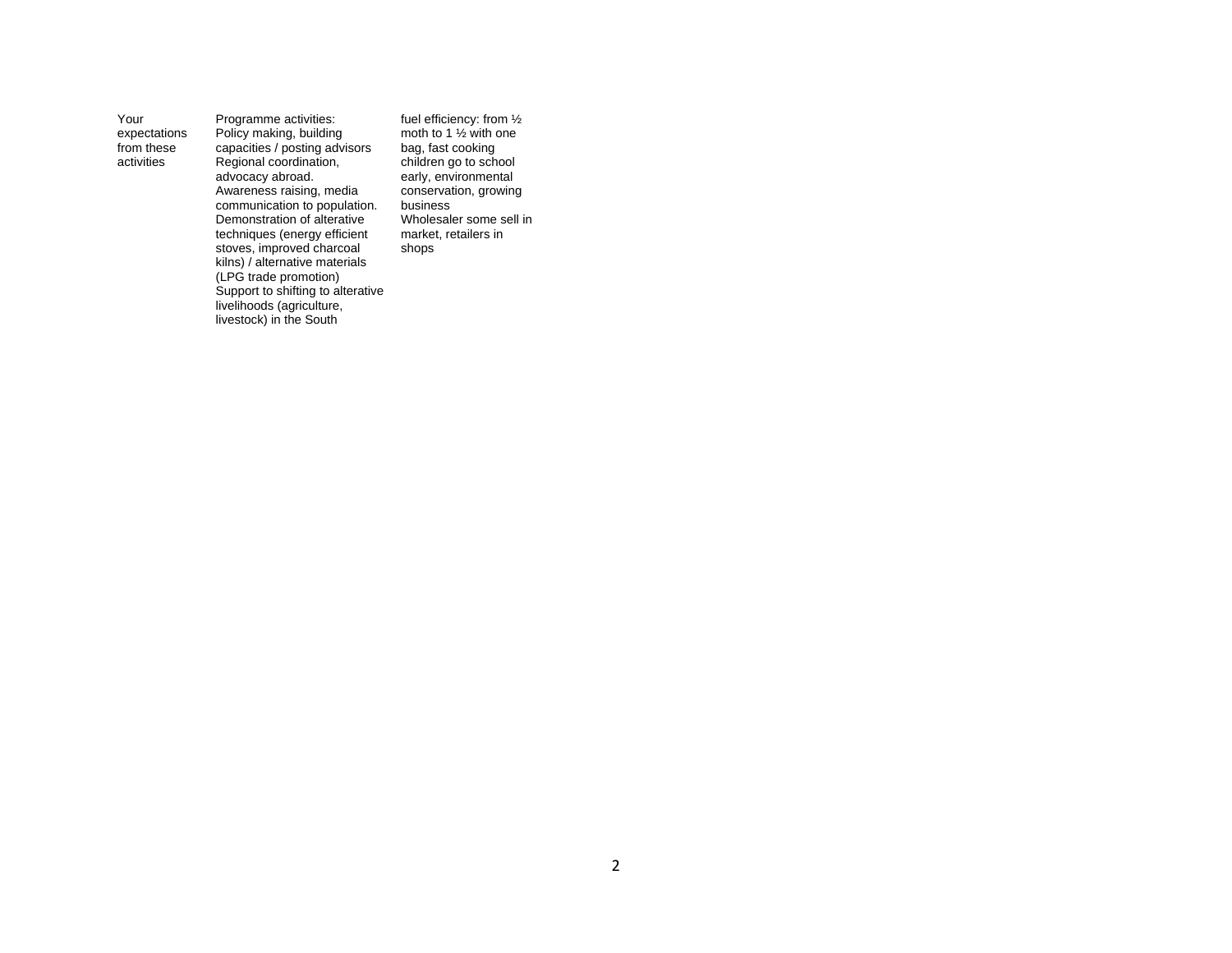| | | |
|---|---|---|
| Your expectations from these activities | Programme activities:<br>Policy making, building capacities / posting advisors<br>Regional coordination, advocacy abroad.<br>Awareness raising, media communication to population.<br>Demonstration of alterative techniques (energy efficient stoves, improved charcoal kilns) / alternative materials (LPG trade promotion)<br>Support to shifting to alterative livelihoods (agriculture, livestock) in the South | fuel efficiency: from ½ moth to 1 ½ with one bag, fast cooking children go to school early, environmental conservation, growing business<br>Wholesaler some sell in market, retailers in shops |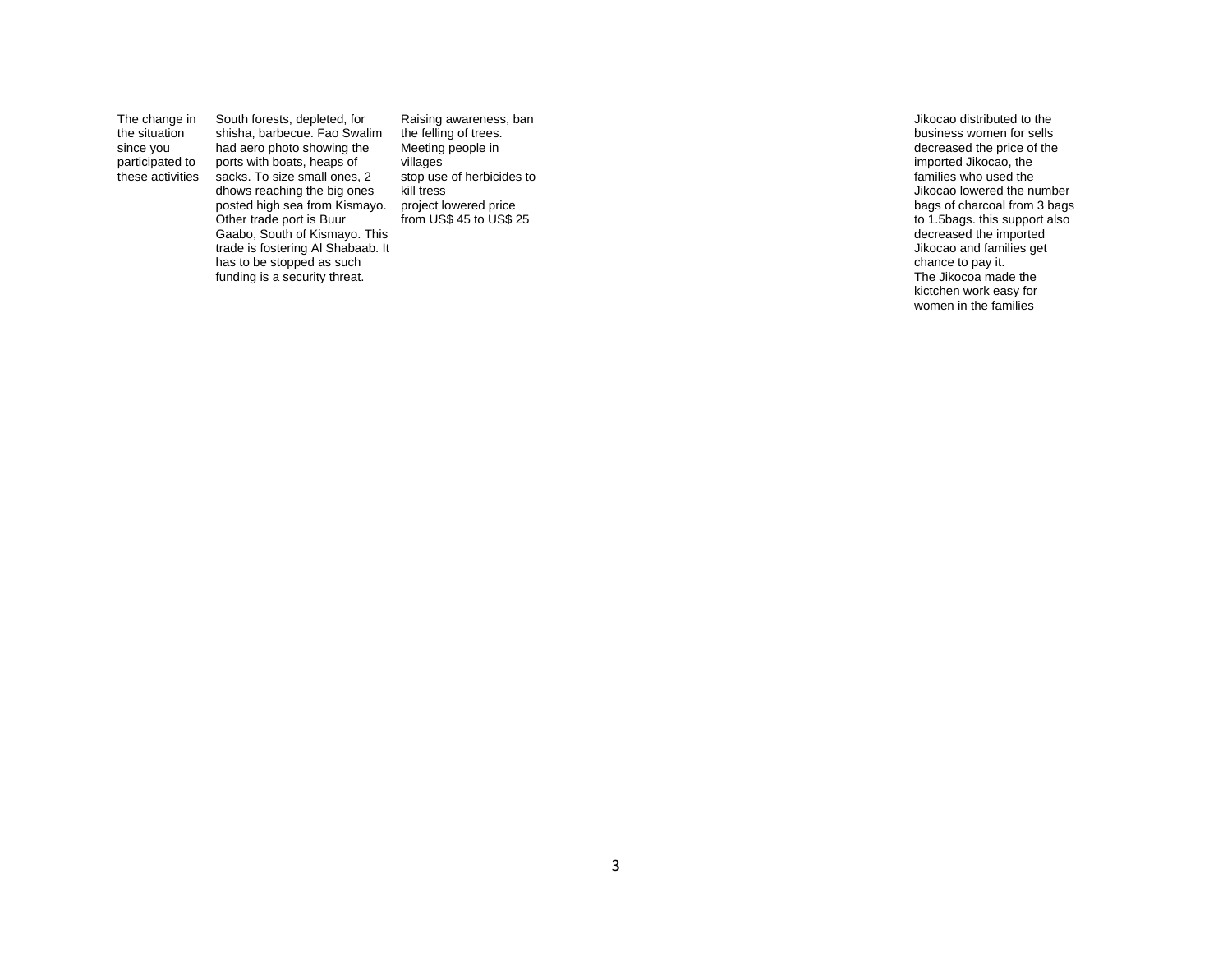| | | | | | |
|---|---|---|---|---|---|
| The change in the situation since you participated to these activities | South forests, depleted, for shisha, barbecue. Fao Swalim had aero photo showing the ports with boats, heaps of sacks. To size small ones, 2 dhows reaching the big ones posted high sea from Kismayo. Other trade port is Buur Gaabo, South of Kismayo. This trade is fostering Al Shabaab. It has to be stopped as such funding is a security threat. | Raising awareness, ban the felling of trees. Meeting people in villages stop use of herbicides to kill tress project lowered price from US$ 45 to US$ 25 | | | Jikocao distributed to the business women for sells decreased the price of the imported Jikocao, the families who used the Jikocao lowered the number bags of charcoal from 3 bags to 1.5bags. this support also decreased the imported Jikocao and families get chance to pay it. The Jikocoa made the kictchen work easy for women in the families |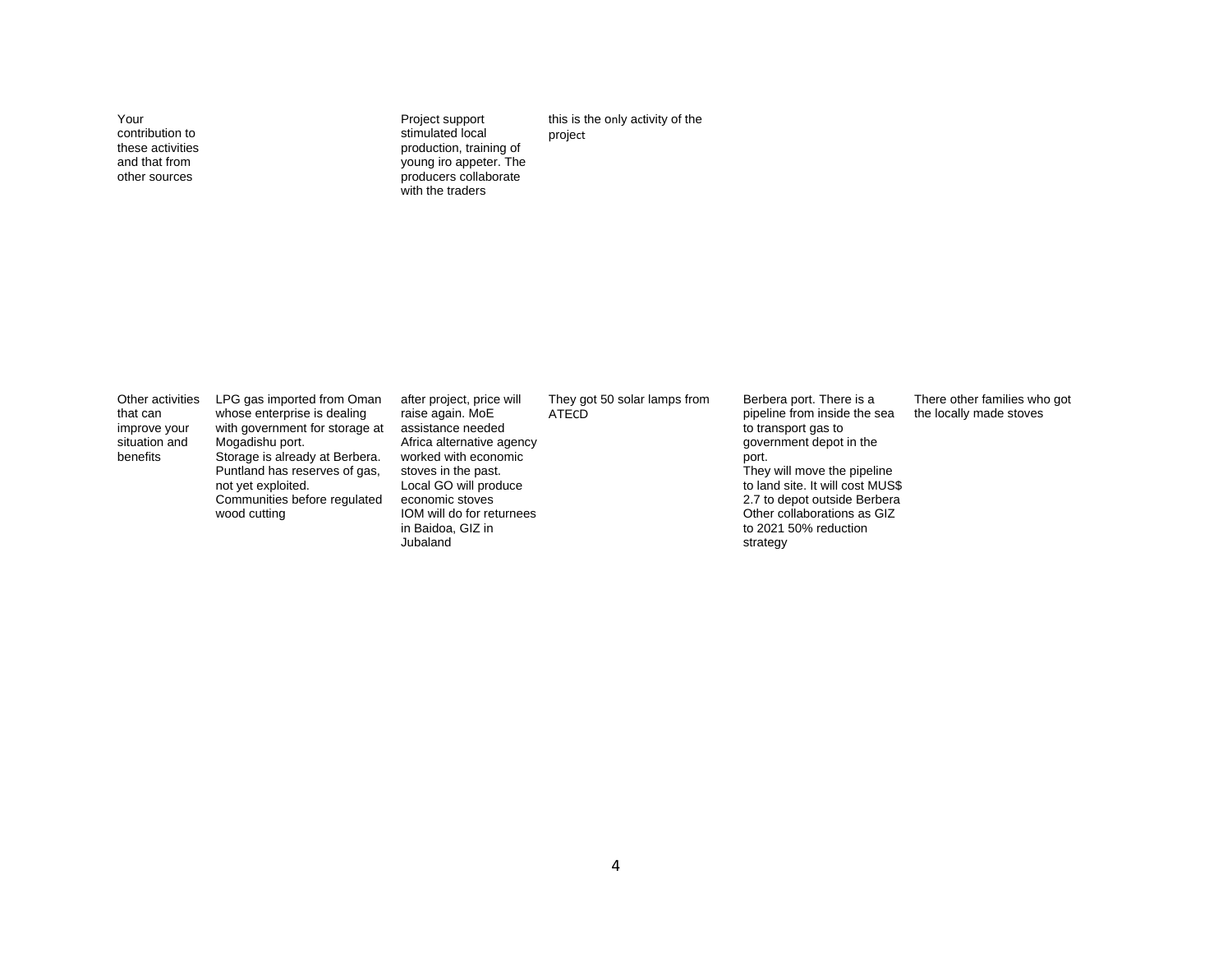| | | | | | |
|---|---|---|---|---|---|
| Your contribution to these activities and that from other sources | | Project support stimulated local production, training of young iro appeter. The producers collaborate with the traders | this is the only activity of the project | | |
| Other activities that can improve your situation and benefits | LPG gas imported from Oman whose enterprise is dealing with government for storage at Mogadishu port.<br>Storage is already at Berbera.<br>Puntland has reserves of gas, not yet exploited.<br>Communities before regulated wood cutting | after project, price will raise again. MoE assistance needed<br>Africa alternative agency worked with economic stoves in the past.<br>Local GO will produce economic stoves<br>IOM will do for returnees in Baidoa, GIZ in Jubaland | They got 50 solar lamps from ATECD | Berbera port. There is a pipeline from inside the sea to transport gas to government depot in the port.<br>They will move the pipeline to land site. It will cost MUS$ 2.7 to depot outside Berbera<br>Other collaborations as GIZ to 2021 50% reduction strategy | There other families who got the locally made stoves |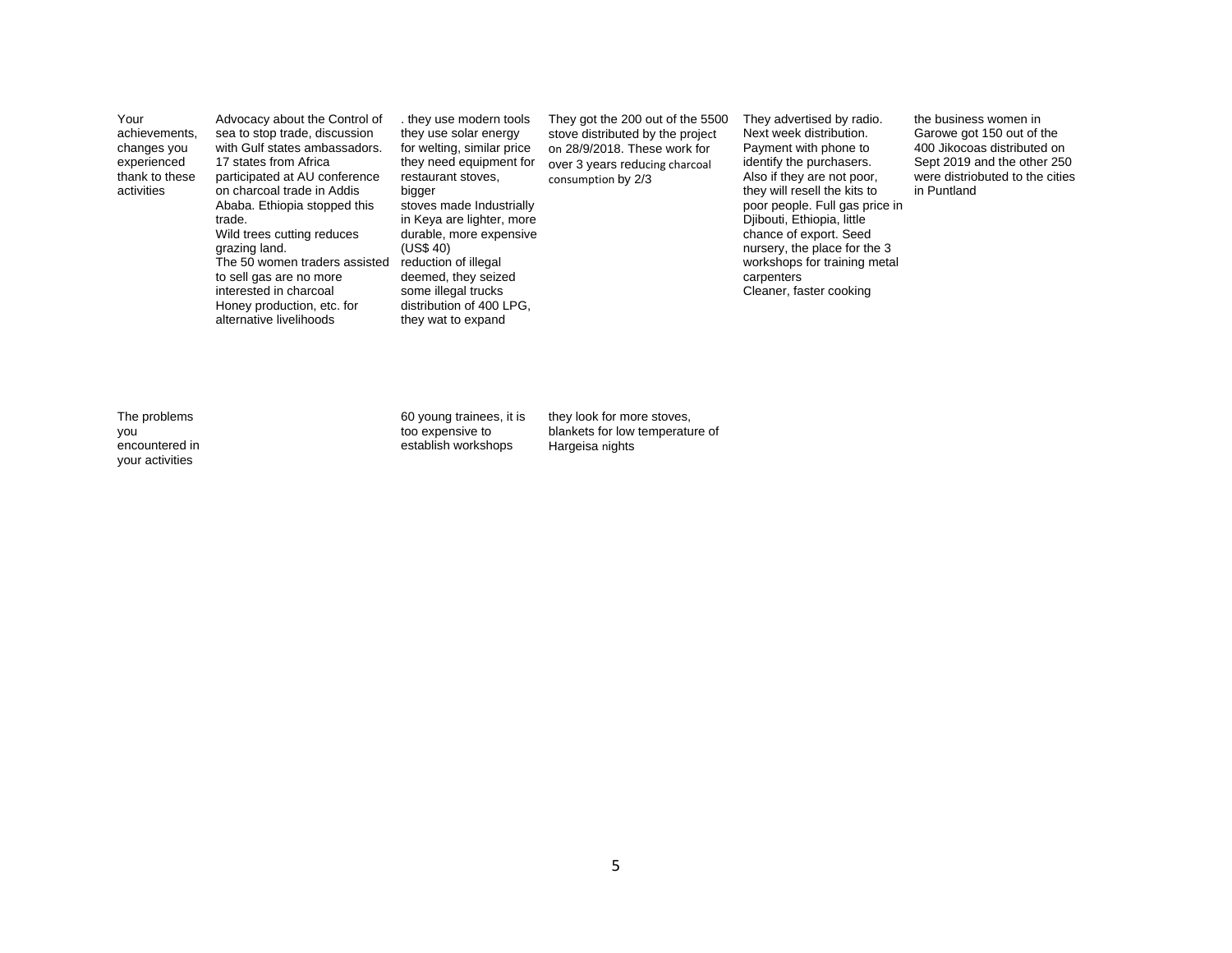| | | | | | |
|---|---|---|---|---|---|
| Your achievements, changes you experienced thank to these activities | Advocacy about the Control of sea to stop trade, discussion with Gulf states ambassadors. 17 states from Africa participated at AU conference on charcoal trade in Addis Ababa. Ethiopia stopped this trade.<br>Wild trees cutting reduces grazing land.<br>The 50 women traders assisted to sell gas are no more interested in charcoal<br>Honey production, etc. for alternative livelihoods | . they use modern tools they use solar energy for welting, similar price they need equipment for restaurant stoves, bigger<br>stoves made Industrially in Keya are lighter, more durable, more expensive (US$ 40)<br>reduction of illegal deemed, they seized some illegal trucks distribution of 400 LPG, they wat to expand | They got the 200 out of the 5500 stove distributed by the project on 28/9/2018. These work for over 3 years reducing charcoal consumption by 2/3 | They advertised by radio. Next week distribution. Payment with phone to identify the purchasers. Also if they are not poor, they will resell the kits to poor people. Full gas price in Djibouti, Ethiopia, little chance of export. Seed nursery, the place for the 3 workshops for training metal carpenters<br>Cleaner, faster cooking | the business women in Garowe got 150 out of the 400 Jikocoas distributed on Sept 2019 and the other 250 were distriobuted to the cities in Puntland |
| The problems you encountered in your activities | | 60 young trainees, it is too expensive to establish workshops | they look for more stoves, blankets for low temperature of Hargeisa nights | | |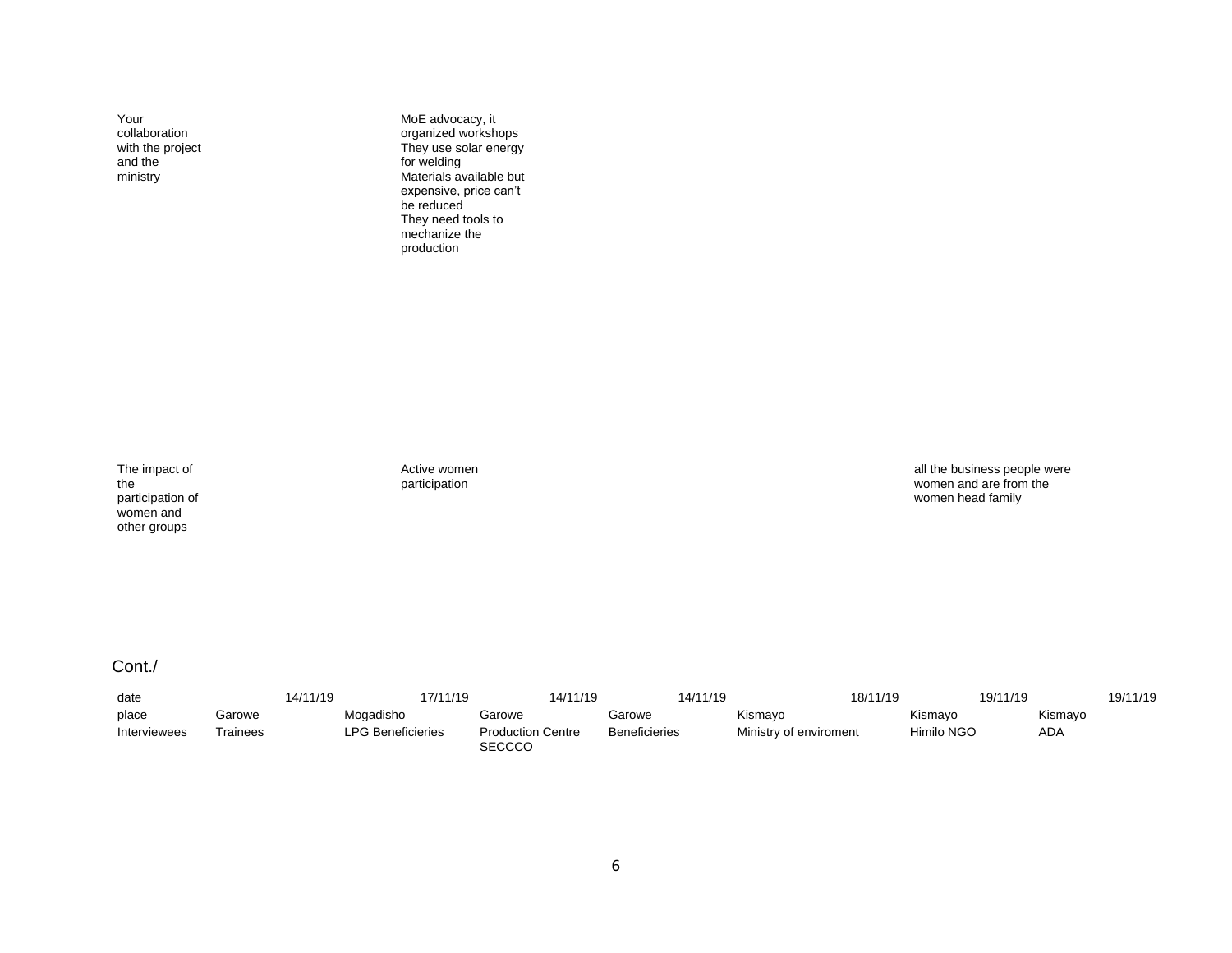| | | | | | | | |
|---|---|---|---|---|---|---|---|
| Your collaboration with the project and the ministry | | MoE advocacy, it organized workshops They use solar energy for welding Materials available but expensive, price can't be reduced They need tools to mechanize the production | | | | | |
| The impact of the participation of women and other groups | | Active women participation | | | | all the business people were women and are from the women head family | |

Cont./

| date | 14/11/19 | 17/11/19 | 14/11/19 | 14/11/19 | 18/11/19 | 19/11/19 | 19/11/19 |
|---|---|---|---|---|---|---|---|
| place | Garowe | Mogadisho | Garowe | Garowe | Kismayo | Kismayo | Kismayo |
| Interviewees | Trainees | LPG Beneficieries | Production Centre SECCCO | Beneficieries | Ministry of enviroment | Himilo NGO | ADA |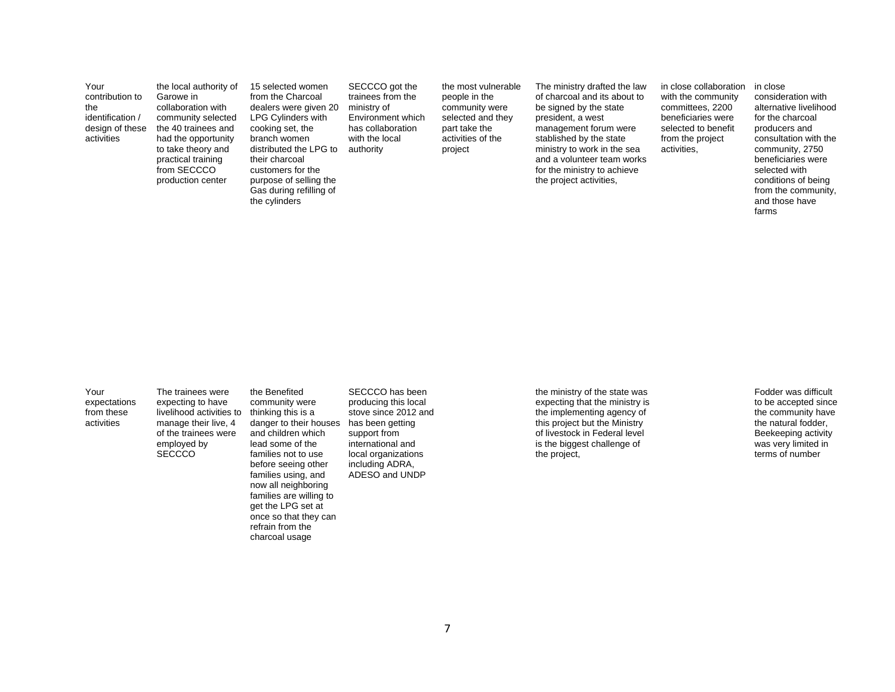| | | | | | | | |
|---|---|---|---|---|---|---|---|
| Your contribution to the identification / design of these activities | the local authority of Garowe in collaboration with community selected the 40 trainees and had the opportunity to take theory and practical training from SECCCO production center | 15 selected women from the Charcoal dealers were given 20 LPG Cylinders with cooking set, the branch women distributed the LPG to their charcoal customers for the purpose of selling the Gas during refilling of the cylinders | SECCCO got the trainees from the ministry of Environment which has collaboration with the local authority | the most vulnerable people in the community were selected and they part take the activities of the project | The ministry drafted the law of charcoal and its about to be signed by the state president, a west management forum were stablished by the state ministry to work in the sea and a volunteer team works for the ministry to achieve the project activities, | in close collaboration with the community committees, 2200 beneficiaries were selected to benefit from the project activities, | in close consideration with alternative livelihood for the charcoal producers and consultation with the community, 2750 beneficiaries were selected with conditions of being from the community, and those have farms |
| Your expectations from these activities | The trainees were expecting to have livelihood activities to manage their live, 4 of the trainees were employed by SECCCO | the Benefited community were thinking this is a danger to their houses and children which lead some of the families not to use before seeing other families using, and now all neighboring families are willing to get the LPG set at once so that they can refrain from the charcoal usage | SECCCO has been producing this local stove since 2012 and has been getting support from international and local organizations including ADRA, ADESO and UNDP | | the ministry of the state was expecting that the ministry is the implementing agency of this project but the Ministry of livestock in Federal level is the biggest challenge of the project, | | Fodder was difficult to be accepted since the community have the natural fodder, Beekeeping activity was very limited in terms of number |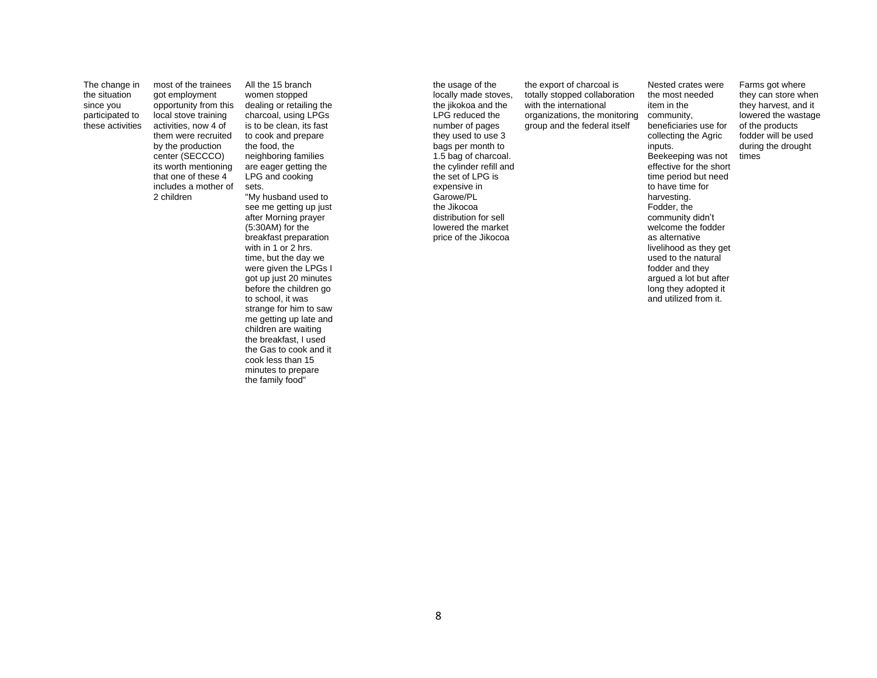| | | | | | | | | |
|---|---|---|---|---|---|---|---|---|
| The change in the situation since you participated to these activities | most of the trainees got employment opportunity from this local stove training activities, now 4 of them were recruited by the production center (SECCCO) its worth mentioning that one of these 4 includes a mother of 2 children | All the 15 branch women stopped dealing or retailing the charcoal, using LPGs is to be clean, its fast to cook and prepare the food, the neighboring families are eager getting the LPG and cooking sets. "My husband used to see me getting up just after Morning prayer (5:30AM) for the breakfast preparation with in 1 or 2 hrs. time, but the day we were given the LPGs I got up just 20 minutes before the children go to school, it was strange for him to saw me getting up late and children are waiting the breakfast, I used the Gas to cook and it cook less than 15 minutes to prepare the family food" | | the usage of the locally made stoves, the jikokoa and the LPG reduced the number of pages they used to use 3 bags per month to 1.5 bag of charcoal. the cylinder refill and the set of LPG is expensive in Garowe/PL the Jikocoa distribution for sell lowered the market price of the Jikocoa | the export of charcoal is totally stopped collaboration with the international organizations, the monitoring group and the federal itself | Nested crates were the most needed item in the community, beneficiaries use for collecting the Agric inputs. Beekeeping was not effective for the short time period but need to have time for harvesting. Fodder, the community didn't welcome the fodder as alternative livelihood as they get used to the natural fodder and they argued a lot but after long they adopted it and utilized from it. | Farms got where they can store when they harvest, and it lowered the wastage of the products fodder will be used during the drought times |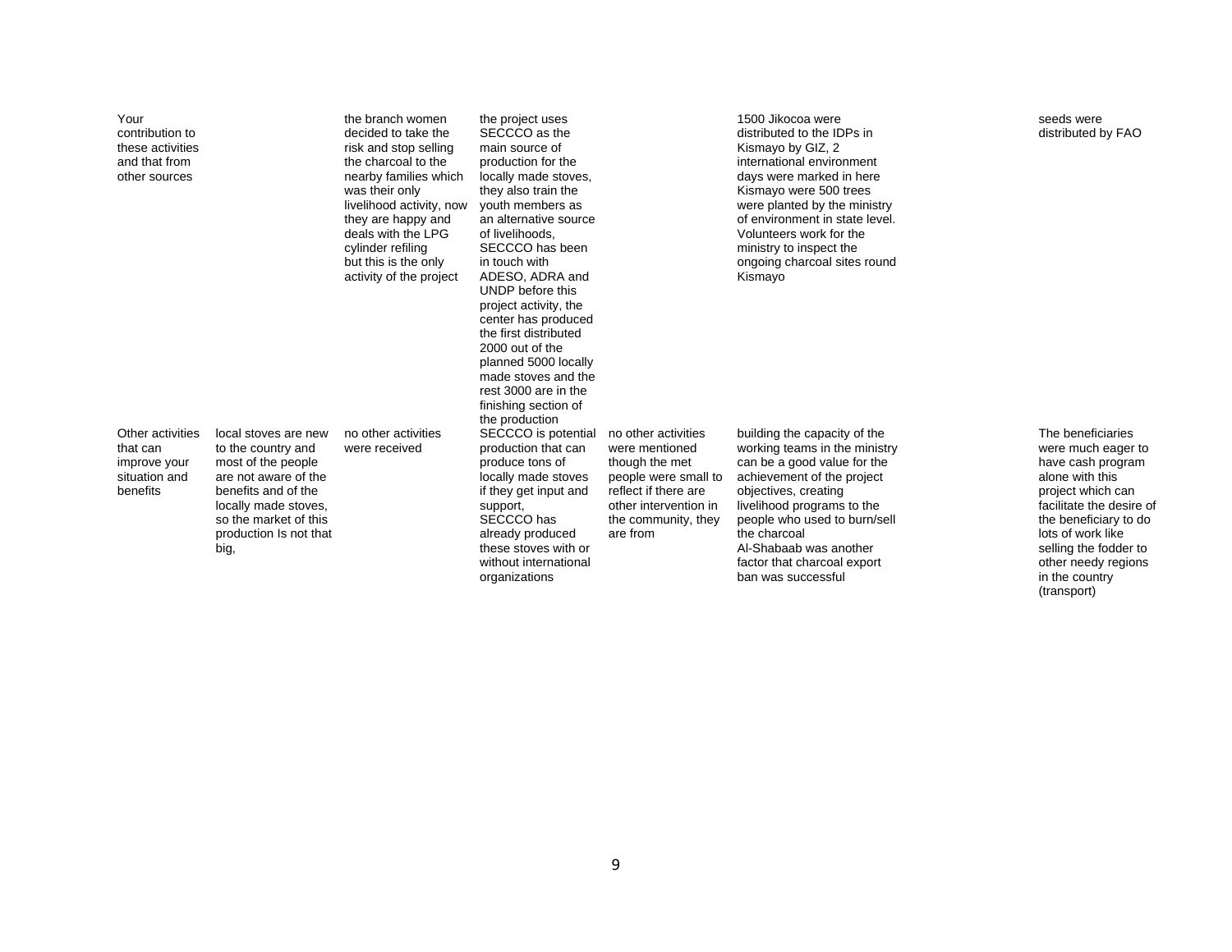| | | | | | | | |
|---|---|---|---|---|---|---|---|
| Your contribution to these activities and that from other sources | | the branch women decided to take the risk and stop selling the charcoal to the nearby families which was their only livelihood activity, now they are happy and deals with the LPG cylinder refiling but this is the only activity of the project | the project uses SECCCO as the main source of production for the locally made stoves, they also train the youth members as an alternative source of livelihoods, SECCCO has been in touch with ADESO, ADRA and UNDP before this project activity, the center has produced the first distributed 2000 out of the planned 5000 locally made stoves and the rest 3000 are in the finishing section of the production | | 1500 Jikocoa were distributed to the IDPs in Kismayo by GIZ, 2 international environment days were marked in here Kismayo were 500 trees were planted by the ministry of environment in state level. Volunteers work for the ministry to inspect the ongoing charcoal sites round Kismayo | | seeds were distributed by FAO |
| Other activities that can improve your situation and benefits | local stoves are new to the country and most of the people are not aware of the benefits and of the locally made stoves, so the market of this production Is not that big, | no other activities were received | SECCCO is potential production that can produce tons of locally made stoves if they get input and support, SECCCO has already produced these stoves with or without international organizations | no other activities were mentioned though the met people were small to reflect if there are other intervention in the community, they are from | building the capacity of the working teams in the ministry can be a good value for the achievement of the project objectives, creating livelihood programs to the people who used to burn/sell the charcoal<br>Al-Shabaab was another factor that charcoal export ban was successful | | The beneficiaries were much eager to have cash program alone with this project which can facilitate the desire of the beneficiary to do lots of work like selling the fodder to other needy regions in the country (transport) |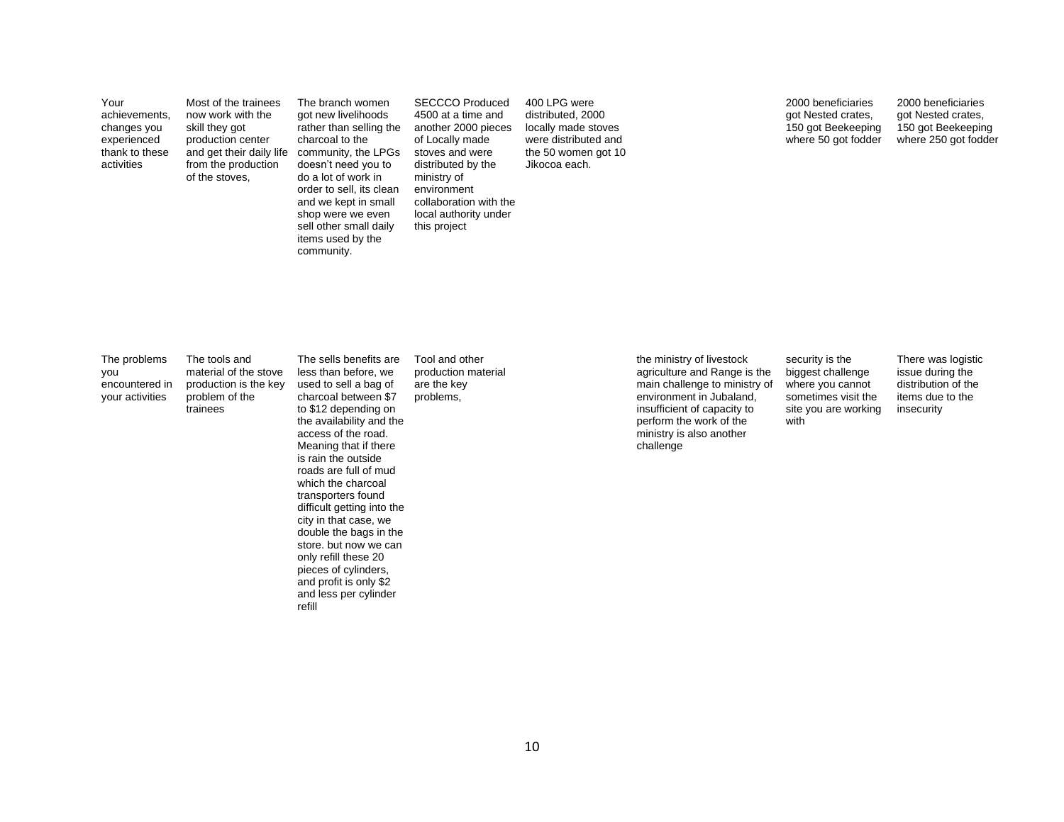| | | | | | | | |
|---|---|---|---|---|---|---|---|
| Your achievements, changes you experienced thank to these activities | Most of the trainees now work with the skill they got production center and get their daily life from the production of the stoves, | The branch women got new livelihoods rather than selling the charcoal to the community, the LPGs doesn't need you to do a lot of work in order to sell, its clean and we kept in small shop were we even sell other small daily items used by the community. | SECCCO Produced 4500 at a time and another 2000 pieces of Locally made stoves and were distributed by the ministry of environment collaboration with the local authority under this project | 400 LPG were distributed, 2000 locally made stoves were distributed and the 50 women got 10 Jikocoa each. | | 2000 beneficiaries got Nested crates, 150 got Beekeeping where 50 got fodder | 2000 beneficiaries got Nested crates, 150 got Beekeeping where 250 got fodder |
| The problems you encountered in your activities | The tools and material of the stove production is the key problem of the trainees | The sells benefits are less than before, we used to sell a bag of charcoal between $7 to $12 depending on the availability and the access of the road. Meaning that if there is rain the outside roads are full of mud which the charcoal transporters found difficult getting into the city in that case, we double the bags in the store. but now we can only refill these 20 pieces of cylinders, and profit is only $2 and less per cylinder refill | Tool and other production material are the key problems, | | the ministry of livestock agriculture and Range is the main challenge to ministry of environment in Jubaland, insufficient of capacity to perform the work of the ministry is also another challenge | security is the biggest challenge where you cannot sometimes visit the site you are working with | There was logistic issue during the distribution of the items due to the insecurity |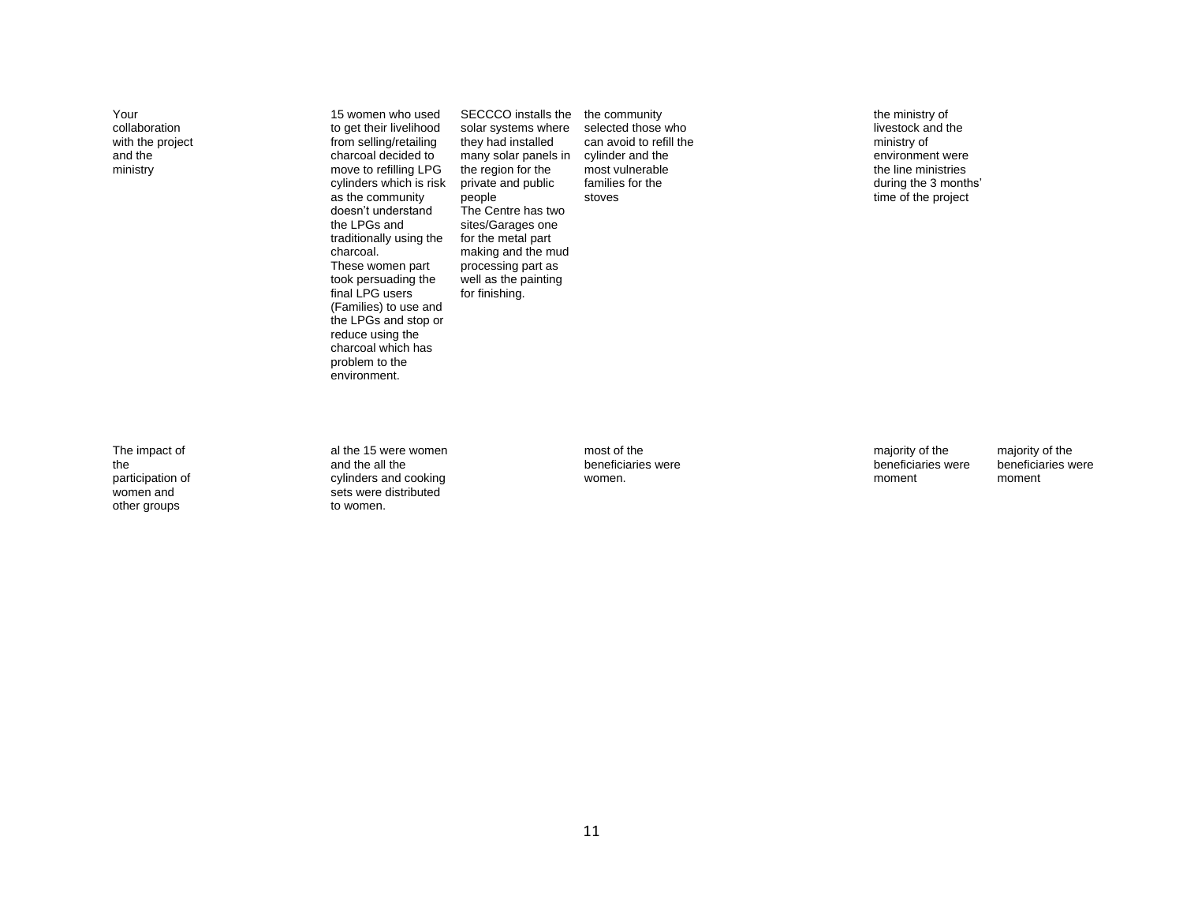| | | | | | | |
|---|---|---|---|---|---|---|
| Your collaboration with the project and the ministry | 15 women who used to get their livelihood from selling/retailing charcoal decided to move to refilling LPG cylinders which is risk as the community doesn't understand the LPGs and traditionally using the charcoal.<br>These women part took persuading the final LPG users (Families) to use and the LPGs and stop or reduce using the charcoal which has problem to the environment. | SECCCO installs the solar systems where they had installed many solar panels in the region for the private and public people<br>The Centre has two sites/Garages one for the metal part making and the mud processing part as well as the painting for finishing. | the community selected those who can avoid to refill the cylinder and the most vulnerable families for the stoves | | the ministry of livestock and the ministry of environment were the line ministries during the 3 months' time of the project | |
| The impact of the participation of women and other groups | al the 15 were women and the all the cylinders and cooking sets were distributed to women. | | most of the beneficiaries were women. | | majority of the beneficiaries were moment | majority of the beneficiaries were moment |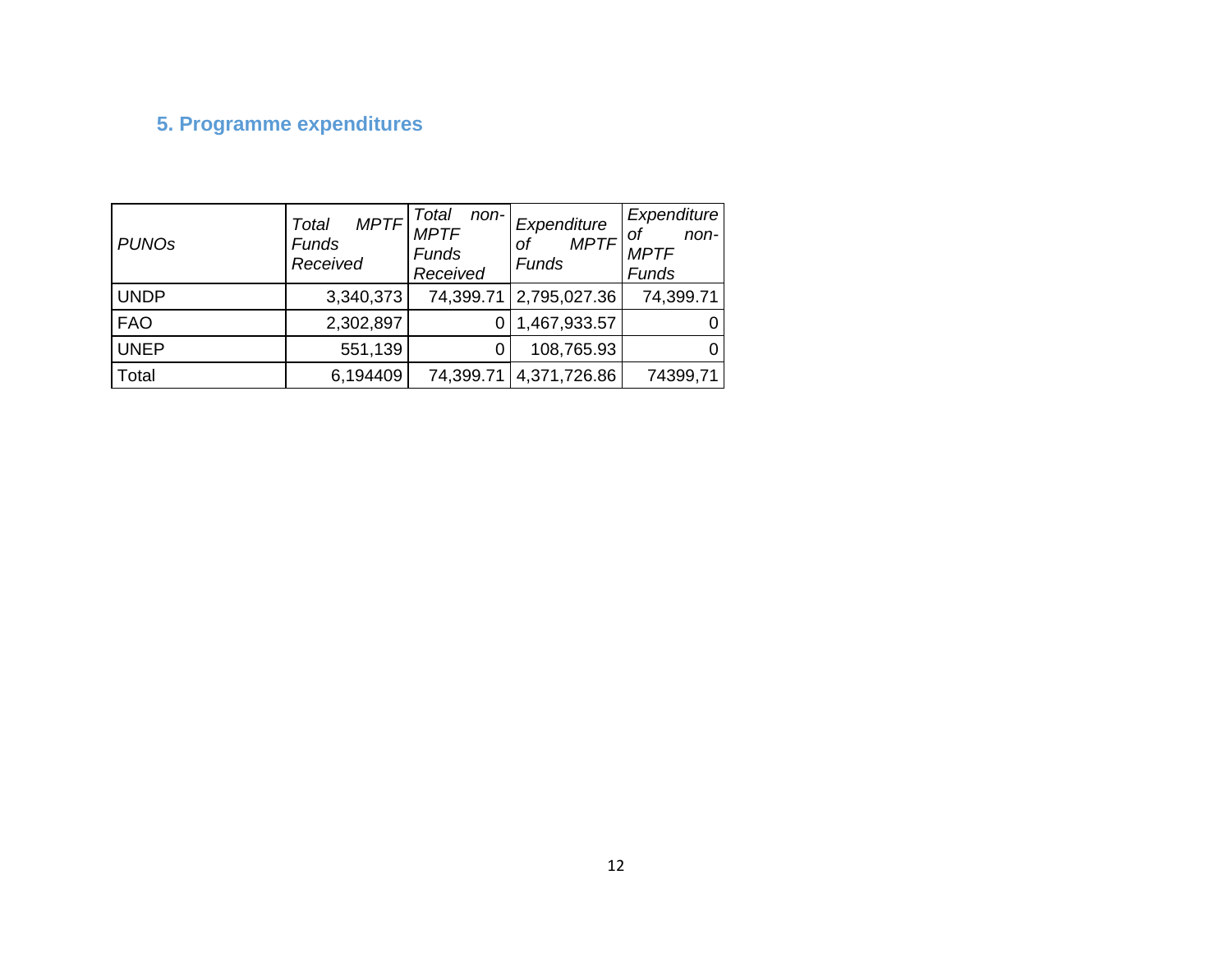## 5. Programme expenditures

| *PUNOs* | *Total MPTF Funds Received* | *Total non-MPTF Funds Received* | *Expenditure of MPTF Funds* | *Expenditure of non-MPTF Funds* |
|---|---|---|---|---|
| UNDP | 3,340,373 | 74,399.71 | 2,795,027.36 | 74,399.71 |
| FAO | 2,302,897 | 0 | 1,467,933.57 | 0 |
| UNEP | 551,139 | 0 | 108,765.93 | 0 |
| Total | 6,194409 | 74,399.71 | 4,371,726.86 | 74399,71 |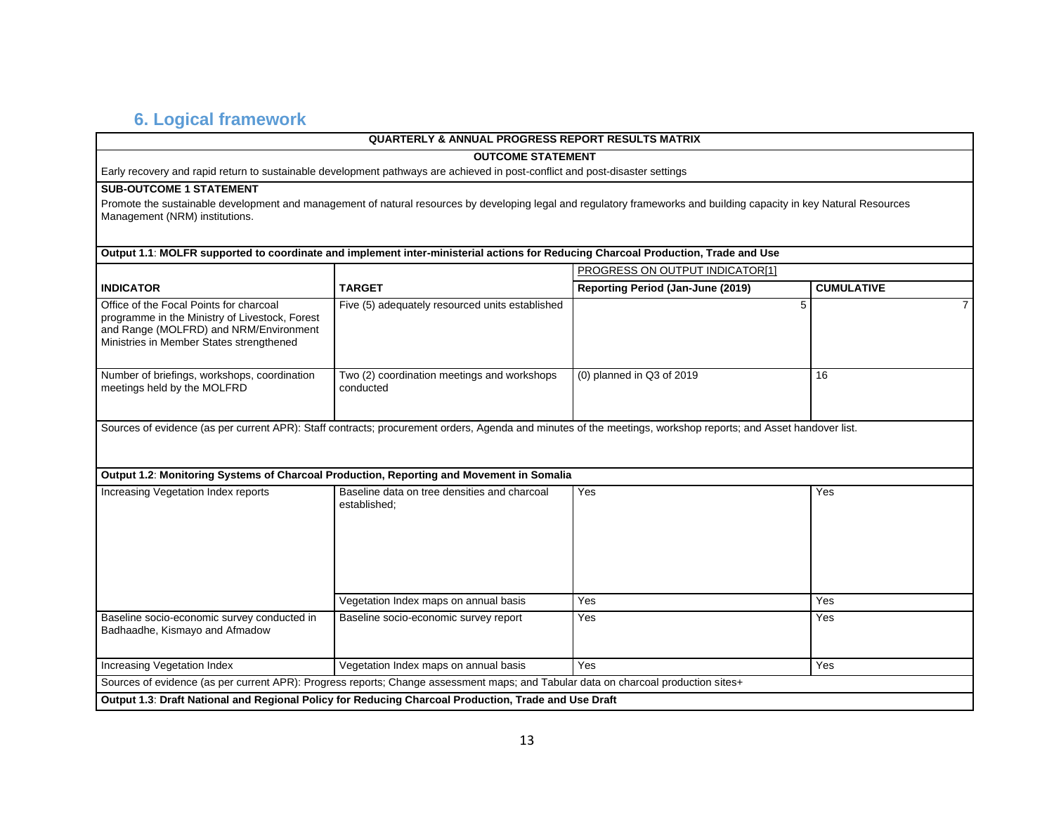## 6. Logical framework

| QUARTERLY & ANNUAL PROGRESS REPORT RESULTS MATRIX | | | |
|---|---|---|---|
| **OUTCOME STATEMENT** | | | |
| Early recovery and rapid return to sustainable development pathways are achieved in post-conflict and post-disaster settings | | | |
| **SUB-OUTCOME 1 STATEMENT** Promote the sustainable development and management of natural resources by developing legal and regulatory frameworks and building capacity in key Natural Resources Management (NRM) institutions. | | | |
| **Output 1.1**: **MOLFR supported to coordinate and implement inter-ministerial actions for Reducing Charcoal Production, Trade and Use** | | | |
| | | PROGRESS ON OUTPUT INDICATOR[1] | |
| **INDICATOR** | **TARGET** | **Reporting Period (Jan-June (2019)** | **CUMULATIVE** |
| Office of the Focal Points for charcoal programme in the Ministry of Livestock, Forest and Range (MOLFRD) and NRM/Environment Ministries in Member States strengthened | Five (5) adequately resourced units established | 5 | 7 |
| Number of briefings, workshops, coordination meetings held by the MOLFRD | Two (2) coordination meetings and workshops conducted | (0) planned in Q3 of 2019 | 16 |
| Sources of evidence (as per current APR): Staff contracts; procurement orders, Agenda and minutes of the meetings, workshop reports; and Asset handover list. | | | |
| **Output 1.2**: **Monitoring Systems of Charcoal Production, Reporting and Movement in Somalia** | | | |
| Increasing Vegetation Index reports | Baseline data on tree densities and charcoal established; | Yes | Yes |
| | Vegetation Index maps on annual basis | Yes | Yes |
| Baseline socio-economic survey conducted in Badhaadhe, Kismayo and Afmadow | Baseline socio-economic survey report | Yes | Yes |
| Increasing Vegetation Index | Vegetation Index maps on annual basis | Yes | Yes |
| Sources of evidence (as per current APR): Progress reports; Change assessment maps; and Tabular data on charcoal production sites+ | | | |
| **Output 1.3**: **Draft National and Regional Policy for Reducing Charcoal Production, Trade and Use Draft** | | | |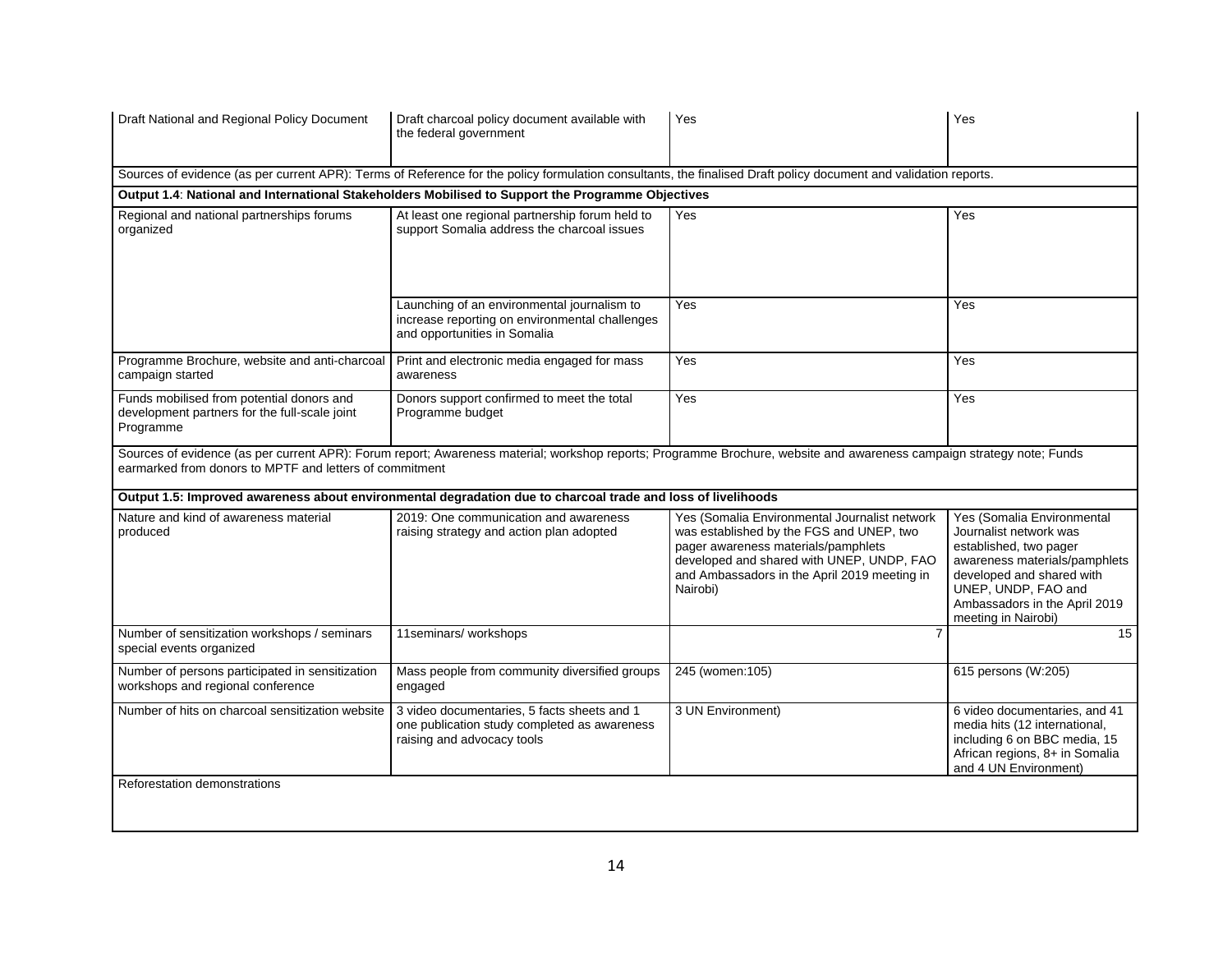| | | | |
|---|---|---|---|
| Draft National and Regional Policy Document | Draft charcoal policy document available with the federal government | Yes | Yes |
| Sources of evidence (as per current APR): Terms of Reference for the policy formulation consultants, the finalised Draft policy document and validation reports. | | | |
| **Output 1.4**: **National and International Stakeholders Mobilised to Support the Programme Objectives** | | | |
| Regional and national partnerships forums organized | At least one regional partnership forum held to support Somalia address the charcoal issues | Yes | Yes |
| | Launching of an environmental journalism to increase reporting on environmental challenges and opportunities in Somalia | Yes | Yes |
| Programme Brochure, website and anti-charcoal campaign started | Print and electronic media engaged for mass awareness | Yes | Yes |
| Funds mobilised from potential donors and development partners for the full-scale joint Programme | Donors support confirmed to meet the total Programme budget | Yes | Yes |
| Sources of evidence (as per current APR): Forum report; Awareness material; workshop reports; Programme Brochure, website and awareness campaign strategy note; Funds earmarked from donors to MPTF and letters of commitment | | | |
| **Output 1.5: Improved awareness about environmental degradation due to charcoal trade and loss of livelihoods** | | | |
| Nature and kind of awareness material produced | 2019: One communication and awareness raising strategy and action plan adopted | Yes (Somalia Environmental Journalist network was established by the FGS and UNEP, two pager awareness materials/pamphlets developed and shared with UNEP, UNDP, FAO and Ambassadors in the April 2019 meeting in Nairobi) | Yes (Somalia Environmental Journalist network was established, two pager awareness materials/pamphlets developed and shared with UNEP, UNDP, FAO and Ambassadors in the April 2019 meeting in Nairobi) |
| Number of sensitization workshops / seminars special events organized | 11seminars/ workshops | 7 | 15 |
| Number of persons participated in sensitization workshops and regional conference | Mass people from community diversified groups engaged | 245 (women:105) | 615 persons (W:205) |
| Number of hits on charcoal sensitization website | 3 video documentaries, 5 facts sheets and 1 one publication study completed as awareness raising and advocacy tools | 3 UN Environment) | 6 video documentaries, and 41 media hits (12 international, including 6 on BBC media, 15 African regions, 8+ in Somalia and 4 UN Environment) |
| Reforestation demonstrations | | | |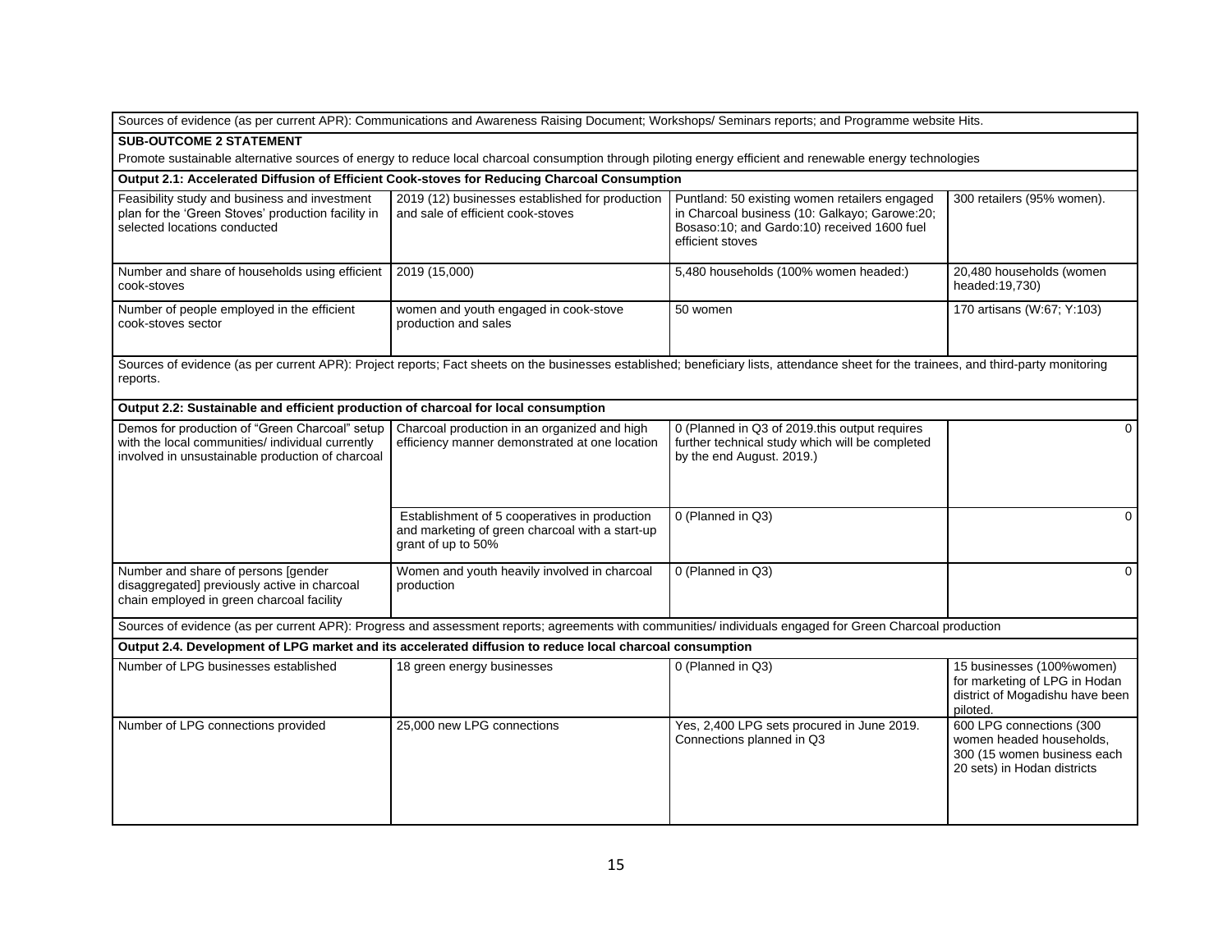| | | | |
|---|---|---|---|
| Sources of evidence (as per current APR): Communications and Awareness Raising Document; Workshops/ Seminars reports; and Programme website Hits. | | | |
| **SUB-OUTCOME 2 STATEMENT**<br>Promote sustainable alternative sources of energy to reduce local charcoal consumption through piloting energy efficient and renewable energy technologies | | | |
| **Output 2.1: Accelerated Diffusion of Efficient Cook-stoves for Reducing Charcoal Consumption** | | | |
| Feasibility study and business and investment plan for the 'Green Stoves' production facility in selected locations conducted | 2019 (12) businesses established for production and sale of efficient cook-stoves | Puntland: 50 existing women retailers engaged in Charcoal business (10: Galkayo; Garowe:20; Bosaso:10; and Gardo:10) received 1600 fuel efficient stoves | 300 retailers (95% women). |
| Number and share of households using efficient cook-stoves | 2019 (15,000) | 5,480 households (100% women headed:) | 20,480 households (women headed:19,730) |
| Number of people employed in the efficient cook-stoves sector | women and youth engaged in cook-stove production and sales | 50 women | 170 artisans (W:67; Y:103) |
| Sources of evidence (as per current APR): Project reports; Fact sheets on the businesses established; beneficiary lists, attendance sheet for the trainees, and third-party monitoring reports. | | | |
| **Output 2.2: Sustainable and efficient production of charcoal for local consumption** | | | |
| Demos for production of "Green Charcoal" setup with the local communities/ individual currently involved in unsustainable production of charcoal | Charcoal production in an organized and high efficiency manner demonstrated at one location | 0 (Planned in Q3 of 2019.this output requires further technical study which will be completed by the end August. 2019.) | 0 |
| | Establishment of 5 cooperatives in production and marketing of green charcoal with a start-up grant of up to 50% | 0 (Planned in Q3) | 0 |
| Number and share of persons [gender disaggregated] previously active in charcoal chain employed in green charcoal facility | Women and youth heavily involved in charcoal production | 0 (Planned in Q3) | 0 |
| Sources of evidence (as per current APR): Progress and assessment reports; agreements with communities/ individuals engaged for Green Charcoal production | | | |
| **Output 2.4. Development of LPG market and its accelerated diffusion to reduce local charcoal consumption** | | | |
| Number of LPG businesses established | 18 green energy businesses | 0 (Planned in Q3) | 15 businesses (100%women) for marketing of LPG in Hodan district of Mogadishu have been piloted. |
| Number of LPG connections provided | 25,000 new LPG connections | Yes, 2,400 LPG sets procured in June 2019. Connections planned in Q3 | 600 LPG connections (300 women headed households, 300 (15 women business each 20 sets) in Hodan districts |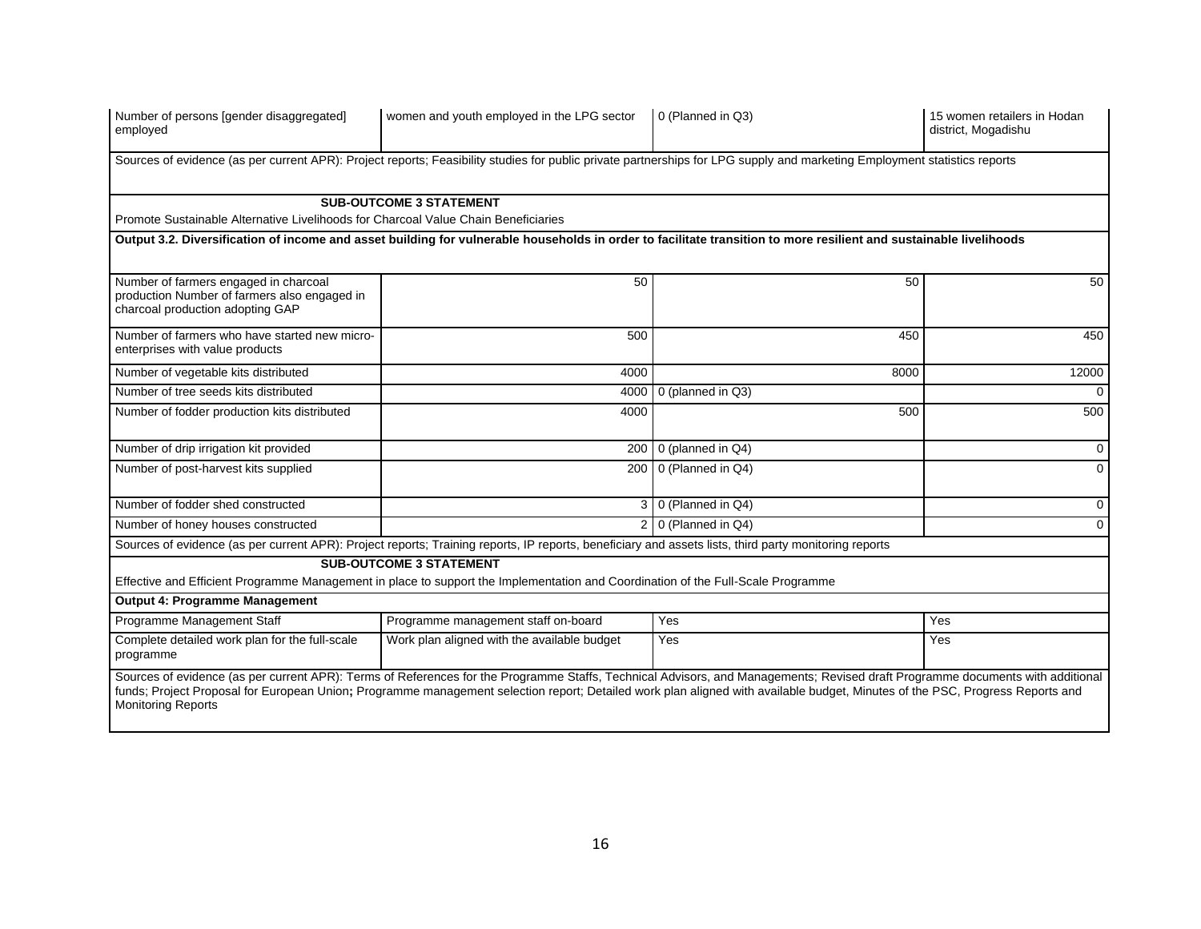| | | | |
|---|---|---|---|
| Number of persons [gender disaggregated] employed | women and youth employed in the LPG sector | 0 (Planned in Q3) | 15 women retailers in Hodan district, Mogadishu |
| Sources of evidence (as per current APR): Project reports; Feasibility studies for public private partnerships for LPG supply and marketing Employment statistics reports | | | |
| **SUB-OUTCOME 3 STATEMENT**<br>Promote Sustainable Alternative Livelihoods for Charcoal Value Chain Beneficiaries | | | |
| **Output 3.2. Diversification of income and asset building for vulnerable households in order to facilitate transition to more resilient and sustainable livelihoods** | | | |
| Number of farmers engaged in charcoal production Number of farmers also engaged in charcoal production adopting GAP | 50 | 50 | 50 |
| Number of farmers who have started new micro-enterprises with value products | 500 | 450 | 450 |
| Number of vegetable kits distributed | 4000 | 8000 | 12000 |
| Number of tree seeds kits distributed | 4000 | 0 (planned in Q3) | 0 |
| Number of fodder production kits distributed | 4000 | 500 | 500 |
| Number of drip irrigation kit provided | 200 | 0 (planned in Q4) | 0 |
| Number of post-harvest kits supplied | 200 | 0 (Planned in Q4) | 0 |
| Number of fodder shed constructed | 3 | 0 (Planned in Q4) | 0 |
| Number of honey houses constructed | 2 | 0 (Planned in Q4) | 0 |
| Sources of evidence (as per current APR): Project reports; Training reports, IP reports, beneficiary and assets lists, third party monitoring reports | | | |
| **SUB-OUTCOME 3 STATEMENT**<br>Effective and Efficient Programme Management in place to support the Implementation and Coordination of the Full-Scale Programme | | | |
| **Output 4: Programme Management** | | | |
| Programme Management Staff | Programme management staff on-board | Yes | Yes |
| Complete detailed work plan for the full-scale programme | Work plan aligned with the available budget | Yes | Yes |
| Sources of evidence (as per current APR): Terms of References for the Programme Staffs, Technical Advisors, and Managements; Revised draft Programme documents with additional funds; Project Proposal for European Union**;** Programme management selection report; Detailed work plan aligned with available budget, Minutes of the PSC, Progress Reports and Monitoring Reports | | | |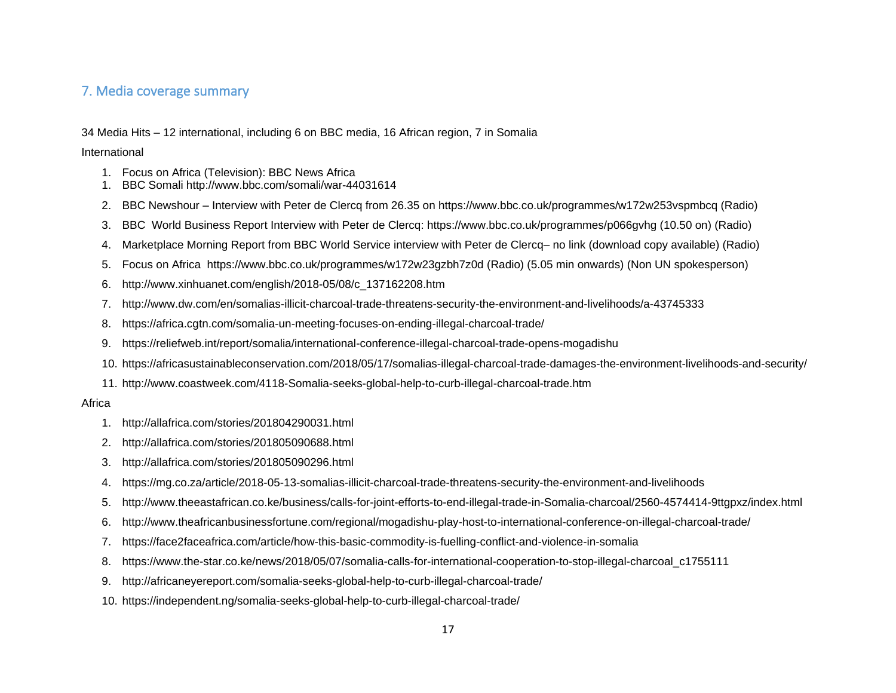## 7. Media coverage summary

34 Media Hits – 12 international, including 6 on BBC media, 16 African region, 7 in Somalia

International

1. Focus on Africa (Television): BBC News Africa
1. BBC Somali http://www.bbc.com/somali/war-44031614
2. BBC Newshour – Interview with Peter de Clercq from 26.35 on https://www.bbc.co.uk/programmes/w172w253vspmbcq (Radio)
3. BBC World Business Report Interview with Peter de Clercq: https://www.bbc.co.uk/programmes/p066gvhg (10.50 on) (Radio)
4. Marketplace Morning Report from BBC World Service interview with Peter de Clercq– no link (download copy available) (Radio)
5. Focus on Africa https://www.bbc.co.uk/programmes/w172w23gzbh7z0d (Radio) (5.05 min onwards) (Non UN spokesperson)
6. http://www.xinhuanet.com/english/2018-05/08/c_137162208.htm
7. http://www.dw.com/en/somalias-illicit-charcoal-trade-threatens-security-the-environment-and-livelihoods/a-43745333
8. https://africa.cgtn.com/somalia-un-meeting-focuses-on-ending-illegal-charcoal-trade/
9. https://reliefweb.int/report/somalia/international-conference-illegal-charcoal-trade-opens-mogadishu
10. https://africasustainableconservation.com/2018/05/17/somalias-illegal-charcoal-trade-damages-the-environment-livelihoods-and-security/
11. http://www.coastweek.com/4118-Somalia-seeks-global-help-to-curb-illegal-charcoal-trade.htm

Africa

1. http://allafrica.com/stories/201804290031.html
2. http://allafrica.com/stories/201805090688.html
3. http://allafrica.com/stories/201805090296.html
4. https://mg.co.za/article/2018-05-13-somalias-illicit-charcoal-trade-threatens-security-the-environment-and-livelihoods
5. http://www.theeastafrican.co.ke/business/calls-for-joint-efforts-to-end-illegal-trade-in-Somalia-charcoal/2560-4574414-9ttgpxz/index.html
6. http://www.theafricanbusinessfortune.com/regional/mogadishu-play-host-to-international-conference-on-illegal-charcoal-trade/
7. https://face2faceafrica.com/article/how-this-basic-commodity-is-fuelling-conflict-and-violence-in-somalia
8. https://www.the-star.co.ke/news/2018/05/07/somalia-calls-for-international-cooperation-to-stop-illegal-charcoal_c1755111
9. http://africaneyereport.com/somalia-seeks-global-help-to-curb-illegal-charcoal-trade/
10. https://independent.ng/somalia-seeks-global-help-to-curb-illegal-charcoal-trade/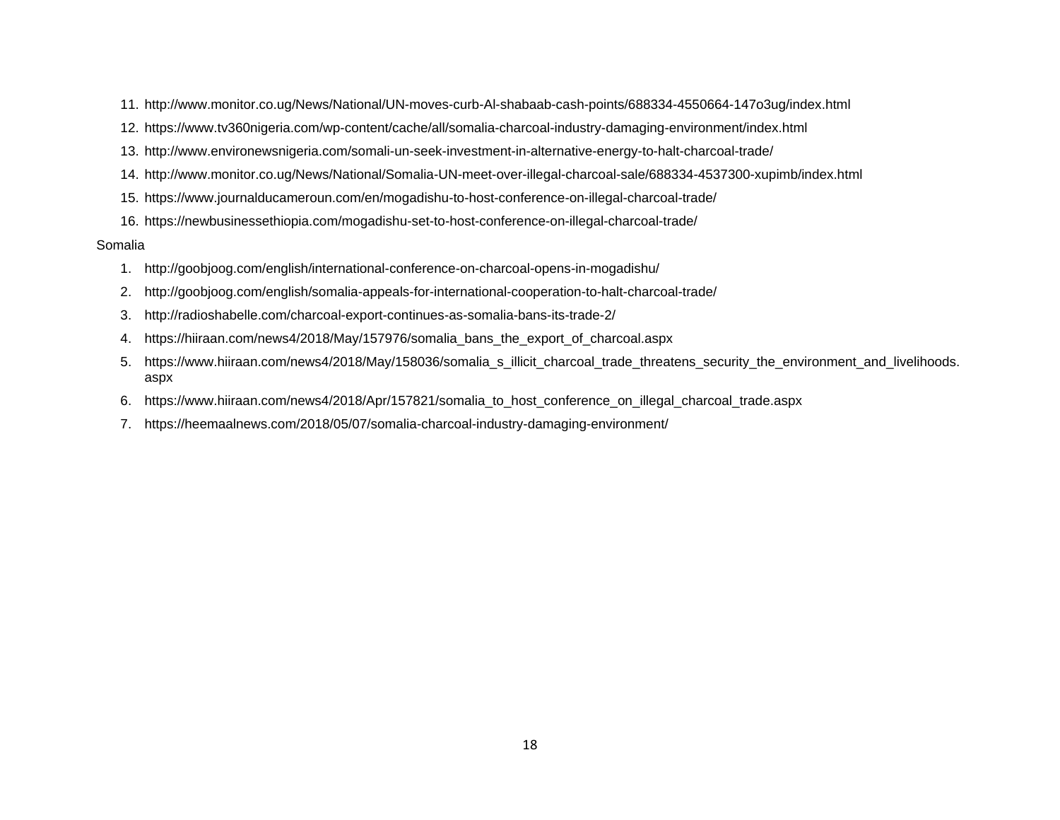11. http://www.monitor.co.ug/News/National/UN-moves-curb-Al-shabaab-cash-points/688334-4550664-147o3ug/index.html
12. https://www.tv360nigeria.com/wp-content/cache/all/somalia-charcoal-industry-damaging-environment/index.html
13. http://www.environewsnigeria.com/somali-un-seek-investment-in-alternative-energy-to-halt-charcoal-trade/
14. http://www.monitor.co.ug/News/National/Somalia-UN-meet-over-illegal-charcoal-sale/688334-4537300-xupimb/index.html
15. https://www.journalducameroun.com/en/mogadishu-to-host-conference-on-illegal-charcoal-trade/
16. https://newbusinessethiopia.com/mogadishu-set-to-host-conference-on-illegal-charcoal-trade/

Somalia

1. http://goobjoog.com/english/international-conference-on-charcoal-opens-in-mogadishu/
2. http://goobjoog.com/english/somalia-appeals-for-international-cooperation-to-halt-charcoal-trade/
3. http://radioshabelle.com/charcoal-export-continues-as-somalia-bans-its-trade-2/
4. https://hiiraan.com/news4/2018/May/157976/somalia_bans_the_export_of_charcoal.aspx
5. https://www.hiiraan.com/news4/2018/May/158036/somalia_s_illicit_charcoal_trade_threatens_security_the_environment_and_livelihoods.aspx
6. https://www.hiiraan.com/news4/2018/Apr/157821/somalia_to_host_conference_on_illegal_charcoal_trade.aspx
7. https://heemaalnews.com/2018/05/07/somalia-charcoal-industry-damaging-environment/